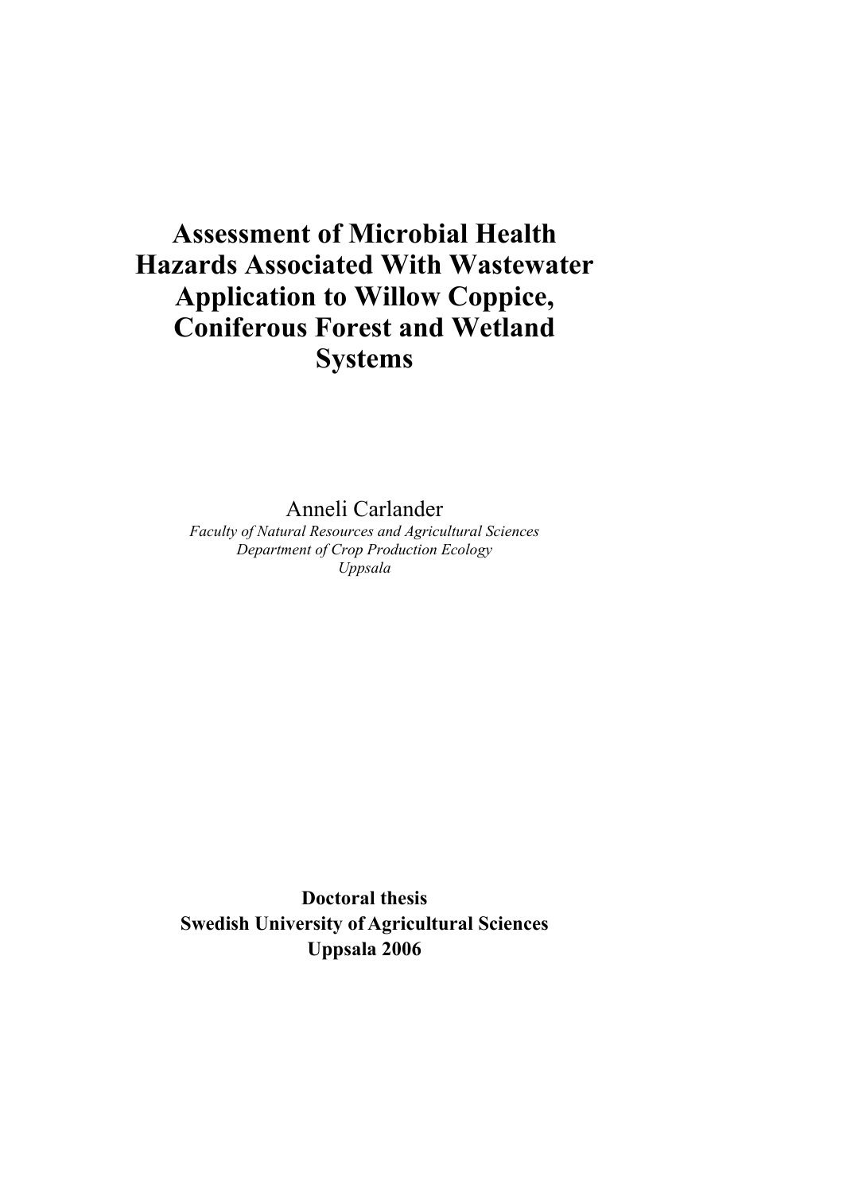# Assessment of Microbial Health Hazards Associated With Wastewater Application to Willow Coppice, Coniferous Forest and Wetland Systems

Anneli Carlander

*Faculty of Natural Resources and Agricultural Sciences*
*Department of Crop Production Ecology*
*Uppsala*

**Doctoral thesis**
**Swedish University of Agricultural Sciences**
**Uppsala 2006**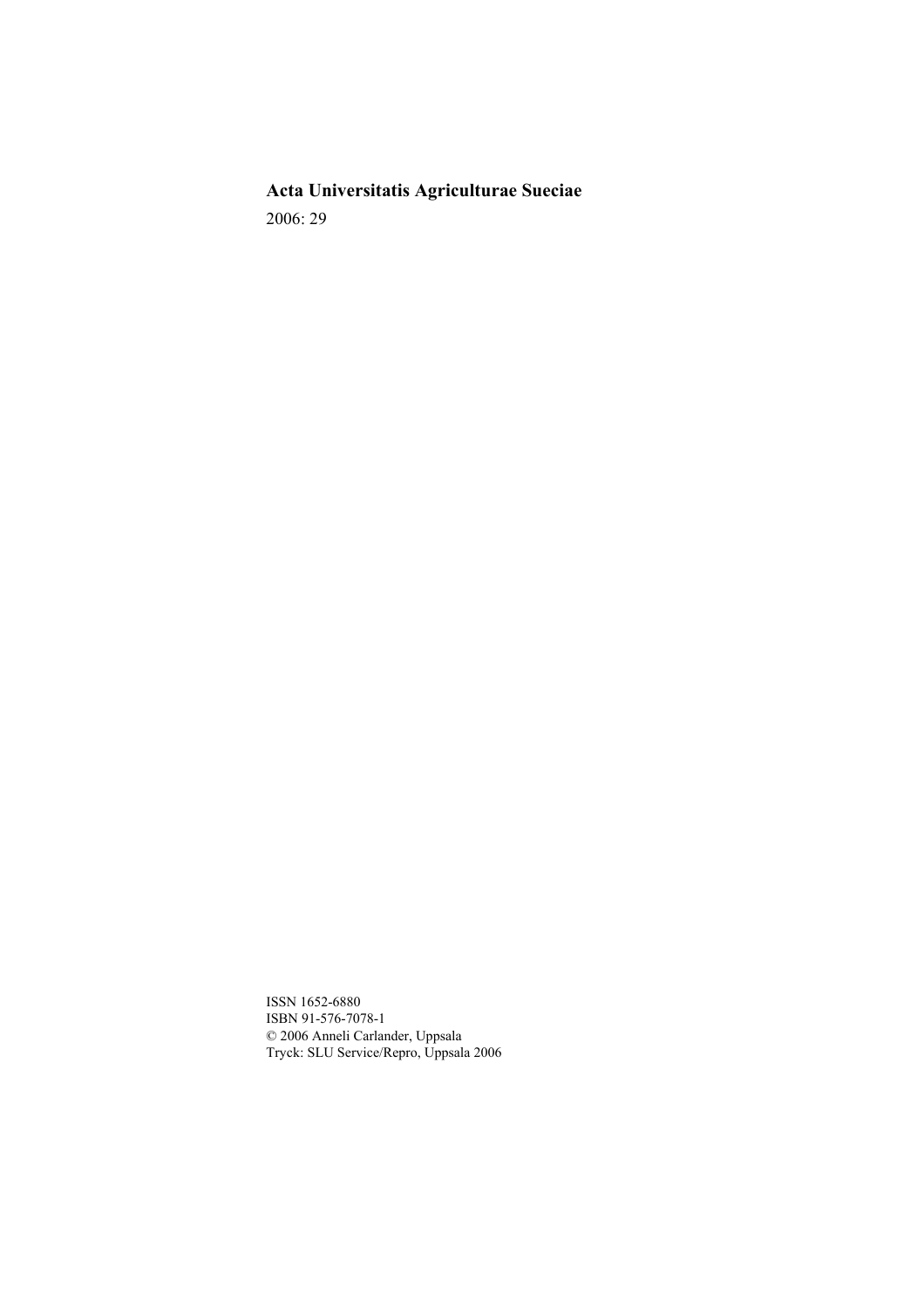**Acta Universitatis Agriculturae Sueciae**

2006: 29

ISSN 1652-6880
ISBN 91-576-7078-1
© 2006 Anneli Carlander, Uppsala
Tryck: SLU Service/Repro, Uppsala 2006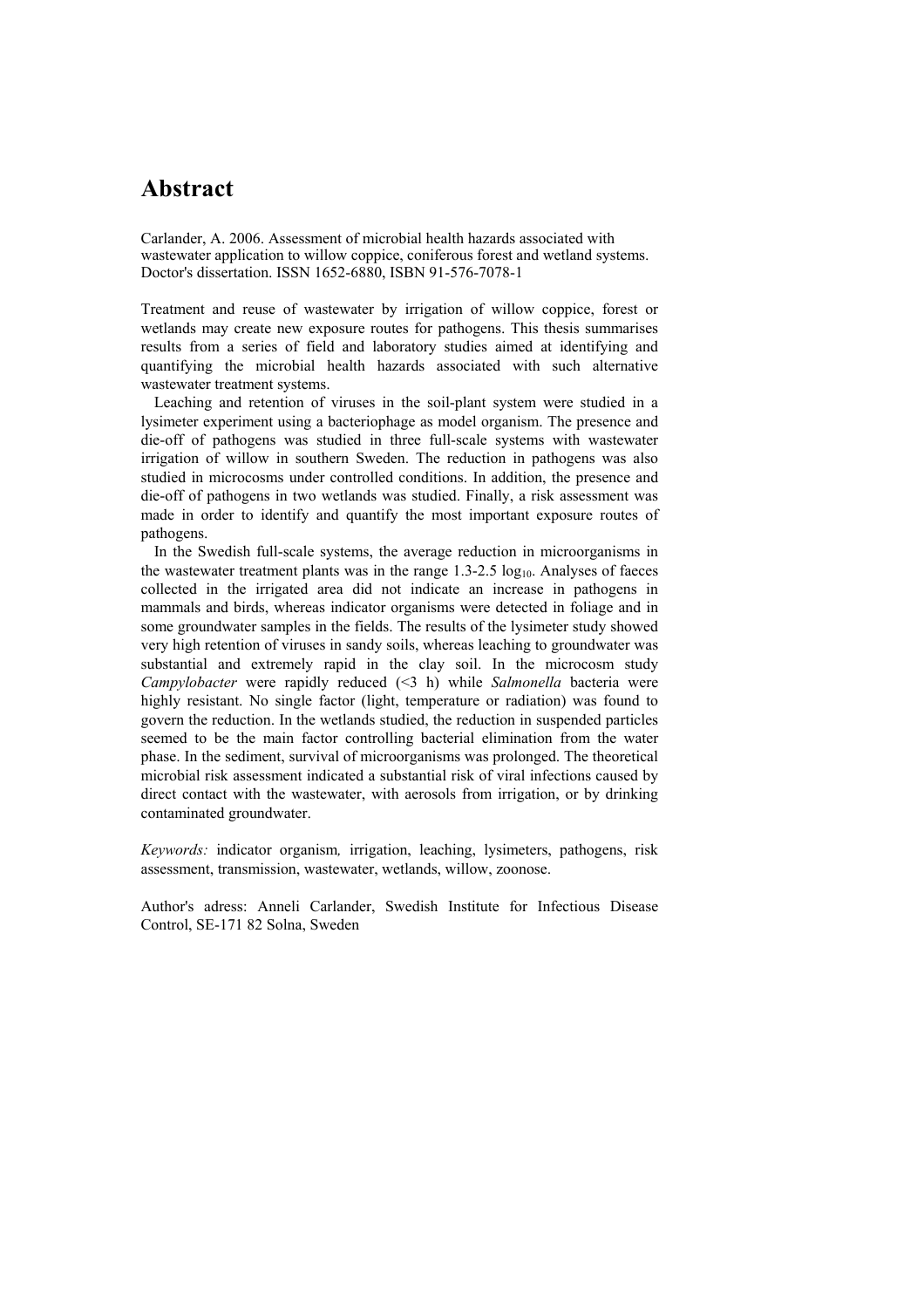# Abstract

Carlander, A. 2006. Assessment of microbial health hazards associated with wastewater application to willow coppice, coniferous forest and wetland systems. Doctor's dissertation. ISSN 1652-6880, ISBN 91-576-7078-1

Treatment and reuse of wastewater by irrigation of willow coppice, forest or wetlands may create new exposure routes for pathogens. This thesis summarises results from a series of field and laboratory studies aimed at identifying and quantifying the microbial health hazards associated with such alternative wastewater treatment systems.

Leaching and retention of viruses in the soil-plant system were studied in a lysimeter experiment using a bacteriophage as model organism. The presence and die-off of pathogens was studied in three full-scale systems with wastewater irrigation of willow in southern Sweden. The reduction in pathogens was also studied in microcosms under controlled conditions. In addition, the presence and die-off of pathogens in two wetlands was studied. Finally, a risk assessment was made in order to identify and quantify the most important exposure routes of pathogens.

In the Swedish full-scale systems, the average reduction in microorganisms in the wastewater treatment plants was in the range 1.3-2.5 $\log_{10}$. Analyses of faeces collected in the irrigated area did not indicate an increase in pathogens in mammals and birds, whereas indicator organisms were detected in foliage and in some groundwater samples in the fields. The results of the lysimeter study showed very high retention of viruses in sandy soils, whereas leaching to groundwater was substantial and extremely rapid in the clay soil. In the microcosm study *Campylobacter* were rapidly reduced (<3 h) while *Salmonella* bacteria were highly resistant. No single factor (light, temperature or radiation) was found to govern the reduction. In the wetlands studied, the reduction in suspended particles seemed to be the main factor controlling bacterial elimination from the water phase. In the sediment, survival of microorganisms was prolonged. The theoretical microbial risk assessment indicated a substantial risk of viral infections caused by direct contact with the wastewater, with aerosols from irrigation, or by drinking contaminated groundwater.

*Keywords:* indicator organism*,* irrigation, leaching, lysimeters, pathogens, risk assessment, transmission, wastewater, wetlands, willow, zoonose.

Author's adress: Anneli Carlander, Swedish Institute for Infectious Disease Control, SE-171 82 Solna, Sweden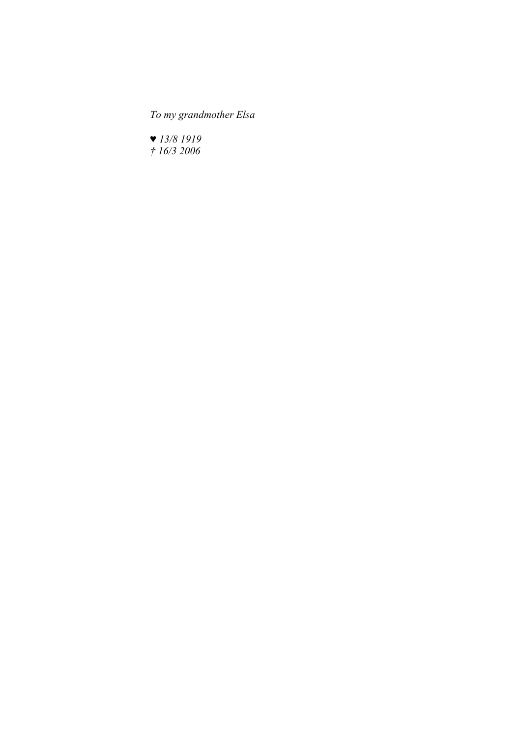*To my grandmother Elsa*

♥ *13/8 1919*
† *16/3 2006*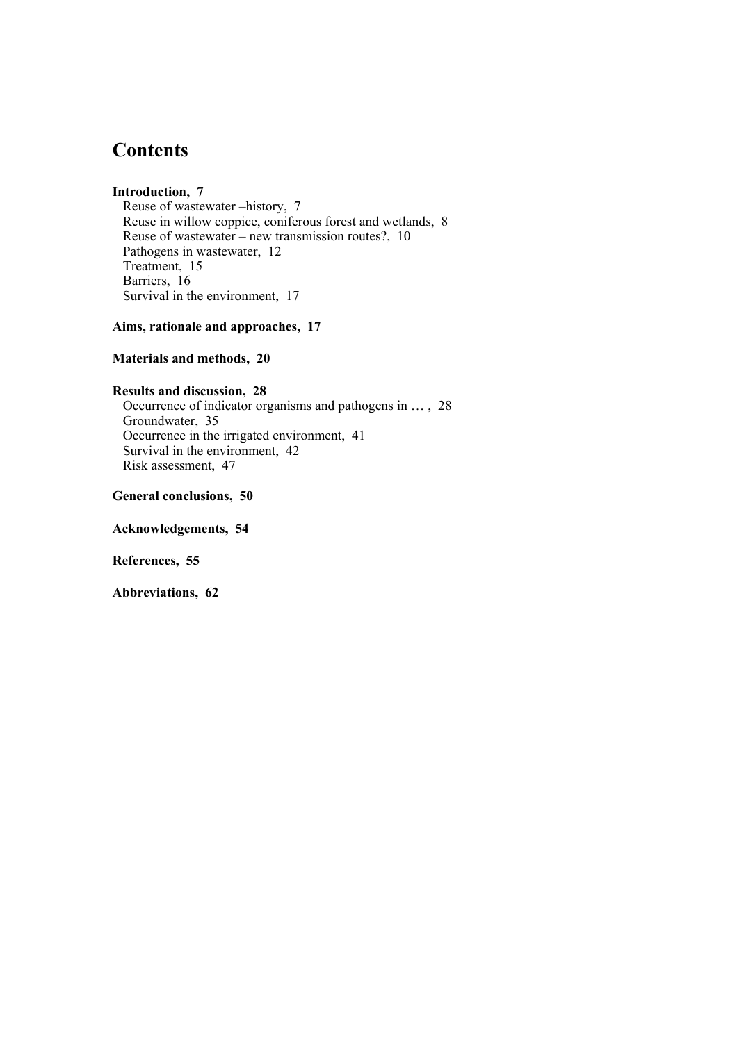# Contents

**Introduction, 7**

Reuse of wastewater –history, 7
Reuse in willow coppice, coniferous forest and wetlands, 8
Reuse of wastewater – new transmission routes?, 10
Pathogens in wastewater, 12
Treatment, 15
Barriers, 16
Survival in the environment, 17

**Aims, rationale and approaches, 17**

**Materials and methods, 20**

**Results and discussion, 28**

Occurrence of indicator organisms and pathogens in … , 28
Groundwater, 35
Occurrence in the irrigated environment, 41
Survival in the environment, 42
Risk assessment, 47

**General conclusions, 50**

**Acknowledgements, 54**

**References, 55**

**Abbreviations, 62**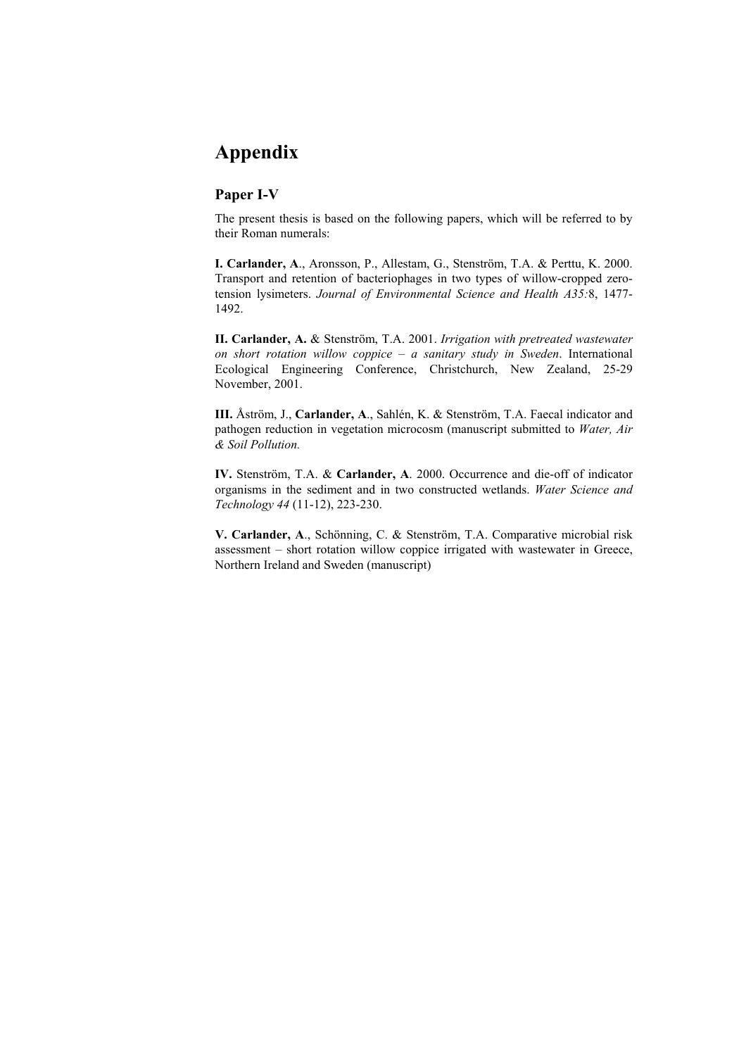# Appendix

## Paper I-V

The present thesis is based on the following papers, which will be referred to by their Roman numerals:

**I. Carlander, A**., Aronsson, P., Allestam, G., Stenström, T.A. & Perttu, K. 2000. Transport and retention of bacteriophages in two types of willow-cropped zero-tension lysimeters. *Journal of Environmental Science and Health A35:*8, 1477-1492.

**II. Carlander, A.** & Stenström, T.A. 2001. *Irrigation with pretreated wastewater on short rotation willow coppice – a sanitary study in Sweden*. International Ecological Engineering Conference, Christchurch, New Zealand, 25-29 November, 2001.

**III.** Åström, J., **Carlander, A**., Sahlén, K. & Stenström, T.A. Faecal indicator and pathogen reduction in vegetation microcosm (manuscript submitted to *Water, Air & Soil Pollution.*

**IV.** Stenström, T.A. & **Carlander, A**. 2000. Occurrence and die-off of indicator organisms in the sediment and in two constructed wetlands. *Water Science and Technology 44* (11-12), 223-230.

**V. Carlander, A**., Schönning, C. & Stenström, T.A. Comparative microbial risk assessment – short rotation willow coppice irrigated with wastewater in Greece, Northern Ireland and Sweden (manuscript)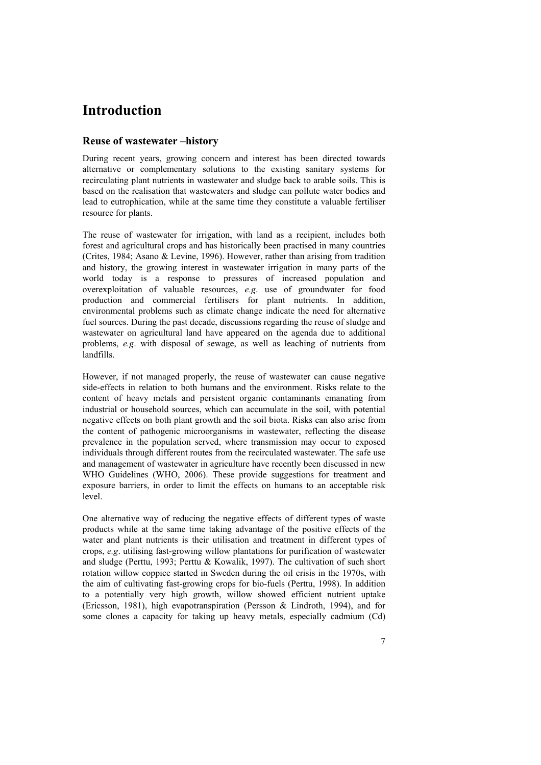# Introduction

## Reuse of wastewater –history

During recent years, growing concern and interest has been directed towards alternative or complementary solutions to the existing sanitary systems for recirculating plant nutrients in wastewater and sludge back to arable soils. This is based on the realisation that wastewaters and sludge can pollute water bodies and lead to eutrophication, while at the same time they constitute a valuable fertiliser resource for plants.

The reuse of wastewater for irrigation, with land as a recipient, includes both forest and agricultural crops and has historically been practised in many countries (Crites, 1984; Asano & Levine, 1996). However, rather than arising from tradition and history, the growing interest in wastewater irrigation in many parts of the world today is a response to pressures of increased population and overexploitation of valuable resources, *e.g*. use of groundwater for food production and commercial fertilisers for plant nutrients. In addition, environmental problems such as climate change indicate the need for alternative fuel sources. During the past decade, discussions regarding the reuse of sludge and wastewater on agricultural land have appeared on the agenda due to additional problems, *e.g*. with disposal of sewage, as well as leaching of nutrients from landfills.

However, if not managed properly, the reuse of wastewater can cause negative side-effects in relation to both humans and the environment. Risks relate to the content of heavy metals and persistent organic contaminants emanating from industrial or household sources, which can accumulate in the soil, with potential negative effects on both plant growth and the soil biota. Risks can also arise from the content of pathogenic microorganisms in wastewater, reflecting the disease prevalence in the population served, where transmission may occur to exposed individuals through different routes from the recirculated wastewater. The safe use and management of wastewater in agriculture have recently been discussed in new WHO Guidelines (WHO, 2006). These provide suggestions for treatment and exposure barriers, in order to limit the effects on humans to an acceptable risk level.

One alternative way of reducing the negative effects of different types of waste products while at the same time taking advantage of the positive effects of the water and plant nutrients is their utilisation and treatment in different types of crops, *e.g*. utilising fast-growing willow plantations for purification of wastewater and sludge (Perttu, 1993; Perttu & Kowalik, 1997). The cultivation of such short rotation willow coppice started in Sweden during the oil crisis in the 1970s, with the aim of cultivating fast-growing crops for bio-fuels (Perttu, 1998). In addition to a potentially very high growth, willow showed efficient nutrient uptake (Ericsson, 1981), high evapotranspiration (Persson & Lindroth, 1994), and for some clones a capacity for taking up heavy metals, especially cadmium (Cd)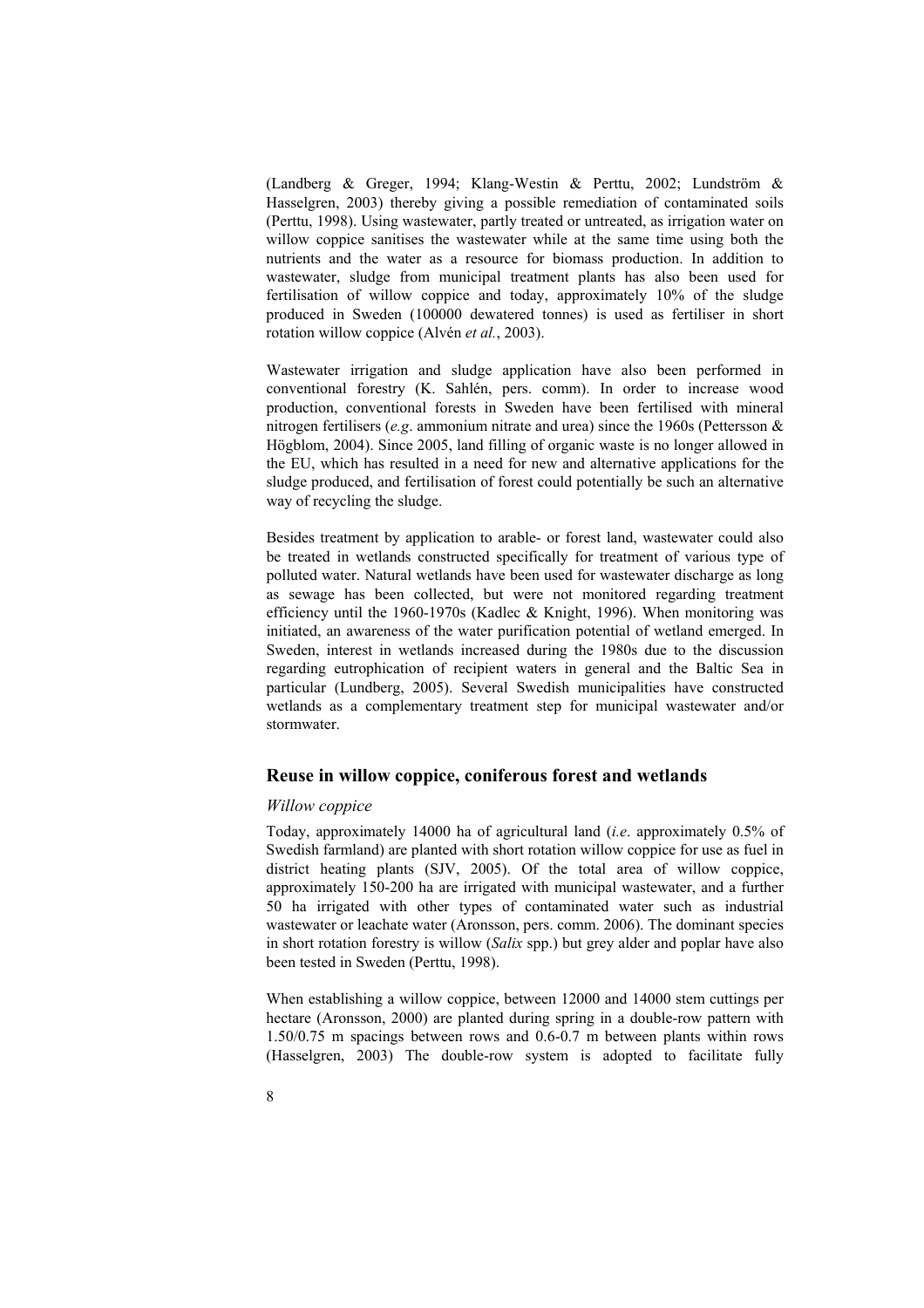(Landberg & Greger, 1994; Klang-Westin & Perttu, 2002; Lundström & Hasselgren, 2003) thereby giving a possible remediation of contaminated soils (Perttu, 1998). Using wastewater, partly treated or untreated, as irrigation water on willow coppice sanitises the wastewater while at the same time using both the nutrients and the water as a resource for biomass production. In addition to wastewater, sludge from municipal treatment plants has also been used for fertilisation of willow coppice and today, approximately 10% of the sludge produced in Sweden (100000 dewatered tonnes) is used as fertiliser in short rotation willow coppice (Alvén *et al.*, 2003).

Wastewater irrigation and sludge application have also been performed in conventional forestry (K. Sahlén, pers. comm). In order to increase wood production, conventional forests in Sweden have been fertilised with mineral nitrogen fertilisers (*e.g*. ammonium nitrate and urea) since the 1960s (Pettersson & Högblom, 2004). Since 2005, land filling of organic waste is no longer allowed in the EU, which has resulted in a need for new and alternative applications for the sludge produced, and fertilisation of forest could potentially be such an alternative way of recycling the sludge.

Besides treatment by application to arable- or forest land, wastewater could also be treated in wetlands constructed specifically for treatment of various type of polluted water. Natural wetlands have been used for wastewater discharge as long as sewage has been collected, but were not monitored regarding treatment efficiency until the 1960-1970s (Kadlec & Knight, 1996). When monitoring was initiated, an awareness of the water purification potential of wetland emerged. In Sweden, interest in wetlands increased during the 1980s due to the discussion regarding eutrophication of recipient waters in general and the Baltic Sea in particular (Lundberg, 2005). Several Swedish municipalities have constructed wetlands as a complementary treatment step for municipal wastewater and/or stormwater.

## Reuse in willow coppice, coniferous forest and wetlands

### *Willow coppice*

Today, approximately 14000 ha of agricultural land (*i.e*. approximately 0.5% of Swedish farmland) are planted with short rotation willow coppice for use as fuel in district heating plants (SJV, 2005). Of the total area of willow coppice, approximately 150-200 ha are irrigated with municipal wastewater, and a further 50 ha irrigated with other types of contaminated water such as industrial wastewater or leachate water (Aronsson, pers. comm. 2006). The dominant species in short rotation forestry is willow (*Salix* spp.) but grey alder and poplar have also been tested in Sweden (Perttu, 1998).

When establishing a willow coppice, between 12000 and 14000 stem cuttings per hectare (Aronsson, 2000) are planted during spring in a double-row pattern with 1.50/0.75 m spacings between rows and 0.6-0.7 m between plants within rows (Hasselgren, 2003) The double-row system is adopted to facilitate fully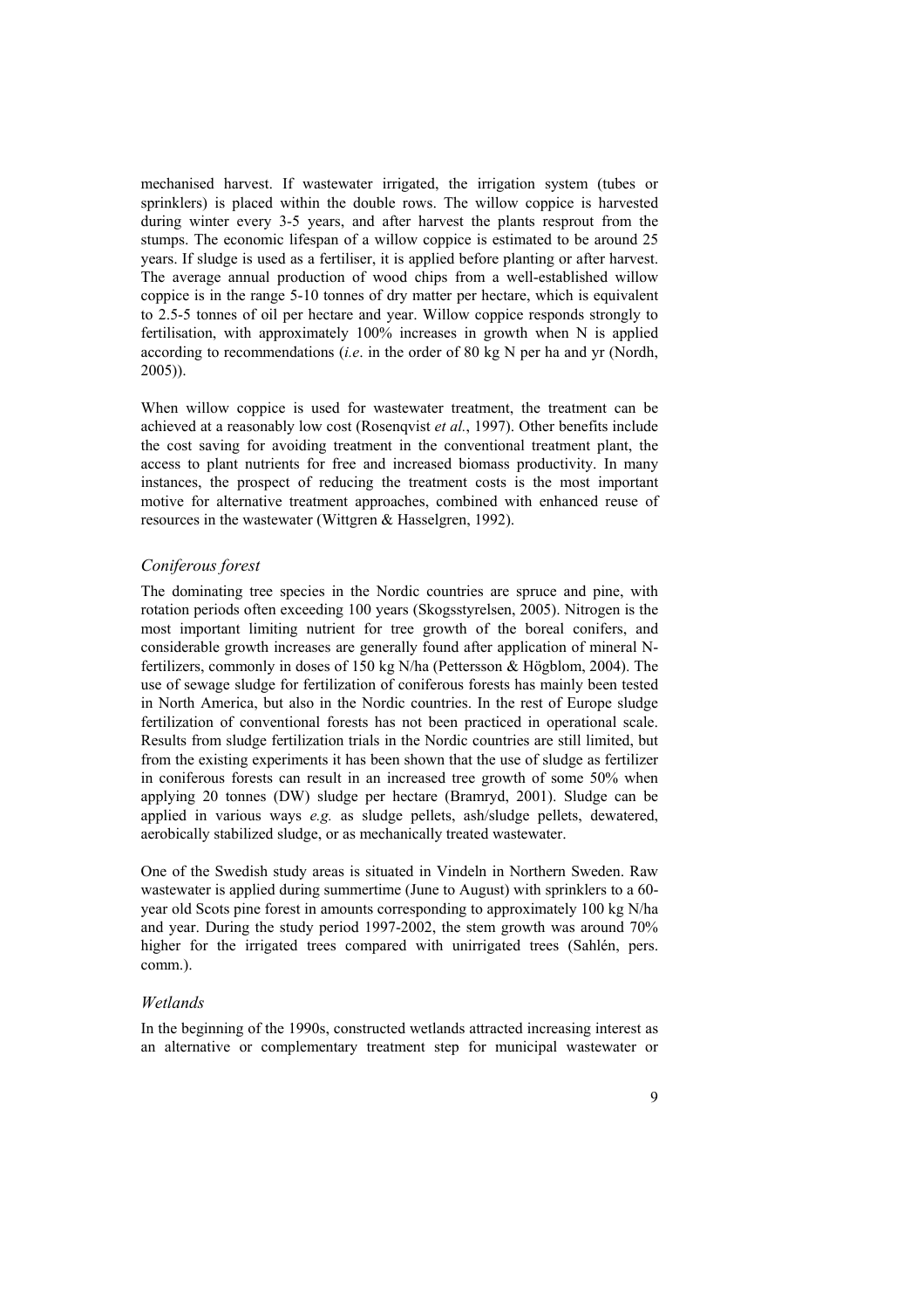mechanised harvest. If wastewater irrigated, the irrigation system (tubes or sprinklers) is placed within the double rows. The willow coppice is harvested during winter every 3-5 years, and after harvest the plants resprout from the stumps. The economic lifespan of a willow coppice is estimated to be around 25 years. If sludge is used as a fertiliser, it is applied before planting or after harvest. The average annual production of wood chips from a well-established willow coppice is in the range 5-10 tonnes of dry matter per hectare, which is equivalent to 2.5-5 tonnes of oil per hectare and year. Willow coppice responds strongly to fertilisation, with approximately 100% increases in growth when N is applied according to recommendations (*i.e*. in the order of 80 kg N per ha and yr (Nordh, 2005)).

When willow coppice is used for wastewater treatment, the treatment can be achieved at a reasonably low cost (Rosenqvist *et al.*, 1997). Other benefits include the cost saving for avoiding treatment in the conventional treatment plant, the access to plant nutrients for free and increased biomass productivity. In many instances, the prospect of reducing the treatment costs is the most important motive for alternative treatment approaches, combined with enhanced reuse of resources in the wastewater (Wittgren & Hasselgren, 1992).

### *Coniferous forest*

The dominating tree species in the Nordic countries are spruce and pine, with rotation periods often exceeding 100 years (Skogsstyrelsen, 2005). Nitrogen is the most important limiting nutrient for tree growth of the boreal conifers, and considerable growth increases are generally found after application of mineral N-fertilizers, commonly in doses of 150 kg N/ha (Pettersson & Högblom, 2004). The use of sewage sludge for fertilization of coniferous forests has mainly been tested in North America, but also in the Nordic countries. In the rest of Europe sludge fertilization of conventional forests has not been practiced in operational scale. Results from sludge fertilization trials in the Nordic countries are still limited, but from the existing experiments it has been shown that the use of sludge as fertilizer in coniferous forests can result in an increased tree growth of some 50% when applying 20 tonnes (DW) sludge per hectare (Bramryd, 2001). Sludge can be applied in various ways *e.g.* as sludge pellets, ash/sludge pellets, dewatered, aerobically stabilized sludge, or as mechanically treated wastewater.

One of the Swedish study areas is situated in Vindeln in Northern Sweden. Raw wastewater is applied during summertime (June to August) with sprinklers to a 60-year old Scots pine forest in amounts corresponding to approximately 100 kg N/ha and year. During the study period 1997-2002, the stem growth was around 70% higher for the irrigated trees compared with unirrigated trees (Sahlén, pers. comm.).

### *Wetlands*

In the beginning of the 1990s, constructed wetlands attracted increasing interest as an alternative or complementary treatment step for municipal wastewater or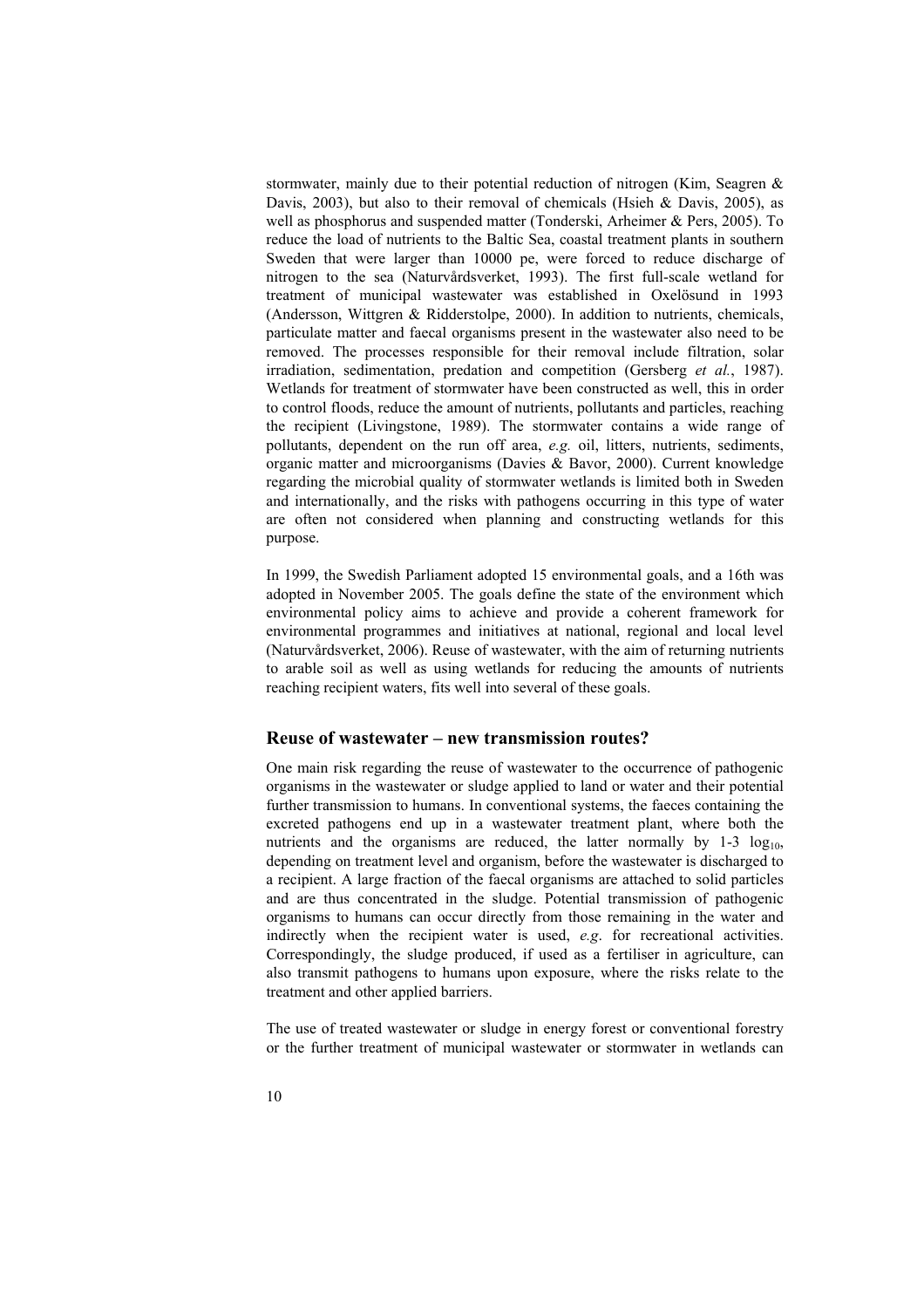stormwater, mainly due to their potential reduction of nitrogen (Kim, Seagren & Davis, 2003), but also to their removal of chemicals (Hsieh & Davis, 2005), as well as phosphorus and suspended matter (Tonderski, Arheimer & Pers, 2005). To reduce the load of nutrients to the Baltic Sea, coastal treatment plants in southern Sweden that were larger than 10000 pe, were forced to reduce discharge of nitrogen to the sea (Naturvårdsverket, 1993). The first full-scale wetland for treatment of municipal wastewater was established in Oxelösund in 1993 (Andersson, Wittgren & Ridderstolpe, 2000). In addition to nutrients, chemicals, particulate matter and faecal organisms present in the wastewater also need to be removed. The processes responsible for their removal include filtration, solar irradiation, sedimentation, predation and competition (Gersberg *et al.*, 1987). Wetlands for treatment of stormwater have been constructed as well, this in order to control floods, reduce the amount of nutrients, pollutants and particles, reaching the recipient (Livingstone, 1989). The stormwater contains a wide range of pollutants, dependent on the run off area, *e.g.* oil, litters, nutrients, sediments, organic matter and microorganisms (Davies & Bavor, 2000). Current knowledge regarding the microbial quality of stormwater wetlands is limited both in Sweden and internationally, and the risks with pathogens occurring in this type of water are often not considered when planning and constructing wetlands for this purpose.

In 1999, the Swedish Parliament adopted 15 environmental goals, and a 16th was adopted in November 2005. The goals define the state of the environment which environmental policy aims to achieve and provide a coherent framework for environmental programmes and initiatives at national, regional and local level (Naturvårdsverket, 2006). Reuse of wastewater, with the aim of returning nutrients to arable soil as well as using wetlands for reducing the amounts of nutrients reaching recipient waters, fits well into several of these goals.

## Reuse of wastewater – new transmission routes?

One main risk regarding the reuse of wastewater to the occurrence of pathogenic organisms in the wastewater or sludge applied to land or water and their potential further transmission to humans. In conventional systems, the faeces containing the excreted pathogens end up in a wastewater treatment plant, where both the nutrients and the organisms are reduced, the latter normally by 1-3 $\log_{10}$, depending on treatment level and organism, before the wastewater is discharged to a recipient. A large fraction of the faecal organisms are attached to solid particles and are thus concentrated in the sludge. Potential transmission of pathogenic organisms to humans can occur directly from those remaining in the water and indirectly when the recipient water is used, *e.g*. for recreational activities. Correspondingly, the sludge produced, if used as a fertiliser in agriculture, can also transmit pathogens to humans upon exposure, where the risks relate to the treatment and other applied barriers.

The use of treated wastewater or sludge in energy forest or conventional forestry or the further treatment of municipal wastewater or stormwater in wetlands can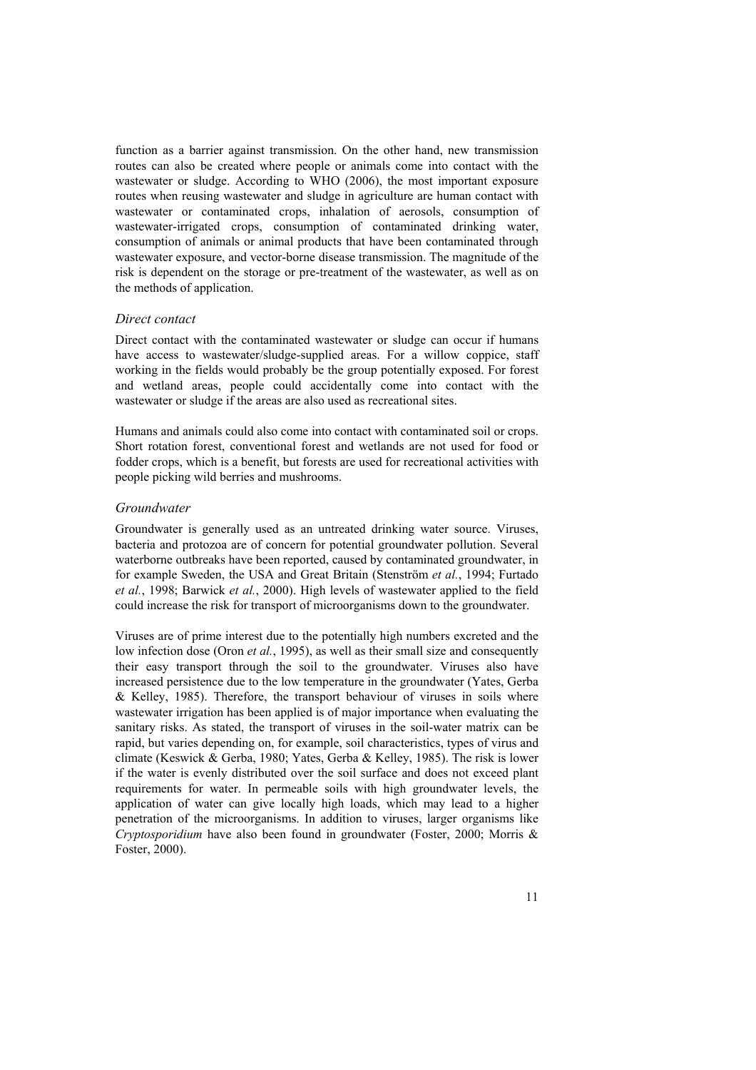function as a barrier against transmission. On the other hand, new transmission routes can also be created where people or animals come into contact with the wastewater or sludge. According to WHO (2006), the most important exposure routes when reusing wastewater and sludge in agriculture are human contact with wastewater or contaminated crops, inhalation of aerosols, consumption of wastewater-irrigated crops, consumption of contaminated drinking water, consumption of animals or animal products that have been contaminated through wastewater exposure, and vector-borne disease transmission. The magnitude of the risk is dependent on the storage or pre-treatment of the wastewater, as well as on the methods of application.

### *Direct contact*

Direct contact with the contaminated wastewater or sludge can occur if humans have access to wastewater/sludge-supplied areas. For a willow coppice, staff working in the fields would probably be the group potentially exposed. For forest and wetland areas, people could accidentally come into contact with the wastewater or sludge if the areas are also used as recreational sites.

Humans and animals could also come into contact with contaminated soil or crops. Short rotation forest, conventional forest and wetlands are not used for food or fodder crops, which is a benefit, but forests are used for recreational activities with people picking wild berries and mushrooms.

### *Groundwater*

Groundwater is generally used as an untreated drinking water source. Viruses, bacteria and protozoa are of concern for potential groundwater pollution. Several waterborne outbreaks have been reported, caused by contaminated groundwater, in for example Sweden, the USA and Great Britain (Stenström *et al.*, 1994; Furtado *et al.*, 1998; Barwick *et al.*, 2000). High levels of wastewater applied to the field could increase the risk for transport of microorganisms down to the groundwater.

Viruses are of prime interest due to the potentially high numbers excreted and the low infection dose (Oron *et al.*, 1995), as well as their small size and consequently their easy transport through the soil to the groundwater. Viruses also have increased persistence due to the low temperature in the groundwater (Yates, Gerba & Kelley, 1985). Therefore, the transport behaviour of viruses in soils where wastewater irrigation has been applied is of major importance when evaluating the sanitary risks. As stated, the transport of viruses in the soil-water matrix can be rapid, but varies depending on, for example, soil characteristics, types of virus and climate (Keswick & Gerba, 1980; Yates, Gerba & Kelley, 1985). The risk is lower if the water is evenly distributed over the soil surface and does not exceed plant requirements for water. In permeable soils with high groundwater levels, the application of water can give locally high loads, which may lead to a higher penetration of the microorganisms. In addition to viruses, larger organisms like *Cryptosporidium* have also been found in groundwater (Foster, 2000; Morris & Foster, 2000).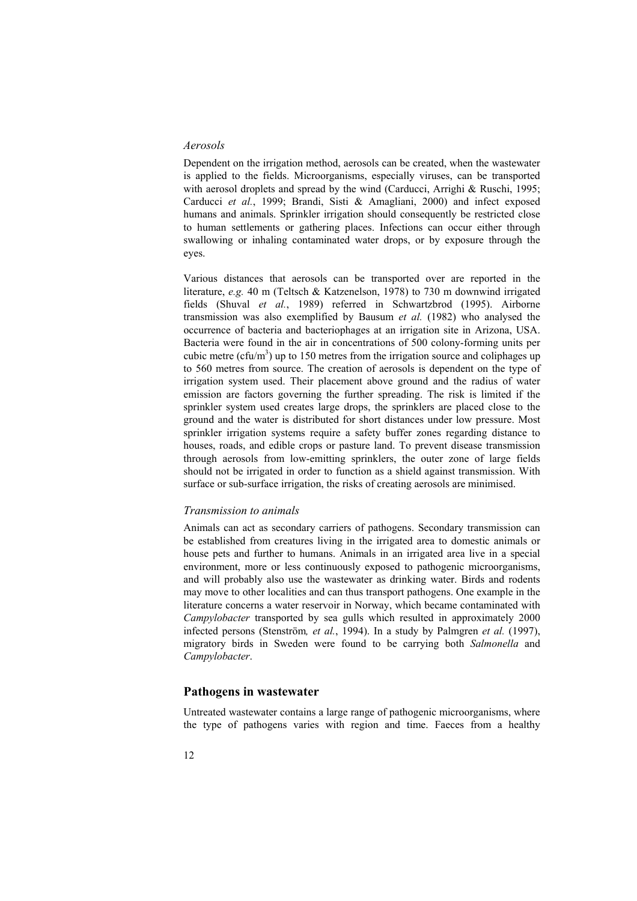*Aerosols*

Dependent on the irrigation method, aerosols can be created, when the wastewater is applied to the fields. Microorganisms, especially viruses, can be transported with aerosol droplets and spread by the wind (Carducci, Arrighi & Ruschi, 1995; Carducci *et al.*, 1999; Brandi, Sisti & Amagliani, 2000) and infect exposed humans and animals. Sprinkler irrigation should consequently be restricted close to human settlements or gathering places. Infections can occur either through swallowing or inhaling contaminated water drops, or by exposure through the eyes.

Various distances that aerosols can be transported over are reported in the literature, *e.g.* 40 m (Teltsch & Katzenelson, 1978) to 730 m downwind irrigated fields (Shuval *et al.*, 1989) referred in Schwartzbrod (1995). Airborne transmission was also exemplified by Bausum *et al.* (1982) who analysed the occurrence of bacteria and bacteriophages at an irrigation site in Arizona, USA. Bacteria were found in the air in concentrations of 500 colony-forming units per cubic metre (cfu/m$^3$) up to 150 metres from the irrigation source and coliphages up to 560 metres from source. The creation of aerosols is dependent on the type of irrigation system used. Their placement above ground and the radius of water emission are factors governing the further spreading. The risk is limited if the sprinkler system used creates large drops, the sprinklers are placed close to the ground and the water is distributed for short distances under low pressure. Most sprinkler irrigation systems require a safety buffer zones regarding distance to houses, roads, and edible crops or pasture land. To prevent disease transmission through aerosols from low-emitting sprinklers, the outer zone of large fields should not be irrigated in order to function as a shield against transmission. With surface or sub-surface irrigation, the risks of creating aerosols are minimised.

*Transmission to animals*

Animals can act as secondary carriers of pathogens. Secondary transmission can be established from creatures living in the irrigated area to domestic animals or house pets and further to humans. Animals in an irrigated area live in a special environment, more or less continuously exposed to pathogenic microorganisms, and will probably also use the wastewater as drinking water. Birds and rodents may move to other localities and can thus transport pathogens. One example in the literature concerns a water reservoir in Norway, which became contaminated with *Campylobacter* transported by sea gulls which resulted in approximately 2000 infected persons (Stenström*, et al.*, 1994). In a study by Palmgren *et al.* (1997), migratory birds in Sweden were found to be carrying both *Salmonella* and *Campylobacter*.

## Pathogens in wastewater

Untreated wastewater contains a large range of pathogenic microorganisms, where the type of pathogens varies with region and time. Faeces from a healthy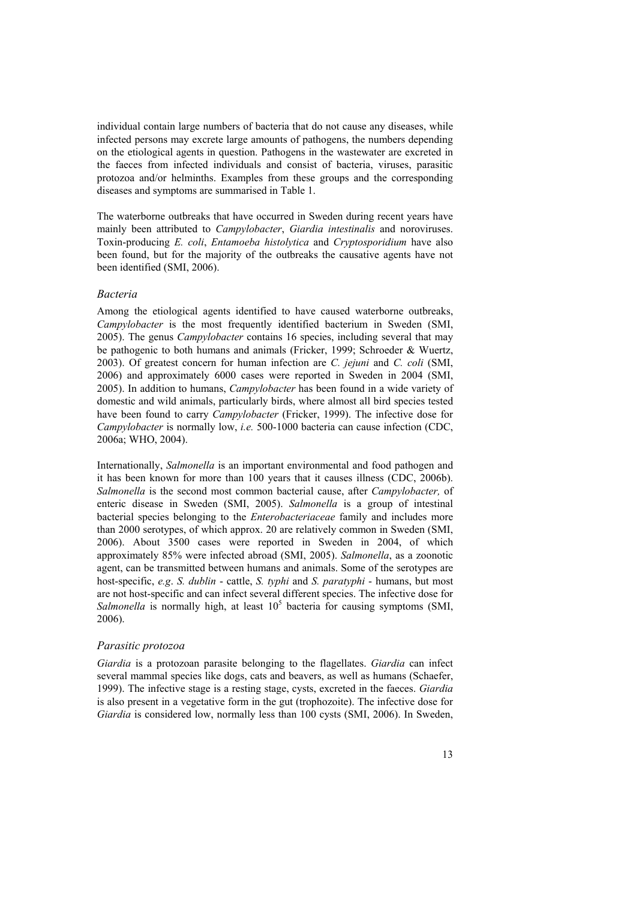individual contain large numbers of bacteria that do not cause any diseases, while infected persons may excrete large amounts of pathogens, the numbers depending on the etiological agents in question. Pathogens in the wastewater are excreted in the faeces from infected individuals and consist of bacteria, viruses, parasitic protozoa and/or helminths. Examples from these groups and the corresponding diseases and symptoms are summarised in Table 1.

The waterborne outbreaks that have occurred in Sweden during recent years have mainly been attributed to *Campylobacter*, *Giardia intestinalis* and noroviruses. Toxin-producing *E. coli*, *Entamoeba histolytica* and *Cryptosporidium* have also been found, but for the majority of the outbreaks the causative agents have not been identified (SMI, 2006).

### *Bacteria*

Among the etiological agents identified to have caused waterborne outbreaks, *Campylobacter* is the most frequently identified bacterium in Sweden (SMI, 2005). The genus *Campylobacter* contains 16 species, including several that may be pathogenic to both humans and animals (Fricker, 1999; Schroeder & Wuertz, 2003). Of greatest concern for human infection are *C. jejuni* and *C. coli* (SMI, 2006) and approximately 6000 cases were reported in Sweden in 2004 (SMI, 2005). In addition to humans, *Campylobacter* has been found in a wide variety of domestic and wild animals, particularly birds, where almost all bird species tested have been found to carry *Campylobacter* (Fricker, 1999). The infective dose for *Campylobacter* is normally low, *i.e.* 500-1000 bacteria can cause infection (CDC, 2006a; WHO, 2004).

Internationally, *Salmonella* is an important environmental and food pathogen and it has been known for more than 100 years that it causes illness (CDC, 2006b). *Salmonella* is the second most common bacterial cause, after *Campylobacter,* of enteric disease in Sweden (SMI, 2005). *Salmonella* is a group of intestinal bacterial species belonging to the *Enterobacteriaceae* family and includes more than 2000 serotypes, of which approx. 20 are relatively common in Sweden (SMI, 2006). About 3500 cases were reported in Sweden in 2004, of which approximately 85% were infected abroad (SMI, 2005). *Salmonella*, as a zoonotic agent, can be transmitted between humans and animals. Some of the serotypes are host-specific, *e.g*. *S. dublin* - cattle, *S. typhi* and *S. paratyphi* - humans, but most are not host-specific and can infect several different species. The infective dose for *Salmonella* is normally high, at least $10^5$ bacteria for causing symptoms (SMI, 2006).

### *Parasitic protozoa*

*Giardia* is a protozoan parasite belonging to the flagellates. *Giardia* can infect several mammal species like dogs, cats and beavers, as well as humans (Schaefer, 1999). The infective stage is a resting stage, cysts, excreted in the faeces. *Giardia* is also present in a vegetative form in the gut (trophozoite). The infective dose for *Giardia* is considered low, normally less than 100 cysts (SMI, 2006). In Sweden,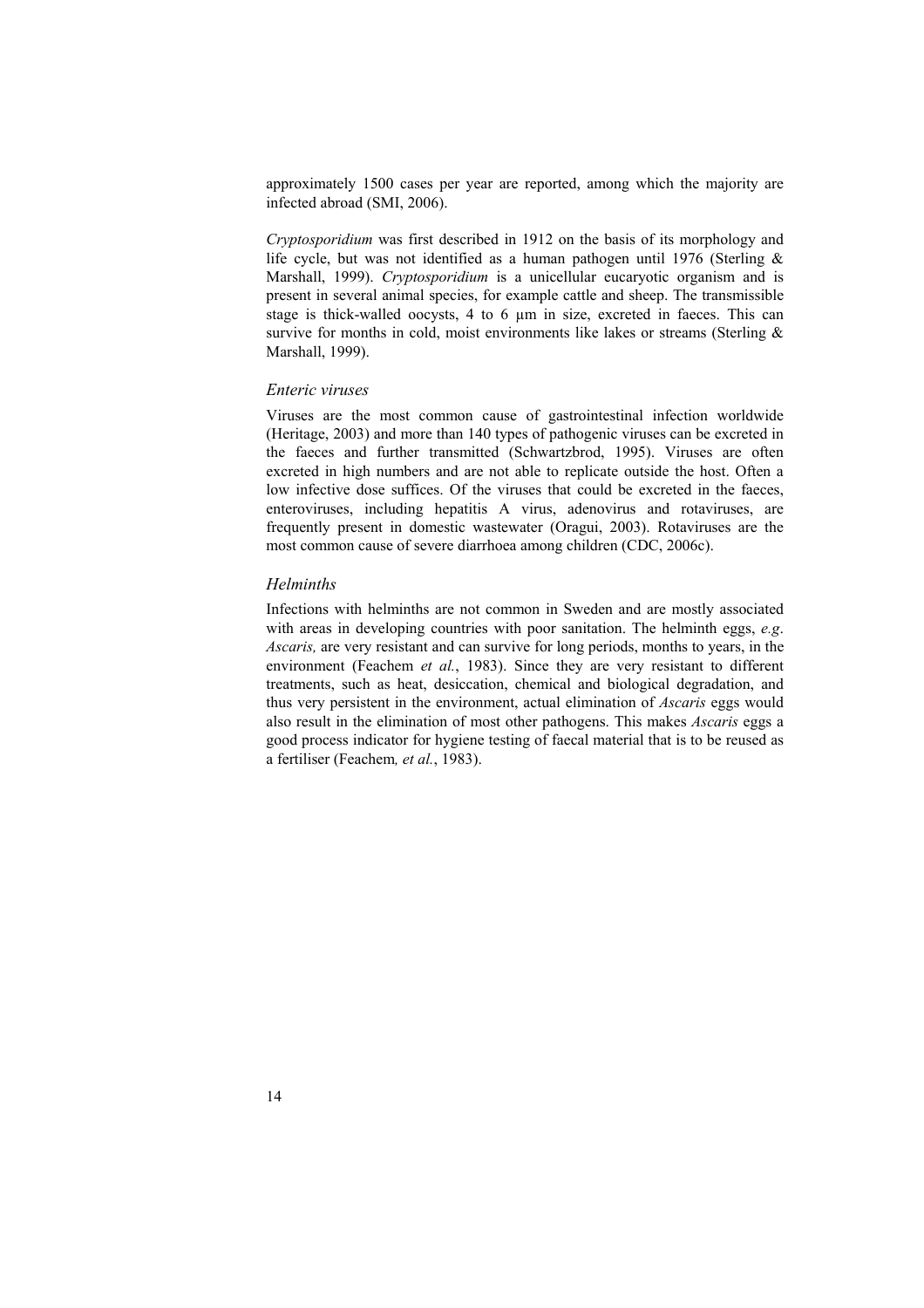approximately 1500 cases per year are reported, among which the majority are infected abroad (SMI, 2006).

*Cryptosporidium* was first described in 1912 on the basis of its morphology and life cycle, but was not identified as a human pathogen until 1976 (Sterling & Marshall, 1999). *Cryptosporidium* is a unicellular eucaryotic organism and is present in several animal species, for example cattle and sheep. The transmissible stage is thick-walled oocysts, 4 to 6 µm in size, excreted in faeces. This can survive for months in cold, moist environments like lakes or streams (Sterling & Marshall, 1999).

### *Enteric viruses*

Viruses are the most common cause of gastrointestinal infection worldwide (Heritage, 2003) and more than 140 types of pathogenic viruses can be excreted in the faeces and further transmitted (Schwartzbrod, 1995). Viruses are often excreted in high numbers and are not able to replicate outside the host. Often a low infective dose suffices. Of the viruses that could be excreted in the faeces, enteroviruses, including hepatitis A virus, adenovirus and rotaviruses, are frequently present in domestic wastewater (Oragui, 2003). Rotaviruses are the most common cause of severe diarrhoea among children (CDC, 2006c).

### *Helminths*

Infections with helminths are not common in Sweden and are mostly associated with areas in developing countries with poor sanitation. The helminth eggs, *e.g*. *Ascaris,* are very resistant and can survive for long periods, months to years, in the environment (Feachem *et al.*, 1983). Since they are very resistant to different treatments, such as heat, desiccation, chemical and biological degradation, and thus very persistent in the environment, actual elimination of *Ascaris* eggs would also result in the elimination of most other pathogens. This makes *Ascaris* eggs a good process indicator for hygiene testing of faecal material that is to be reused as a fertiliser (Feachem*, et al.*, 1983).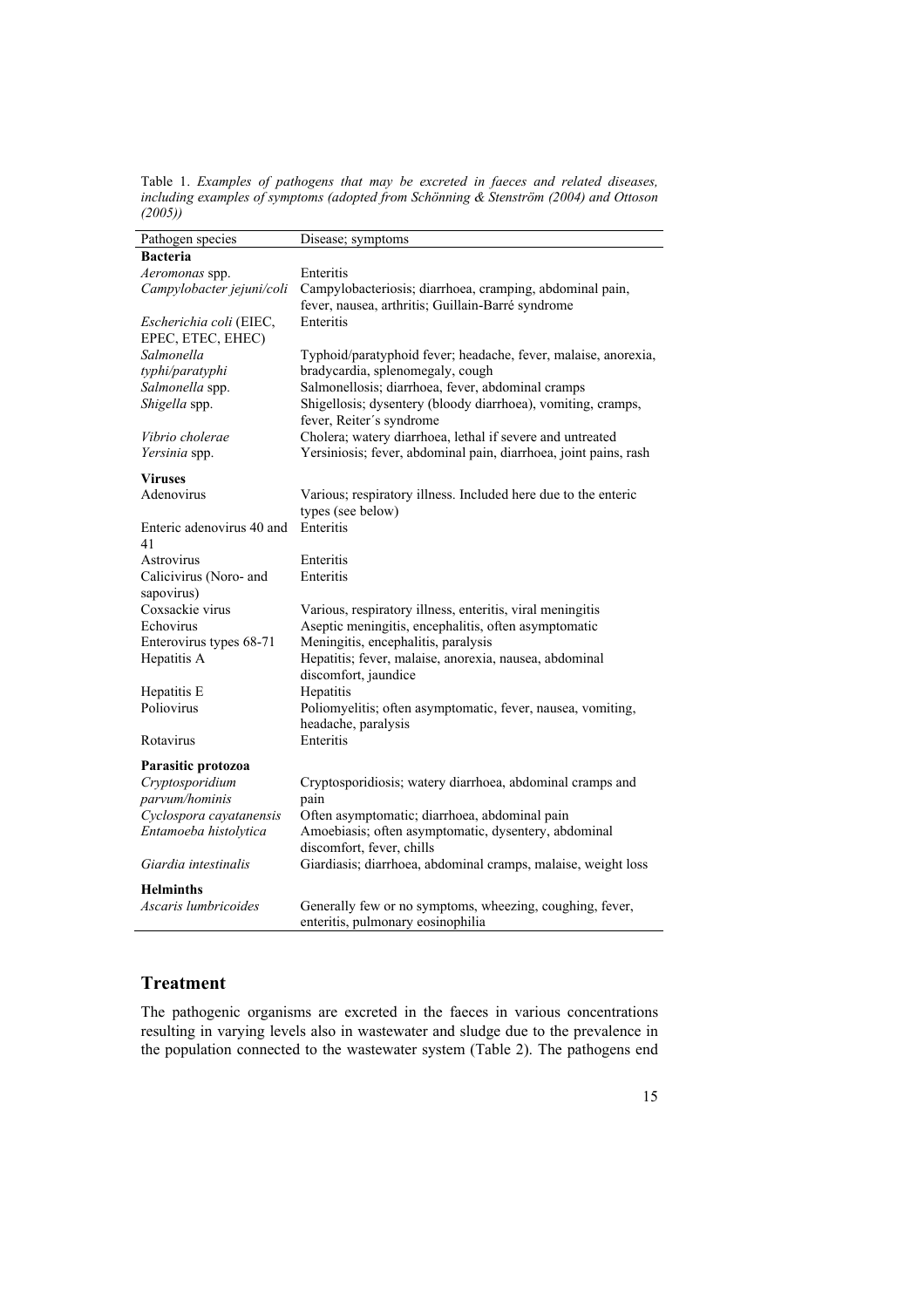Table 1. *Examples of pathogens that may be excreted in faeces and related diseases, including examples of symptoms (adopted from Schönning & Stenström (2004) and Ottoson (2005))*

| Pathogen species | Disease; symptoms |
|---|---|
| **Bacteria** | |
| *Aeromonas* spp. | Enteritis |
| *Campylobacter jejuni/coli* | Campylobacteriosis; diarrhoea, cramping, abdominal pain, fever, nausea, arthritis; Guillain-Barré syndrome |
| *Escherichia coli* (EIEC, EPEC, ETEC, EHEC) | Enteritis |
| *Salmonella typhi/paratyphi* | Typhoid/paratyphoid fever; headache, fever, malaise, anorexia, bradycardia, splenomegaly, cough |
| *Salmonella* spp. | Salmonellosis; diarrhoea, fever, abdominal cramps |
| *Shigella* spp. | Shigellosis; dysentery (bloody diarrhoea), vomiting, cramps, fever, Reiter´s syndrome |
| *Vibrio cholerae* | Cholera; watery diarrhoea, lethal if severe and untreated |
| *Yersinia* spp. | Yersiniosis; fever, abdominal pain, diarrhoea, joint pains, rash |
| **Viruses** | |
| Adenovirus | Various; respiratory illness. Included here due to the enteric types (see below) |
| Enteric adenovirus 40 and 41 | Enteritis |
| Astrovirus | Enteritis |
| Calicivirus (Noro- and sapovirus) | Enteritis |
| Coxsackie virus | Various, respiratory illness, enteritis, viral meningitis |
| Echovirus | Aseptic meningitis, encephalitis, often asymptomatic |
| Enterovirus types 68-71 | Meningitis, encephalitis, paralysis |
| Hepatitis A | Hepatitis; fever, malaise, anorexia, nausea, abdominal discomfort, jaundice |
| Hepatitis E | Hepatitis |
| Poliovirus | Poliomyelitis; often asymptomatic, fever, nausea, vomiting, headache, paralysis |
| Rotavirus | Enteritis |
| **Parasitic protozoa** | |
| *Cryptosporidium parvum/hominis* | Cryptosporidiosis; watery diarrhoea, abdominal cramps and pain |
| *Cyclospora cayatanensis* | Often asymptomatic; diarrhoea, abdominal pain |
| *Entamoeba histolytica* | Amoebiasis; often asymptomatic, dysentery, abdominal discomfort, fever, chills |
| *Giardia intestinalis* | Giardiasis; diarrhoea, abdominal cramps, malaise, weight loss |
| **Helminths** | |
| *Ascaris lumbricoides* | Generally few or no symptoms, wheezing, coughing, fever, enteritis, pulmonary eosinophilia |

## Treatment

The pathogenic organisms are excreted in the faeces in various concentrations resulting in varying levels also in wastewater and sludge due to the prevalence in the population connected to the wastewater system (Table 2). The pathogens end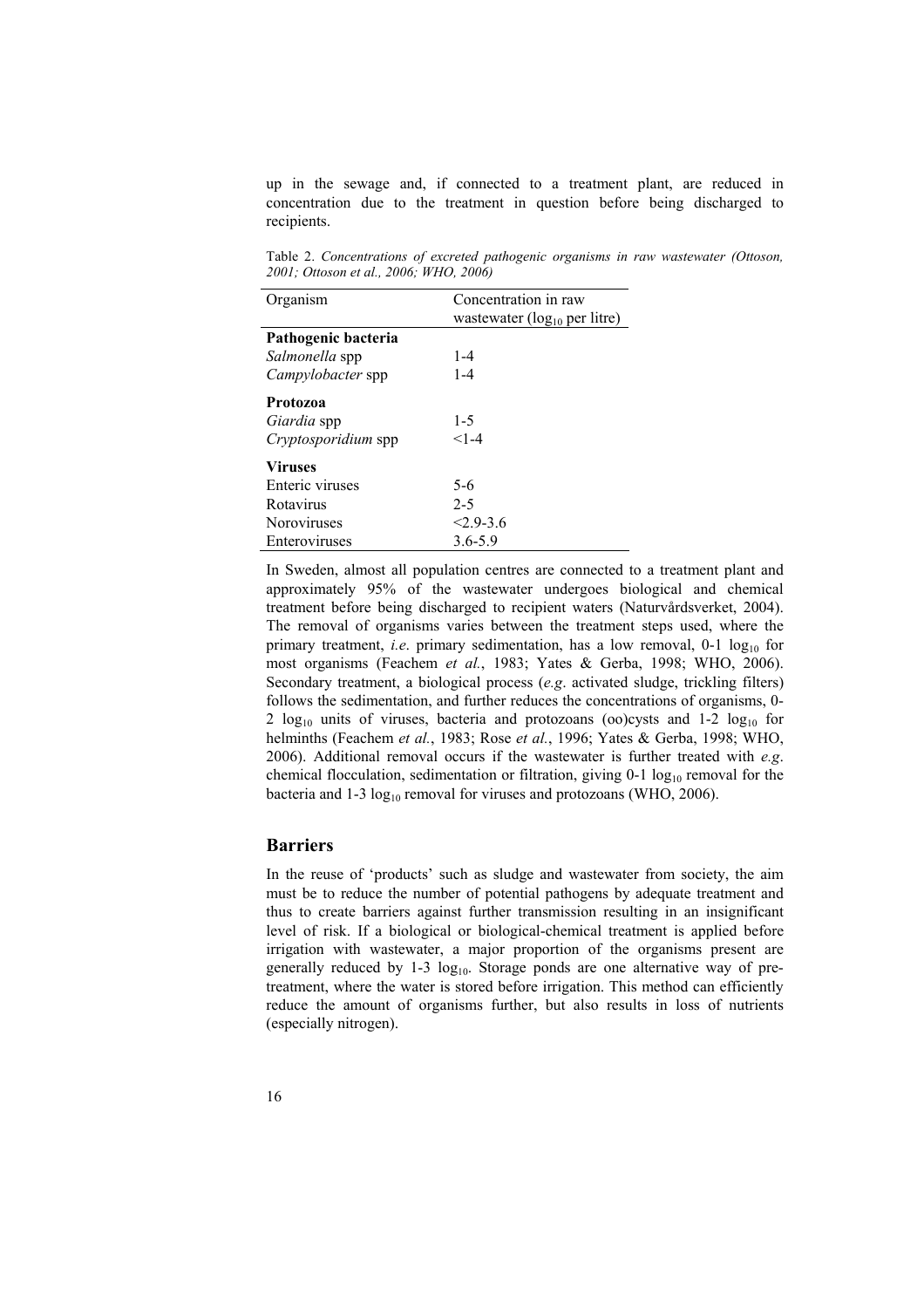up in the sewage and, if connected to a treatment plant, are reduced in concentration due to the treatment in question before being discharged to recipients.

Table 2. *Concentrations of excreted pathogenic organisms in raw wastewater (Ottoson, 2001; Ottoson et al., 2006; WHO, 2006)*

| Organism | Concentration in raw wastewater ($log_{10}$ per litre) |
|---|---|
| **Pathogenic bacteria** | |
| *Salmonella* spp | 1-4 |
| *Campylobacter* spp | 1-4 |
| **Protozoa** | |
| *Giardia* spp | 1-5 |
| *Cryptosporidium* spp | <1-4 |
| **Viruses** | |
| Enteric viruses | 5-6 |
| Rotavirus | 2-5 |
| Noroviruses | <2.9-3.6 |
| Enteroviruses | 3.6-5.9 |

In Sweden, almost all population centres are connected to a treatment plant and approximately 95% of the wastewater undergoes biological and chemical treatment before being discharged to recipient waters (Naturvårdsverket, 2004). The removal of organisms varies between the treatment steps used, where the primary treatment, *i.e*. primary sedimentation, has a low removal, 0-1 $log_{10}$ for most organisms (Feachem *et al.*, 1983; Yates & Gerba, 1998; WHO, 2006). Secondary treatment, a biological process (*e.g*. activated sludge, trickling filters) follows the sedimentation, and further reduces the concentrations of organisms, 0-2 $log_{10}$ units of viruses, bacteria and protozoans (oo)cysts and 1-2 $log_{10}$ for helminths (Feachem *et al.*, 1983; Rose *et al.*, 1996; Yates & Gerba, 1998; WHO, 2006). Additional removal occurs if the wastewater is further treated with *e.g*. chemical flocculation, sedimentation or filtration, giving 0-1 $log_{10}$ removal for the bacteria and 1-3 $log_{10}$ removal for viruses and protozoans (WHO, 2006).

## Barriers

In the reuse of 'products' such as sludge and wastewater from society, the aim must be to reduce the number of potential pathogens by adequate treatment and thus to create barriers against further transmission resulting in an insignificant level of risk. If a biological or biological-chemical treatment is applied before irrigation with wastewater, a major proportion of the organisms present are generally reduced by 1-3 $log_{10}$. Storage ponds are one alternative way of pre-treatment, where the water is stored before irrigation. This method can efficiently reduce the amount of organisms further, but also results in loss of nutrients (especially nitrogen).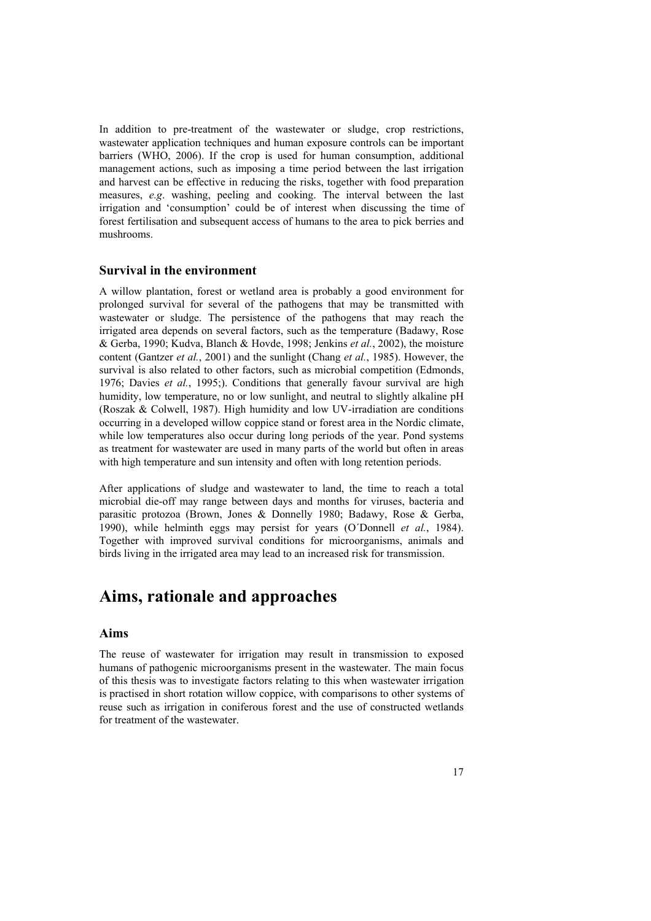In addition to pre-treatment of the wastewater or sludge, crop restrictions, wastewater application techniques and human exposure controls can be important barriers (WHO, 2006). If the crop is used for human consumption, additional management actions, such as imposing a time period between the last irrigation and harvest can be effective in reducing the risks, together with food preparation measures, *e.g*. washing, peeling and cooking. The interval between the last irrigation and 'consumption' could be of interest when discussing the time of forest fertilisation and subsequent access of humans to the area to pick berries and mushrooms.

### Survival in the environment

A willow plantation, forest or wetland area is probably a good environment for prolonged survival for several of the pathogens that may be transmitted with wastewater or sludge. The persistence of the pathogens that may reach the irrigated area depends on several factors, such as the temperature (Badawy, Rose & Gerba, 1990; Kudva, Blanch & Hovde, 1998; Jenkins *et al.*, 2002), the moisture content (Gantzer *et al.*, 2001) and the sunlight (Chang *et al.*, 1985). However, the survival is also related to other factors, such as microbial competition (Edmonds, 1976; Davies *et al.*, 1995;). Conditions that generally favour survival are high humidity, low temperature, no or low sunlight, and neutral to slightly alkaline pH (Roszak & Colwell, 1987). High humidity and low UV-irradiation are conditions occurring in a developed willow coppice stand or forest area in the Nordic climate, while low temperatures also occur during long periods of the year. Pond systems as treatment for wastewater are used in many parts of the world but often in areas with high temperature and sun intensity and often with long retention periods.

After applications of sludge and wastewater to land, the time to reach a total microbial die-off may range between days and months for viruses, bacteria and parasitic protozoa (Brown, Jones & Donnelly 1980; Badawy, Rose & Gerba, 1990), while helminth eggs may persist for years (O´Donnell *et al.*, 1984). Together with improved survival conditions for microorganisms, animals and birds living in the irrigated area may lead to an increased risk for transmission.

# Aims, rationale and approaches

### Aims

The reuse of wastewater for irrigation may result in transmission to exposed humans of pathogenic microorganisms present in the wastewater. The main focus of this thesis was to investigate factors relating to this when wastewater irrigation is practised in short rotation willow coppice, with comparisons to other systems of reuse such as irrigation in coniferous forest and the use of constructed wetlands for treatment of the wastewater.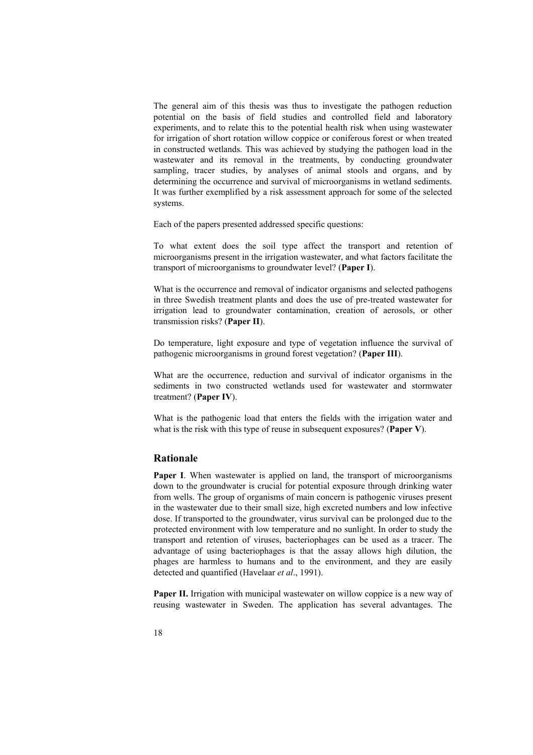The general aim of this thesis was thus to investigate the pathogen reduction potential on the basis of field studies and controlled field and laboratory experiments, and to relate this to the potential health risk when using wastewater for irrigation of short rotation willow coppice or coniferous forest or when treated in constructed wetlands. This was achieved by studying the pathogen load in the wastewater and its removal in the treatments, by conducting groundwater sampling, tracer studies, by analyses of animal stools and organs, and by determining the occurrence and survival of microorganisms in wetland sediments. It was further exemplified by a risk assessment approach for some of the selected systems.

Each of the papers presented addressed specific questions:

To what extent does the soil type affect the transport and retention of microorganisms present in the irrigation wastewater, and what factors facilitate the transport of microorganisms to groundwater level? (**Paper I**).

What is the occurrence and removal of indicator organisms and selected pathogens in three Swedish treatment plants and does the use of pre-treated wastewater for irrigation lead to groundwater contamination, creation of aerosols, or other transmission risks? (**Paper II**).

Do temperature, light exposure and type of vegetation influence the survival of pathogenic microorganisms in ground forest vegetation? (**Paper III**).

What are the occurrence, reduction and survival of indicator organisms in the sediments in two constructed wetlands used for wastewater and stormwater treatment? (**Paper IV**).

What is the pathogenic load that enters the fields with the irrigation water and what is the risk with this type of reuse in subsequent exposures? (**Paper V**).

## Rationale

**Paper I**. When wastewater is applied on land, the transport of microorganisms down to the groundwater is crucial for potential exposure through drinking water from wells. The group of organisms of main concern is pathogenic viruses present in the wastewater due to their small size, high excreted numbers and low infective dose. If transported to the groundwater, virus survival can be prolonged due to the protected environment with low temperature and no sunlight. In order to study the transport and retention of viruses, bacteriophages can be used as a tracer. The advantage of using bacteriophages is that the assay allows high dilution, the phages are harmless to humans and to the environment, and they are easily detected and quantified (Havelaar *et al*., 1991).

**Paper II.** Irrigation with municipal wastewater on willow coppice is a new way of reusing wastewater in Sweden. The application has several advantages. The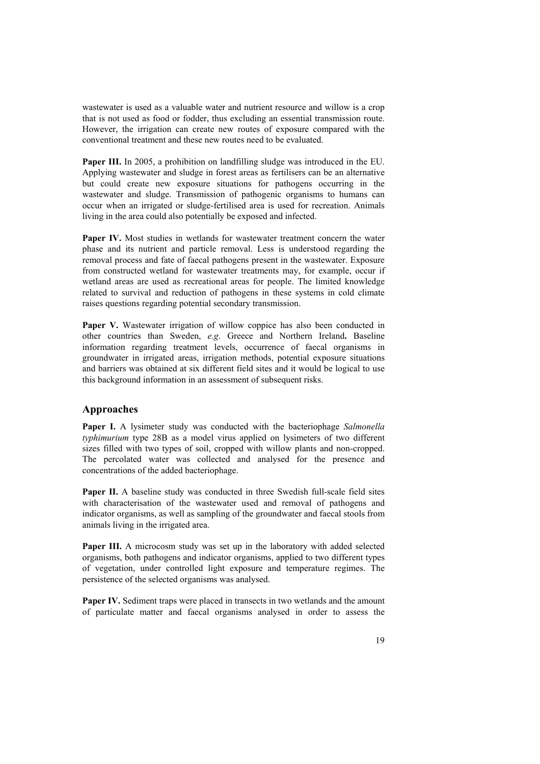wastewater is used as a valuable water and nutrient resource and willow is a crop that is not used as food or fodder, thus excluding an essential transmission route. However, the irrigation can create new routes of exposure compared with the conventional treatment and these new routes need to be evaluated.

**Paper III.** In 2005, a prohibition on landfilling sludge was introduced in the EU. Applying wastewater and sludge in forest areas as fertilisers can be an alternative but could create new exposure situations for pathogens occurring in the wastewater and sludge. Transmission of pathogenic organisms to humans can occur when an irrigated or sludge-fertilised area is used for recreation. Animals living in the area could also potentially be exposed and infected.

**Paper IV.** Most studies in wetlands for wastewater treatment concern the water phase and its nutrient and particle removal. Less is understood regarding the removal process and fate of faecal pathogens present in the wastewater. Exposure from constructed wetland for wastewater treatments may, for example, occur if wetland areas are used as recreational areas for people. The limited knowledge related to survival and reduction of pathogens in these systems in cold climate raises questions regarding potential secondary transmission.

**Paper V.** Wastewater irrigation of willow coppice has also been conducted in other countries than Sweden, *e.g*. Greece and Northern Ireland**.** Baseline information regarding treatment levels, occurrence of faecal organisms in groundwater in irrigated areas, irrigation methods, potential exposure situations and barriers was obtained at six different field sites and it would be logical to use this background information in an assessment of subsequent risks.

## Approaches

**Paper I.** A lysimeter study was conducted with the bacteriophage *Salmonella typhimurium* type 28B as a model virus applied on lysimeters of two different sizes filled with two types of soil, cropped with willow plants and non-cropped. The percolated water was collected and analysed for the presence and concentrations of the added bacteriophage.

**Paper II.** A baseline study was conducted in three Swedish full-scale field sites with characterisation of the wastewater used and removal of pathogens and indicator organisms, as well as sampling of the groundwater and faecal stools from animals living in the irrigated area.

**Paper III.** A microcosm study was set up in the laboratory with added selected organisms, both pathogens and indicator organisms, applied to two different types of vegetation, under controlled light exposure and temperature regimes. The persistence of the selected organisms was analysed.

**Paper IV.** Sediment traps were placed in transects in two wetlands and the amount of particulate matter and faecal organisms analysed in order to assess the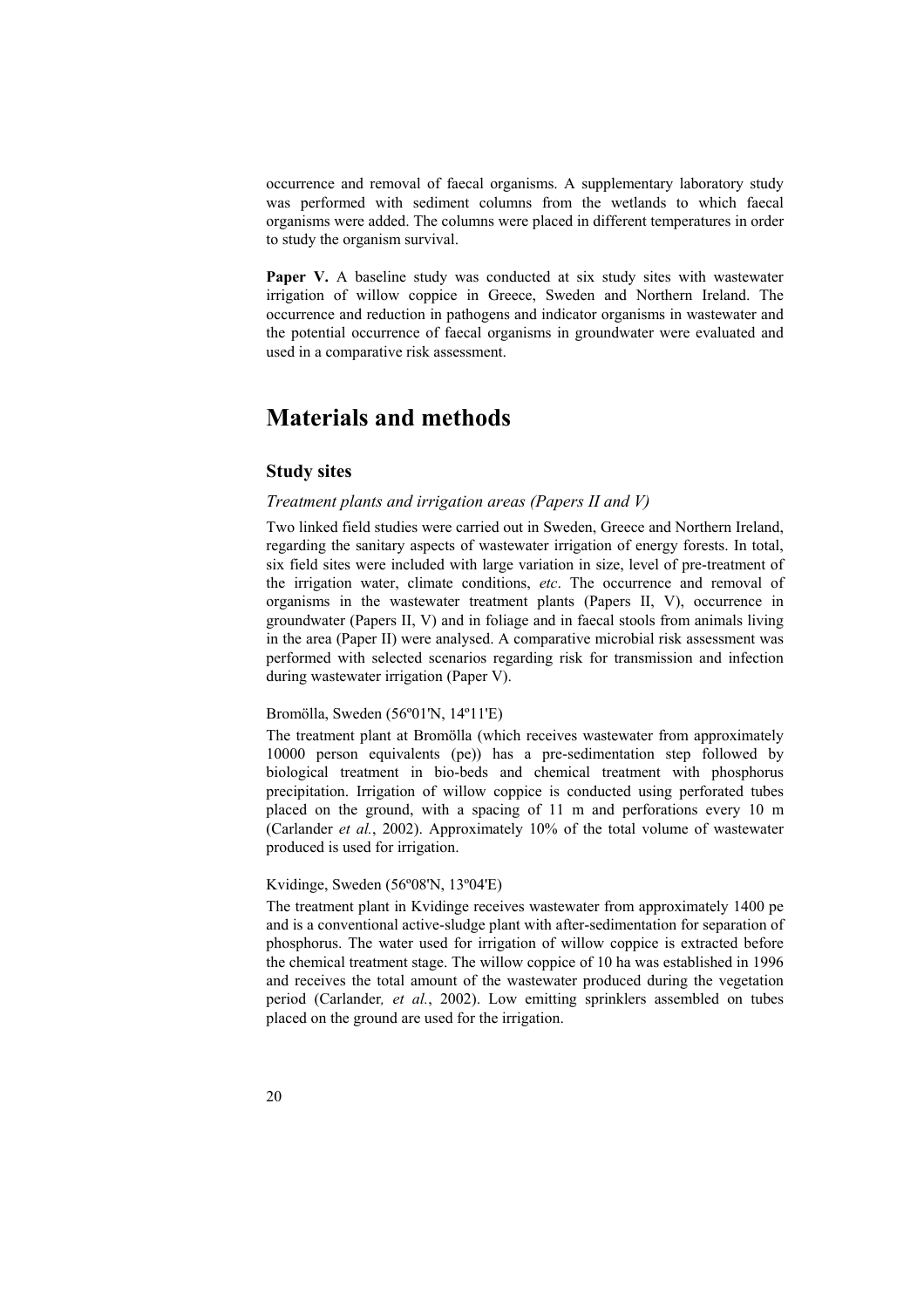occurrence and removal of faecal organisms. A supplementary laboratory study was performed with sediment columns from the wetlands to which faecal organisms were added. The columns were placed in different temperatures in order to study the organism survival.

**Paper V.** A baseline study was conducted at six study sites with wastewater irrigation of willow coppice in Greece, Sweden and Northern Ireland. The occurrence and reduction in pathogens and indicator organisms in wastewater and the potential occurrence of faecal organisms in groundwater were evaluated and used in a comparative risk assessment.

# Materials and methods

## Study sites

### *Treatment plants and irrigation areas (Papers II and V)*

Two linked field studies were carried out in Sweden, Greece and Northern Ireland, regarding the sanitary aspects of wastewater irrigation of energy forests. In total, six field sites were included with large variation in size, level of pre-treatment of the irrigation water, climate conditions, *etc*. The occurrence and removal of organisms in the wastewater treatment plants (Papers II, V), occurrence in groundwater (Papers II, V) and in foliage and in faecal stools from animals living in the area (Paper II) were analysed. A comparative microbial risk assessment was performed with selected scenarios regarding risk for transmission and infection during wastewater irrigation (Paper V).

#### Bromölla, Sweden (56º01'N, 14º11'E)

The treatment plant at Bromölla (which receives wastewater from approximately 10000 person equivalents (pe)) has a pre-sedimentation step followed by biological treatment in bio-beds and chemical treatment with phosphorus precipitation. Irrigation of willow coppice is conducted using perforated tubes placed on the ground, with a spacing of 11 m and perforations every 10 m (Carlander *et al.*, 2002). Approximately 10% of the total volume of wastewater produced is used for irrigation.

#### Kvidinge, Sweden (56º08'N, 13º04'E)

The treatment plant in Kvidinge receives wastewater from approximately 1400 pe and is a conventional active-sludge plant with after-sedimentation for separation of phosphorus. The water used for irrigation of willow coppice is extracted before the chemical treatment stage. The willow coppice of 10 ha was established in 1996 and receives the total amount of the wastewater produced during the vegetation period (Carlander*, et al.*, 2002). Low emitting sprinklers assembled on tubes placed on the ground are used for the irrigation.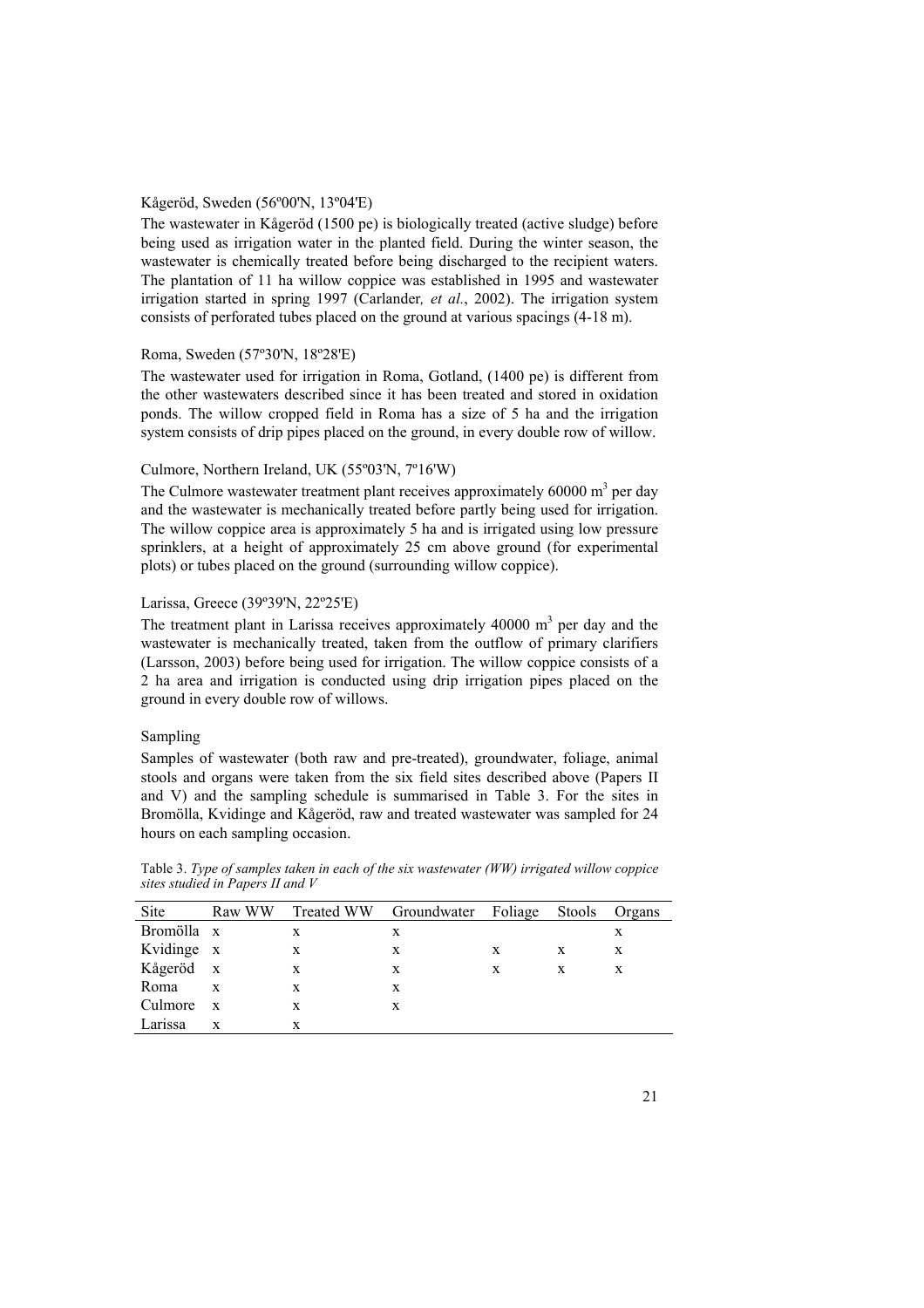Kågeröd, Sweden (56º00'N, 13º04'E)

The wastewater in Kågeröd (1500 pe) is biologically treated (active sludge) before being used as irrigation water in the planted field. During the winter season, the wastewater is chemically treated before being discharged to the recipient waters. The plantation of 11 ha willow coppice was established in 1995 and wastewater irrigation started in spring 1997 (Carlander*, et al.*, 2002). The irrigation system consists of perforated tubes placed on the ground at various spacings (4-18 m).

Roma, Sweden (57º30'N, 18º28'E)

The wastewater used for irrigation in Roma, Gotland, (1400 pe) is different from the other wastewaters described since it has been treated and stored in oxidation ponds. The willow cropped field in Roma has a size of 5 ha and the irrigation system consists of drip pipes placed on the ground, in every double row of willow.

Culmore, Northern Ireland, UK (55º03'N, 7º16'W)

The Culmore wastewater treatment plant receives approximately 60000 $m^3$ per day and the wastewater is mechanically treated before partly being used for irrigation. The willow coppice area is approximately 5 ha and is irrigated using low pressure sprinklers, at a height of approximately 25 cm above ground (for experimental plots) or tubes placed on the ground (surrounding willow coppice).

Larissa, Greece (39º39'N, 22º25'E)

The treatment plant in Larissa receives approximately 40000 $m^3$ per day and the wastewater is mechanically treated, taken from the outflow of primary clarifiers (Larsson, 2003) before being used for irrigation. The willow coppice consists of a 2 ha area and irrigation is conducted using drip irrigation pipes placed on the ground in every double row of willows.

Sampling

Samples of wastewater (both raw and pre-treated), groundwater, foliage, animal stools and organs were taken from the six field sites described above (Papers II and V) and the sampling schedule is summarised in Table 3. For the sites in Bromölla, Kvidinge and Kågeröd, raw and treated wastewater was sampled for 24 hours on each sampling occasion.

Table 3. *Type of samples taken in each of the six wastewater (WW) irrigated willow coppice sites studied in Papers II and V*

| Site | Raw WW | Treated WW | Groundwater | Foliage | Stools | Organs |
|---|---|---|---|---|---|---|
| Bromölla | x | x | x | | | x |
| Kvidinge | x | x | x | x | x | x |
| Kågeröd | x | x | x | x | x | x |
| Roma | x | x | x | | | |
| Culmore | x | x | x | | | |
| Larissa | x | x | | | | |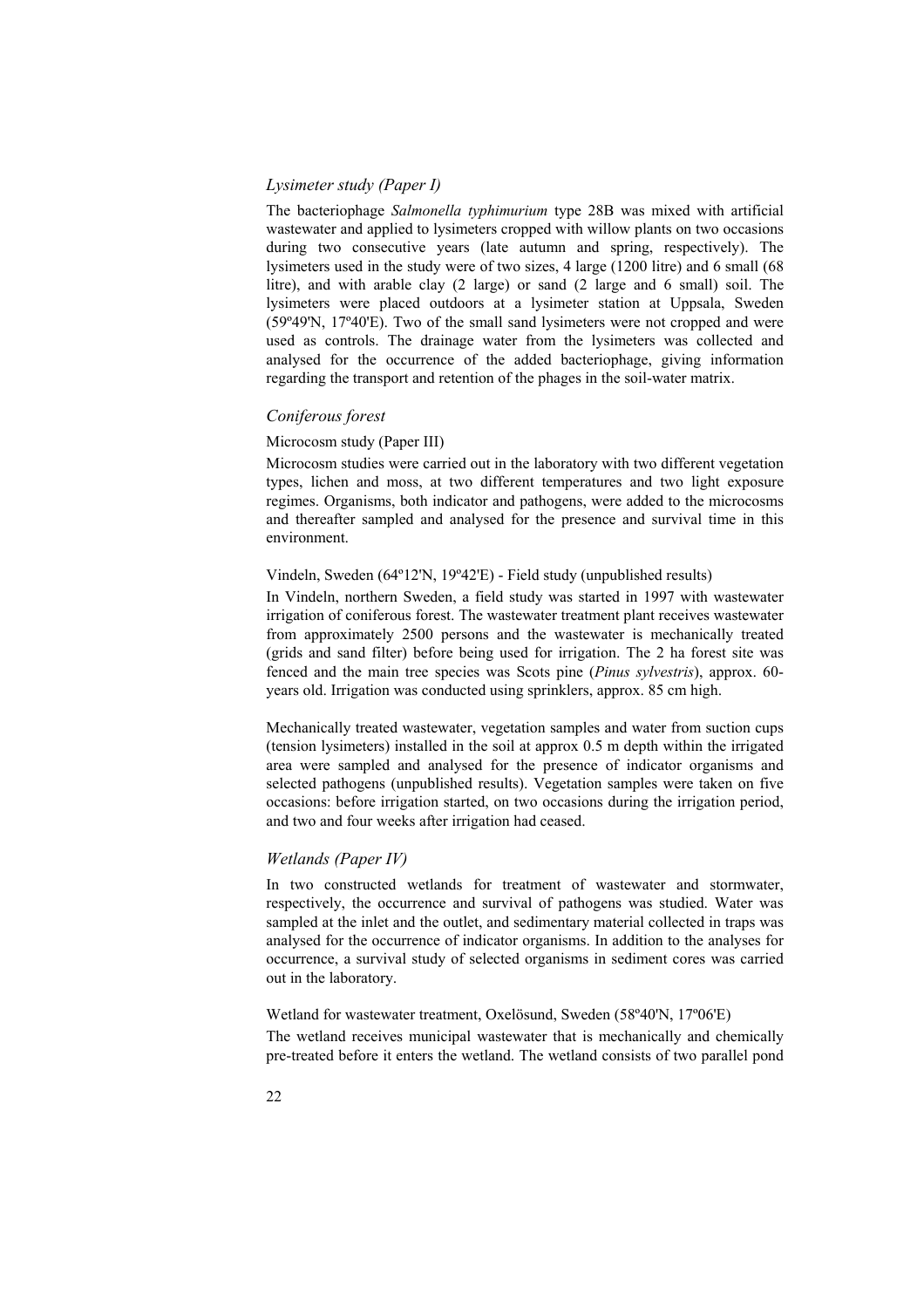### *Lysimeter study (Paper I)*

The bacteriophage *Salmonella typhimurium* type 28B was mixed with artificial wastewater and applied to lysimeters cropped with willow plants on two occasions during two consecutive years (late autumn and spring, respectively). The lysimeters used in the study were of two sizes, 4 large (1200 litre) and 6 small (68 litre), and with arable clay (2 large) or sand (2 large and 6 small) soil. The lysimeters were placed outdoors at a lysimeter station at Uppsala, Sweden (59º49'N, 17º40'E). Two of the small sand lysimeters were not cropped and were used as controls. The drainage water from the lysimeters was collected and analysed for the occurrence of the added bacteriophage, giving information regarding the transport and retention of the phages in the soil-water matrix.

### *Coniferous forest*

#### Microcosm study (Paper III)

Microcosm studies were carried out in the laboratory with two different vegetation types, lichen and moss, at two different temperatures and two light exposure regimes. Organisms, both indicator and pathogens, were added to the microcosms and thereafter sampled and analysed for the presence and survival time in this environment.

#### Vindeln, Sweden (64º12'N, 19º42'E) - Field study (unpublished results)

In Vindeln, northern Sweden, a field study was started in 1997 with wastewater irrigation of coniferous forest. The wastewater treatment plant receives wastewater from approximately 2500 persons and the wastewater is mechanically treated (grids and sand filter) before being used for irrigation. The 2 ha forest site was fenced and the main tree species was Scots pine (*Pinus sylvestris*), approx. 60-years old. Irrigation was conducted using sprinklers, approx. 85 cm high.

Mechanically treated wastewater, vegetation samples and water from suction cups (tension lysimeters) installed in the soil at approx 0.5 m depth within the irrigated area were sampled and analysed for the presence of indicator organisms and selected pathogens (unpublished results). Vegetation samples were taken on five occasions: before irrigation started, on two occasions during the irrigation period, and two and four weeks after irrigation had ceased.

### *Wetlands (Paper IV)*

In two constructed wetlands for treatment of wastewater and stormwater, respectively, the occurrence and survival of pathogens was studied. Water was sampled at the inlet and the outlet, and sedimentary material collected in traps was analysed for the occurrence of indicator organisms. In addition to the analyses for occurrence, a survival study of selected organisms in sediment cores was carried out in the laboratory.

#### Wetland for wastewater treatment, Oxelösund, Sweden (58º40'N, 17º06'E)

The wetland receives municipal wastewater that is mechanically and chemically pre-treated before it enters the wetland. The wetland consists of two parallel pond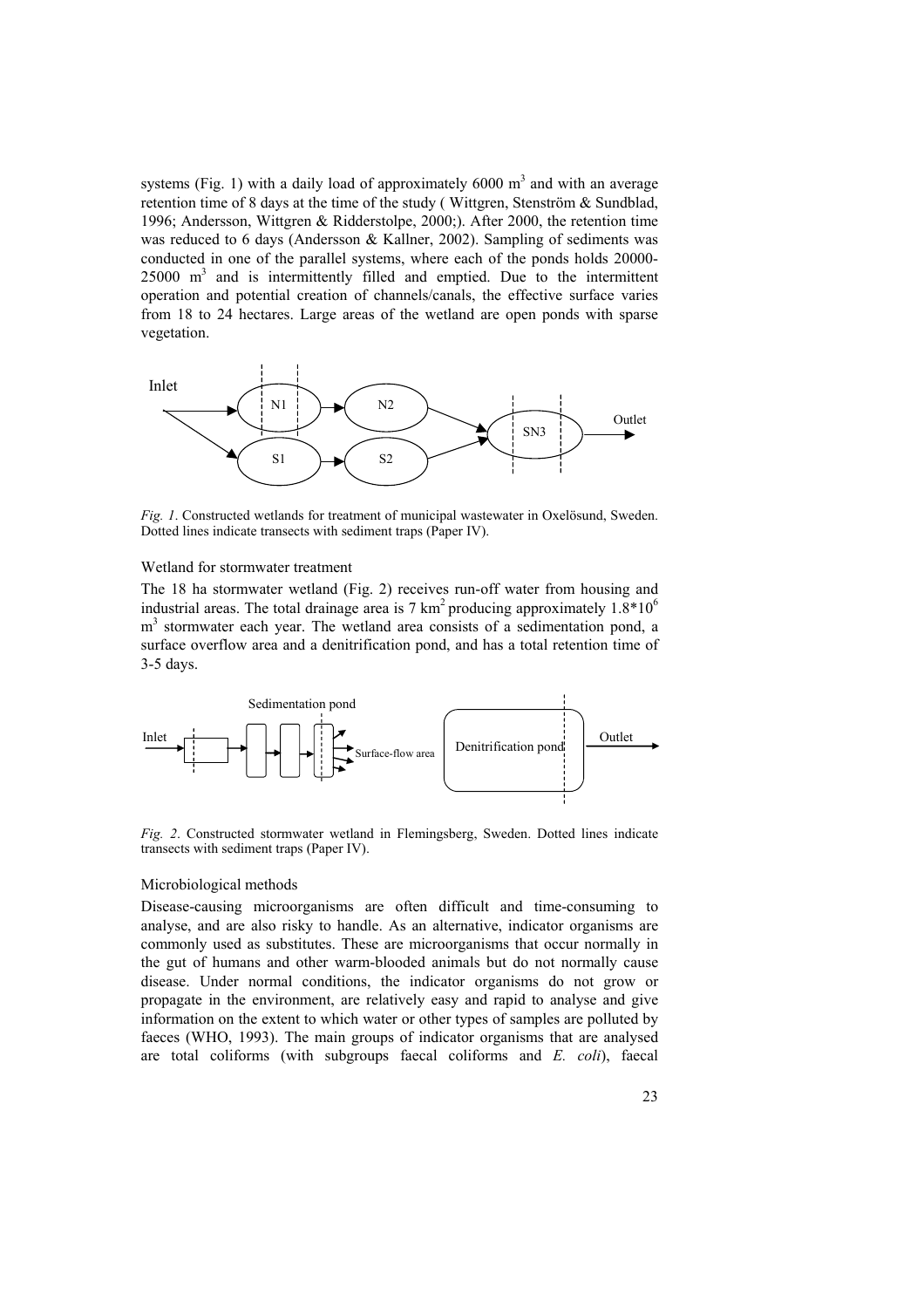systems (Fig. 1) with a daily load of approximately 6000 $m^3$ and with an average retention time of 8 days at the time of the study ( Wittgren, Stenström & Sundblad, 1996; Andersson, Wittgren & Ridderstolpe, 2000;). After 2000, the retention time was reduced to 6 days (Andersson & Kallner, 2002). Sampling of sediments was conducted in one of the parallel systems, where each of the ponds holds 20000-25000 $m^3$ and is intermittently filled and emptied. Due to the intermittent operation and potential creation of channels/canals, the effective surface varies from 18 to 24 hectares. Large areas of the wetland are open ponds with sparse vegetation.

*Fig. 1*. Constructed wetlands for treatment of municipal wastewater in Oxelösund, Sweden. Dotted lines indicate transects with sediment traps (Paper IV).

### Wetland for stormwater treatment

The 18 ha stormwater wetland (Fig. 2) receives run-off water from housing and industrial areas. The total drainage area is 7 $km^2$ producing approximately $1.8*10^6$ $m^3$ stormwater each year. The wetland area consists of a sedimentation pond, a surface overflow area and a denitrification pond, and has a total retention time of 3-5 days.

*Fig. 2*. Constructed stormwater wetland in Flemingsberg, Sweden. Dotted lines indicate transects with sediment traps (Paper IV).

### Microbiological methods

Disease-causing microorganisms are often difficult and time-consuming to analyse, and are also risky to handle. As an alternative, indicator organisms are commonly used as substitutes. These are microorganisms that occur normally in the gut of humans and other warm-blooded animals but do not normally cause disease. Under normal conditions, the indicator organisms do not grow or propagate in the environment, are relatively easy and rapid to analyse and give information on the extent to which water or other types of samples are polluted by faeces (WHO, 1993). The main groups of indicator organisms that are analysed are total coliforms (with subgroups faecal coliforms and *E. coli*), faecal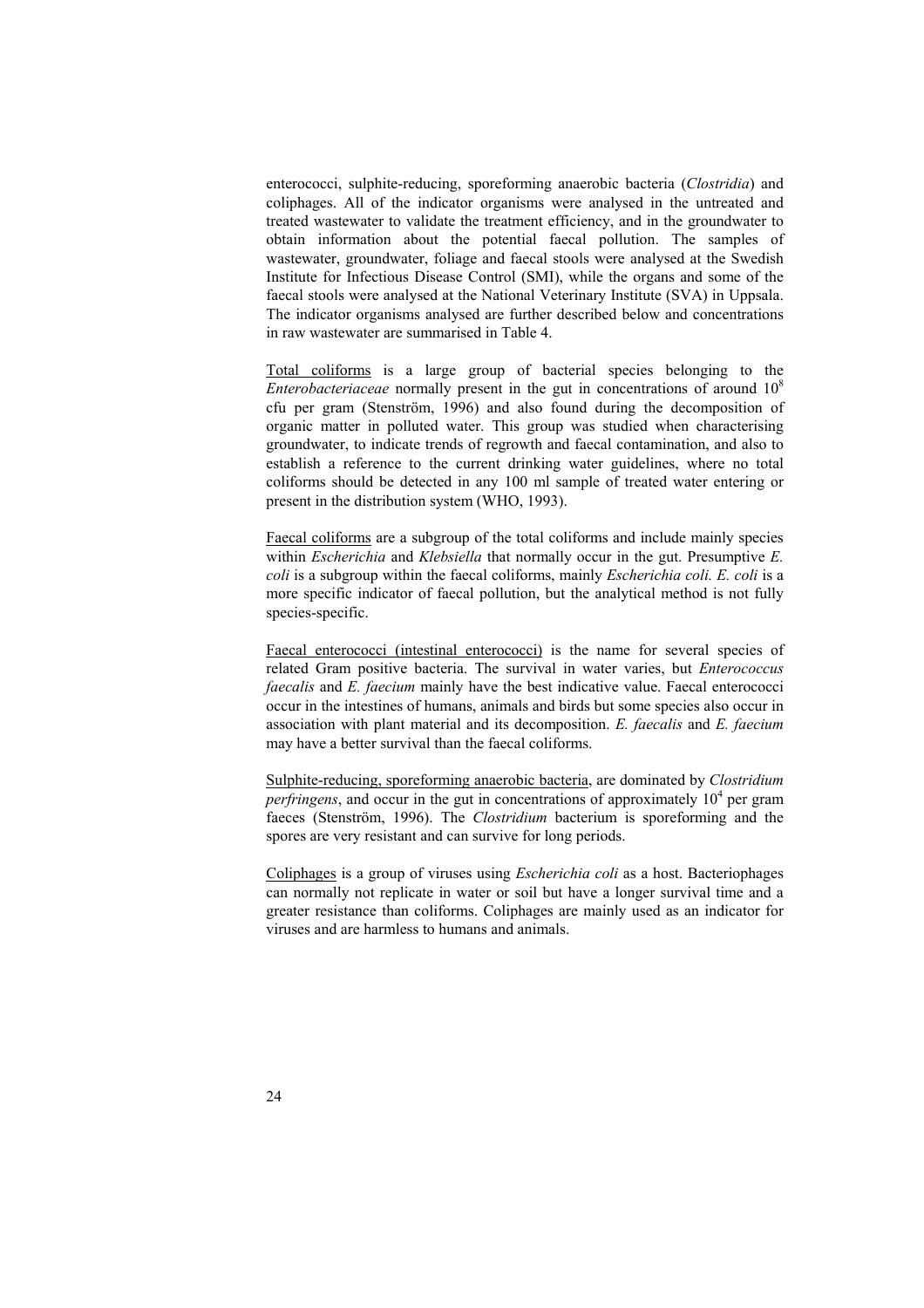enterococci, sulphite-reducing, sporeforming anaerobic bacteria (*Clostridia*) and coliphages. All of the indicator organisms were analysed in the untreated and treated wastewater to validate the treatment efficiency, and in the groundwater to obtain information about the potential faecal pollution. The samples of wastewater, groundwater, foliage and faecal stools were analysed at the Swedish Institute for Infectious Disease Control (SMI), while the organs and some of the faecal stools were analysed at the National Veterinary Institute (SVA) in Uppsala. The indicator organisms analysed are further described below and concentrations in raw wastewater are summarised in Table 4.

<u>Total coliforms</u> is a large group of bacterial species belonging to the *Enterobacteriaceae* normally present in the gut in concentrations of around $10^8$ cfu per gram (Stenström, 1996) and also found during the decomposition of organic matter in polluted water. This group was studied when characterising groundwater, to indicate trends of regrowth and faecal contamination, and also to establish a reference to the current drinking water guidelines, where no total coliforms should be detected in any 100 ml sample of treated water entering or present in the distribution system (WHO, 1993).

<u>Faecal coliforms</u> are a subgroup of the total coliforms and include mainly species within *Escherichia* and *Klebsiella* that normally occur in the gut. Presumptive *E. coli* is a subgroup within the faecal coliforms, mainly *Escherichia coli. E. coli* is a more specific indicator of faecal pollution, but the analytical method is not fully species-specific.

<u>Faecal enterococci (intestinal enterococci)</u> is the name for several species of related Gram positive bacteria. The survival in water varies, but *Enterococcus faecalis* and *E. faecium* mainly have the best indicative value. Faecal enterococci occur in the intestines of humans, animals and birds but some species also occur in association with plant material and its decomposition. *E. faecalis* and *E. faecium* may have a better survival than the faecal coliforms.

<u>Sulphite-reducing, sporeforming anaerobic bacteria</u>, are dominated by *Clostridium perfringens*, and occur in the gut in concentrations of approximately $10^4$ per gram faeces (Stenström, 1996). The *Clostridium* bacterium is sporeforming and the spores are very resistant and can survive for long periods.

<u>Coliphages</u> is a group of viruses using *Escherichia coli* as a host. Bacteriophages can normally not replicate in water or soil but have a longer survival time and a greater resistance than coliforms. Coliphages are mainly used as an indicator for viruses and are harmless to humans and animals.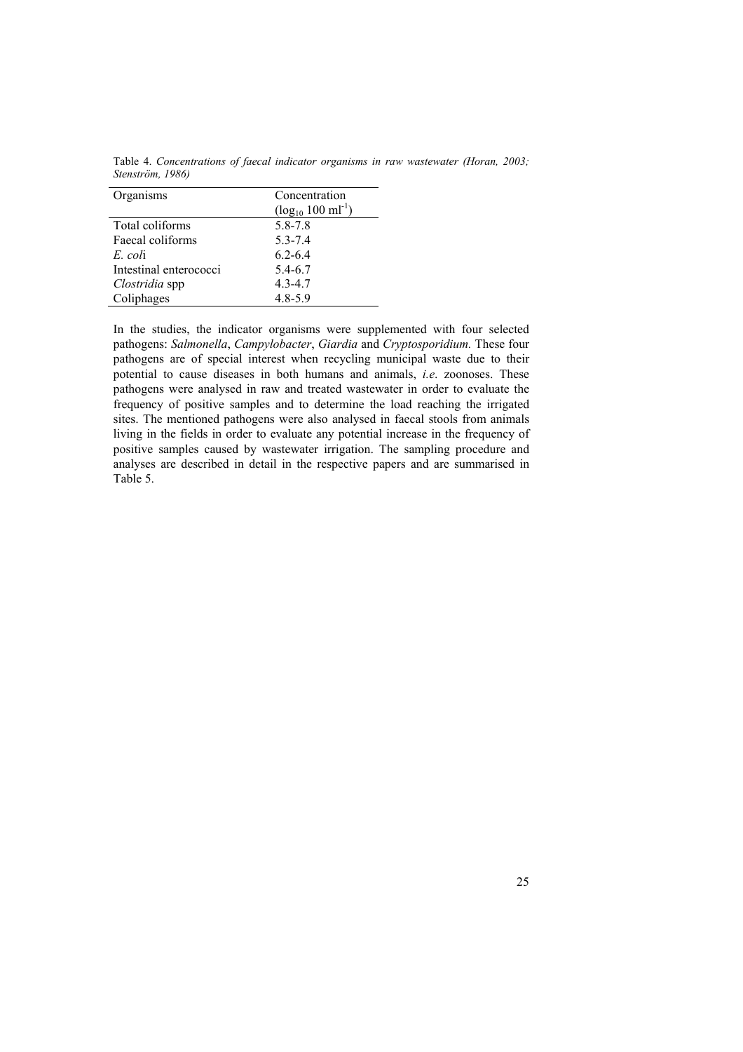Table 4. *Concentrations of faecal indicator organisms in raw wastewater (Horan, 2003; Stenström, 1986)*

| Organisms | Concentration ($\log_{10}$ 100 $ml^{-1}$) |
|---|---|
| Total coliforms | 5.8-7.8 |
| Faecal coliforms | 5.3-7.4 |
| *E. coli* | 6.2-6.4 |
| Intestinal enterococci | 5.4-6.7 |
| *Clostridia* spp | 4.3-4.7 |
| Coliphages | 4.8-5.9 |

In the studies, the indicator organisms were supplemented with four selected pathogens: *Salmonella*, *Campylobacter*, *Giardia* and *Cryptosporidium.* These four pathogens are of special interest when recycling municipal waste due to their potential to cause diseases in both humans and animals, *i.e*. zoonoses. These pathogens were analysed in raw and treated wastewater in order to evaluate the frequency of positive samples and to determine the load reaching the irrigated sites. The mentioned pathogens were also analysed in faecal stools from animals living in the fields in order to evaluate any potential increase in the frequency of positive samples caused by wastewater irrigation. The sampling procedure and analyses are described in detail in the respective papers and are summarised in Table 5.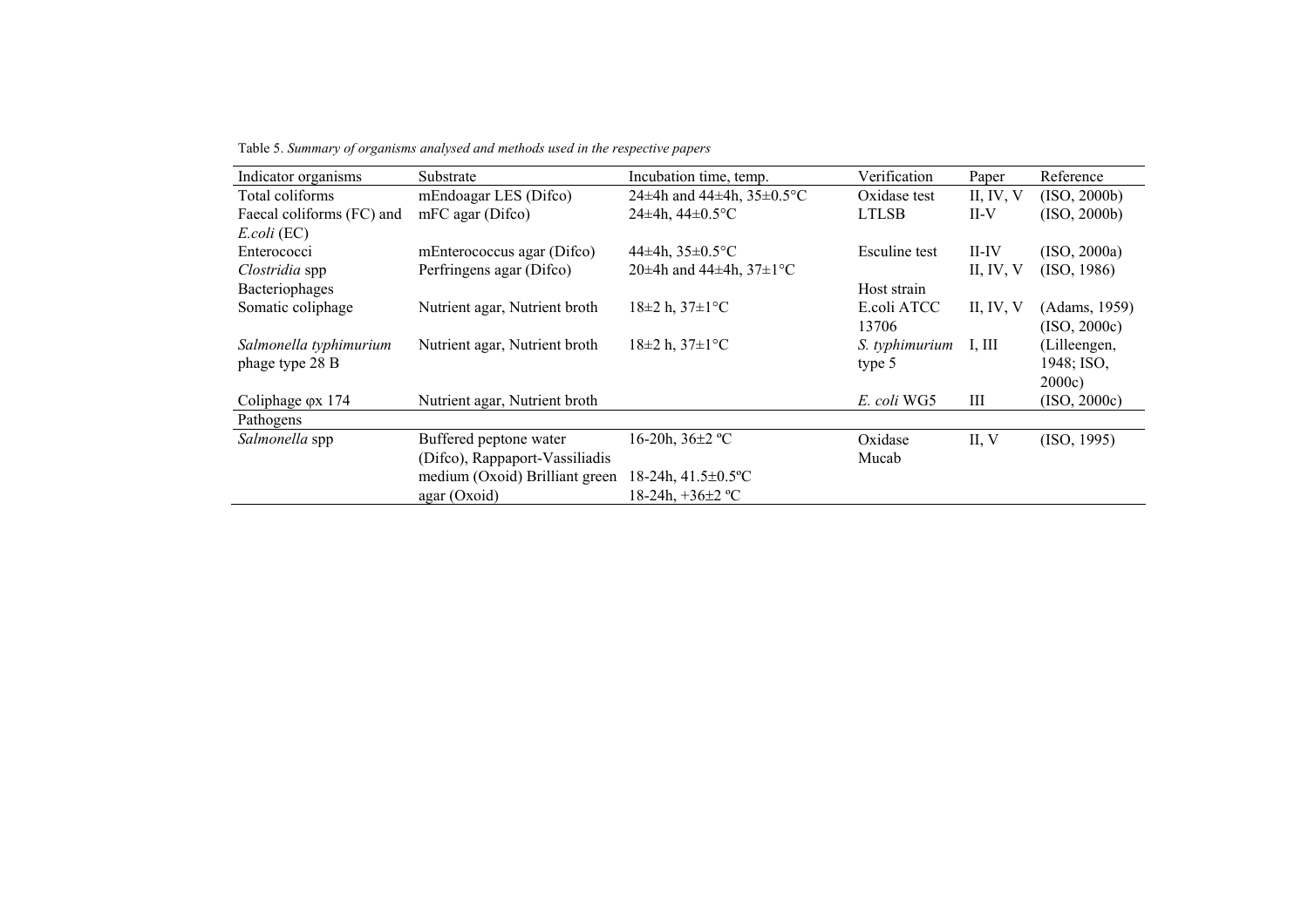Table 5. *Summary of organisms analysed and methods used in the respective papers*

| Indicator organisms | Substrate | Incubation time, temp. | Verification | Paper | Reference |
|---|---|---|---|---|---|
| Total coliforms | mEndoagar LES (Difco) | 24±4h and 44±4h, 35±0.5°C | Oxidase test | II, IV, V | (ISO, 2000b) |
| Faecal coliforms (FC) and *E.coli* (EC) | mFC agar (Difco) | 24±4h, 44±0.5°C | LTLSB | II-V | (ISO, 2000b) |
| Enterococci | mEnterococcus agar (Difco) | 44±4h, 35±0.5°C | Esculine test | II-IV | (ISO, 2000a) |
| *Clostridia* spp | Perfringens agar (Difco) | 20±4h and 44±4h, 37±1°C | | II, IV, V | (ISO, 1986) |
| Bacteriophages | | | Host strain | | |
| Somatic coliphage | Nutrient agar, Nutrient broth | 18±2 h, 37±1°C | E.coli ATCC 13706 | II, IV, V | (Adams, 1959) (ISO, 2000c) |
| *Salmonella typhimurium* phage type 28 B | Nutrient agar, Nutrient broth | 18±2 h, 37±1°C | *S. typhimurium* type 5 | I, III | (Lilleengen, 1948; ISO, 2000c) |
| Coliphage φx 174 | Nutrient agar, Nutrient broth | | *E. coli* WG5 | III | (ISO, 2000c) |
| Pathogens | | | | | |
| *Salmonella* spp | Buffered peptone water (Difco), Rappaport-Vassiliadis medium (Oxoid) Brilliant green agar (Oxoid) | 16-20h, 36±2 ºC<br>18-24h, 41.5±0.5ºC<br>18-24h, +36±2 ºC | Oxidase Mucab | II, V | (ISO, 1995) |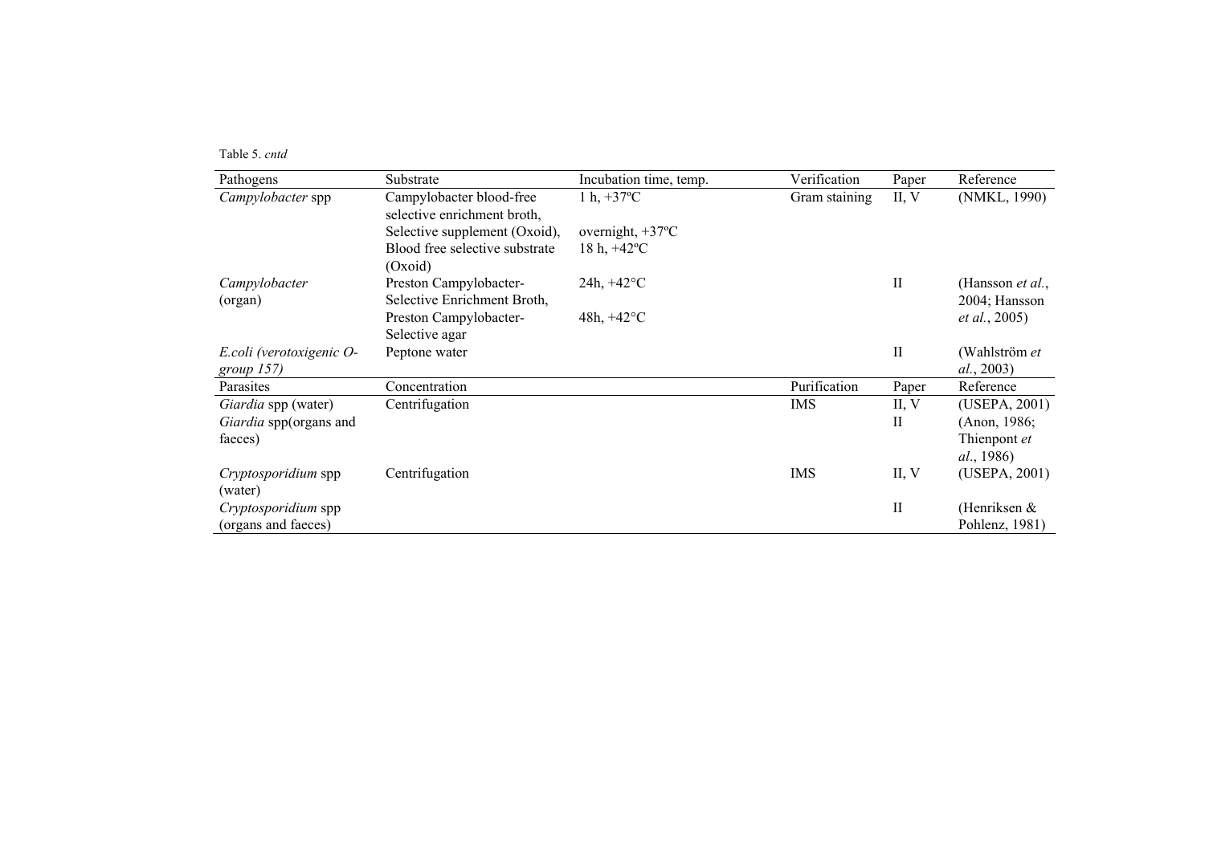Table 5. *cntd*

| Pathogens | Substrate | Incubation time, temp. | Verification | Paper | Reference |
|---|---|---|---|---|---|
| *Campylobacter* spp | Campylobacter blood-free selective enrichment broth, Selective supplement (Oxoid), Blood free selective substrate (Oxoid) | 1 h, +37ºC overnight, +37ºC 18 h, +42ºC | Gram staining | II, V | (NMKL, 1990) |
| *Campylobacter* (organ) | Preston Campylobacter-Selective Enrichment Broth, Preston Campylobacter-Selective agar | 24h, +42°C 48h, +42°C | | II | (Hansson *et al.*, 2004; Hansson *et al.*, 2005) |
| *E.coli (verotoxigenic O-group 157)* | Peptone water | | | II | (Wahlström *et al.*, 2003) |
| Parasites | Concentration | | Purification | Paper | Reference |
| *Giardia* spp (water) | Centrifugation | | IMS | II, V | (USEPA, 2001) |
| *Giardia* spp(organs and faeces) | | | | II | (Anon, 1986; Thienpont *et al.*, 1986) |
| *Cryptosporidium* spp (water) | Centrifugation | | IMS | II, V | (USEPA, 2001) |
| *Cryptosporidium* spp (organs and faeces) | | | | II | (Henriksen & Pohlenz, 1981) |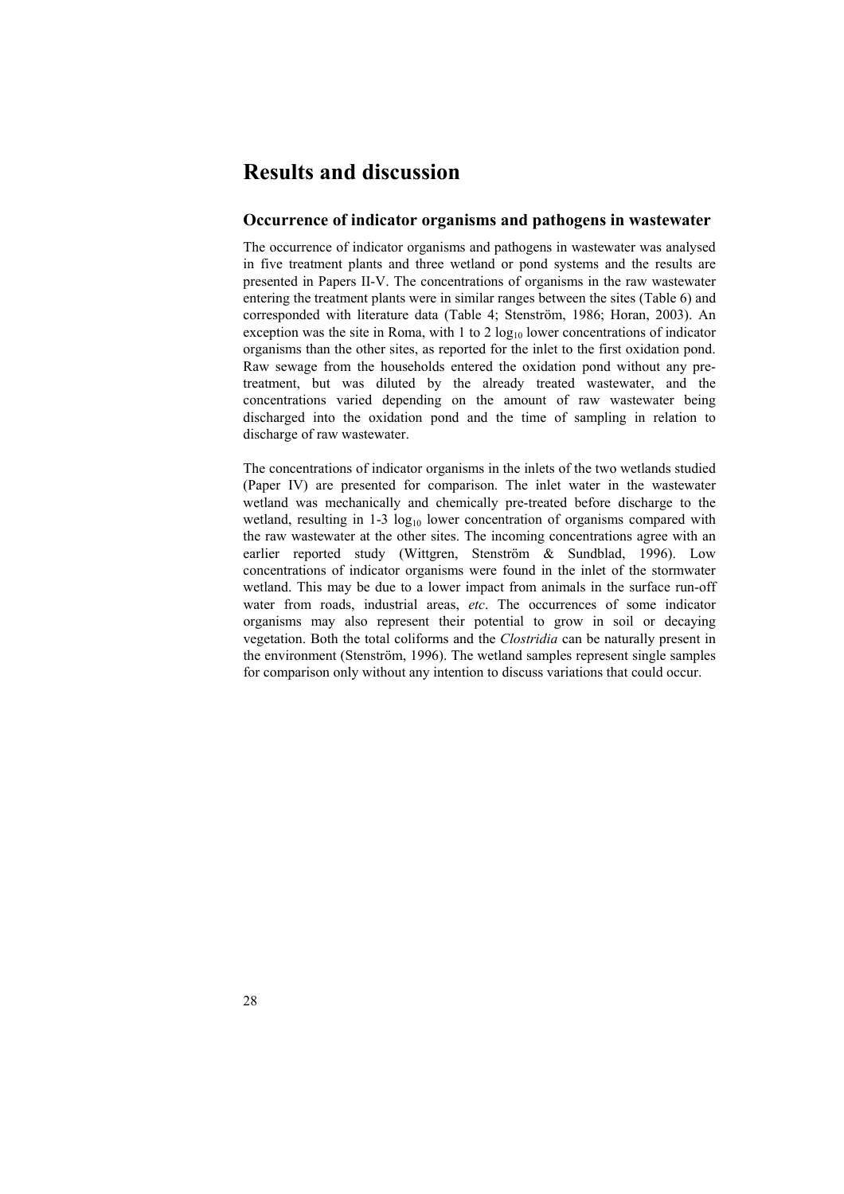# Results and discussion

## Occurrence of indicator organisms and pathogens in wastewater

The occurrence of indicator organisms and pathogens in wastewater was analysed in five treatment plants and three wetland or pond systems and the results are presented in Papers II-V. The concentrations of organisms in the raw wastewater entering the treatment plants were in similar ranges between the sites (Table 6) and corresponded with literature data (Table 4; Stenström, 1986; Horan, 2003). An exception was the site in Roma, with 1 to 2 $\log_{10}$ lower concentrations of indicator organisms than the other sites, as reported for the inlet to the first oxidation pond. Raw sewage from the households entered the oxidation pond without any pre-treatment, but was diluted by the already treated wastewater, and the concentrations varied depending on the amount of raw wastewater being discharged into the oxidation pond and the time of sampling in relation to discharge of raw wastewater.

The concentrations of indicator organisms in the inlets of the two wetlands studied (Paper IV) are presented for comparison. The inlet water in the wastewater wetland was mechanically and chemically pre-treated before discharge to the wetland, resulting in 1-3 $\log_{10}$ lower concentration of organisms compared with the raw wastewater at the other sites. The incoming concentrations agree with an earlier reported study (Wittgren, Stenström & Sundblad, 1996). Low concentrations of indicator organisms were found in the inlet of the stormwater wetland. This may be due to a lower impact from animals in the surface run-off water from roads, industrial areas, *etc*. The occurrences of some indicator organisms may also represent their potential to grow in soil or decaying vegetation. Both the total coliforms and the *Clostridia* can be naturally present in the environment (Stenström, 1996). The wetland samples represent single samples for comparison only without any intention to discuss variations that could occur.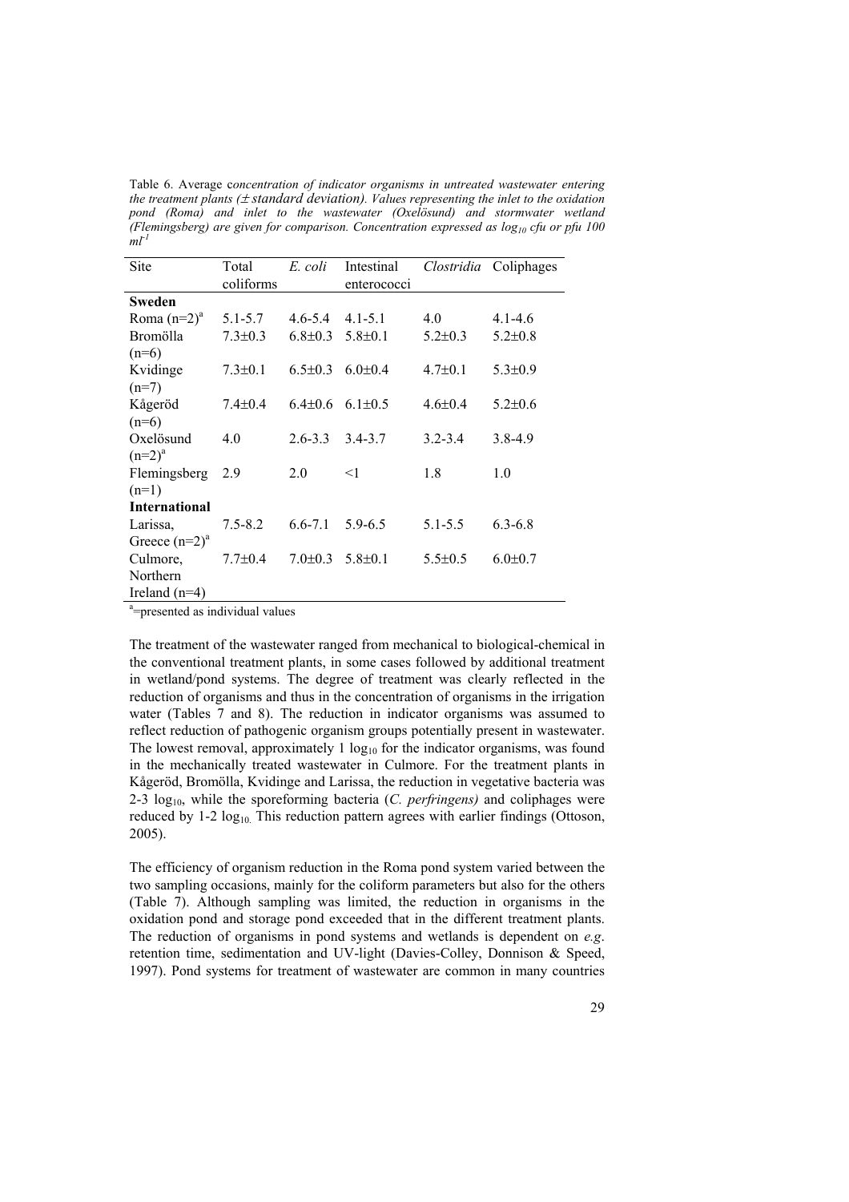Table 6. Average c*oncentration of indicator organisms in untreated wastewater entering the treatment plants (± standard deviation). Values representing the inlet to the oxidation pond (Roma) and inlet to the wastewater (Oxelösund) and stormwater wetland (Flemingsberg) are given for comparison. Concentration expressed as $log_{10}$ cfu or pfu 100 $ml^{-1}$*

| Site | Total coliforms | *E. coli* | Intestinal enterococci | *Clostridia* | Coliphages |
|---|---|---|---|---|---|
| **Sweden** | | | | | |
| Roma (n=2)[a] | 5.1-5.7 | 4.6-5.4 | 4.1-5.1 | 4.0 | 4.1-4.6 |
| Bromölla (n=6) | 7.3±0.3 | 6.8±0.3 | 5.8±0.1 | 5.2±0.3 | 5.2±0.8 |
| Kvidinge (n=7) | 7.3±0.1 | 6.5±0.3 | 6.0±0.4 | 4.7±0.1 | 5.3±0.9 |
| Kågeröd (n=6) | 7.4±0.4 | 6.4±0.6 | 6.1±0.5 | 4.6±0.4 | 5.2±0.6 |
| Oxelösund (n=2)[a] | 4.0 | 2.6-3.3 | 3.4-3.7 | 3.2-3.4 | 3.8-4.9 |
| Flemingsberg (n=1) | 2.9 | 2.0 | <1 | 1.8 | 1.0 |
| **International** | | | | | |
| Larissa, Greece (n=2)[a] | 7.5-8.2 | 6.6-7.1 | 5.9-6.5 | 5.1-5.5 | 6.3-6.8 |
| Culmore, Northern Ireland (n=4) | 7.7±0.4 | 7.0±0.3 | 5.8±0.1 | 5.5±0.5 | 6.0±0.7 |

[a]=presented as individual values

The treatment of the wastewater ranged from mechanical to biological-chemical in the conventional treatment plants, in some cases followed by additional treatment in wetland/pond systems. The degree of treatment was clearly reflected in the reduction of organisms and thus in the concentration of organisms in the irrigation water (Tables 7 and 8). The reduction in indicator organisms was assumed to reflect reduction of pathogenic organism groups potentially present in wastewater. The lowest removal, approximately 1 $log_{10}$ for the indicator organisms, was found in the mechanically treated wastewater in Culmore. For the treatment plants in Kågeröd, Bromölla, Kvidinge and Larissa, the reduction in vegetative bacteria was 2-3 $log_{10}$, while the sporeforming bacteria (*C. perfringens)* and coliphages were reduced by 1-2 $log_{10}$. This reduction pattern agrees with earlier findings (Ottoson, 2005).

The efficiency of organism reduction in the Roma pond system varied between the two sampling occasions, mainly for the coliform parameters but also for the others (Table 7). Although sampling was limited, the reduction in organisms in the oxidation pond and storage pond exceeded that in the different treatment plants. The reduction of organisms in pond systems and wetlands is dependent on *e.g*. retention time, sedimentation and UV-light (Davies-Colley, Donnison & Speed, 1997). Pond systems for treatment of wastewater are common in many countries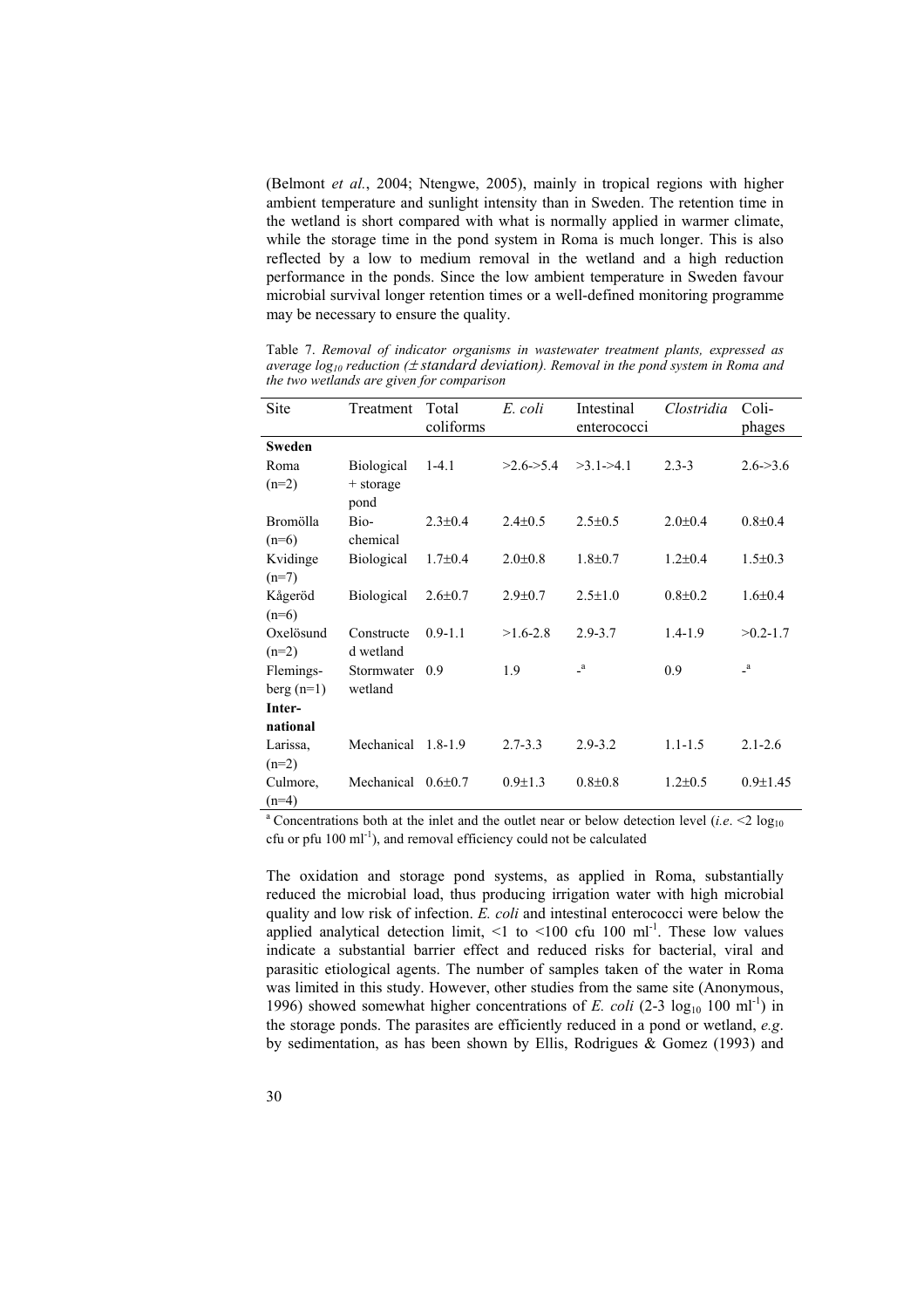(Belmont *et al.*, 2004; Ntengwe, 2005), mainly in tropical regions with higher ambient temperature and sunlight intensity than in Sweden. The retention time in the wetland is short compared with what is normally applied in warmer climate, while the storage time in the pond system in Roma is much longer. This is also reflected by a low to medium removal in the wetland and a high reduction performance in the ponds. Since the low ambient temperature in Sweden favour microbial survival longer retention times or a well-defined monitoring programme may be necessary to ensure the quality.

Table 7. *Removal of indicator organisms in wastewater treatment plants, expressed as average $log_{10}$ reduction (± standard deviation). Removal in the pond system in Roma and the two wetlands are given for comparison*

| Site | Treatment | Total coliforms | *E. coli* | Intestinal enterococci | *Clostridia* | Coli-phages |
|---|---|---|---|---|---|---|
| **Sweden** | | | | | | |
| Roma (n=2) | Biological + storage pond | 1-4.1 | >2.6->5.4 | >3.1->4.1 | 2.3-3 | 2.6->3.6 |
| Bromölla (n=6) | Bio-chemical | 2.3±0.4 | 2.4±0.5 | 2.5±0.5 | 2.0±0.4 | 0.8±0.4 |
| Kvidinge (n=7) | Biological | 1.7±0.4 | 2.0±0.8 | 1.8±0.7 | 1.2±0.4 | 1.5±0.3 |
| Kågeröd (n=6) | Biological | 2.6±0.7 | 2.9±0.7 | 2.5±1.0 | 0.8±0.2 | 1.6±0.4 |
| Oxelösund (n=2) | Constructed wetland | 0.9-1.1 | >1.6-2.8 | 2.9-3.7 | 1.4-1.9 | >0.2-1.7 |
| Flemingsberg (n=1) | Stormwater wetland | 0.9 | 1.9 | -[a] | 0.9 | -[a] |
| **International** | | | | | | |
| Larissa, (n=2) | Mechanical | 1.8-1.9 | 2.7-3.3 | 2.9-3.2 | 1.1-1.5 | 2.1-2.6 |
| Culmore, (n=4) | Mechanical | 0.6±0.7 | 0.9±1.3 | 0.8±0.8 | 1.2±0.5 | 0.9±1.45 |

[a] Concentrations both at the inlet and the outlet near or below detection level (*i.e*. <2 $log_{10}$ cfu or pfu 100 $ml^{-1}$), and removal efficiency could not be calculated

The oxidation and storage pond systems, as applied in Roma, substantially reduced the microbial load, thus producing irrigation water with high microbial quality and low risk of infection. *E. coli* and intestinal enterococci were below the applied analytical detection limit, <1 to <100 cfu 100 $ml^{-1}$. These low values indicate a substantial barrier effect and reduced risks for bacterial, viral and parasitic etiological agents. The number of samples taken of the water in Roma was limited in this study. However, other studies from the same site (Anonymous, 1996) showed somewhat higher concentrations of *E. coli* (2-3 $log_{10}$ 100 $ml^{-1}$) in the storage ponds. The parasites are efficiently reduced in a pond or wetland, *e.g*. by sedimentation, as has been shown by Ellis, Rodrigues & Gomez (1993) and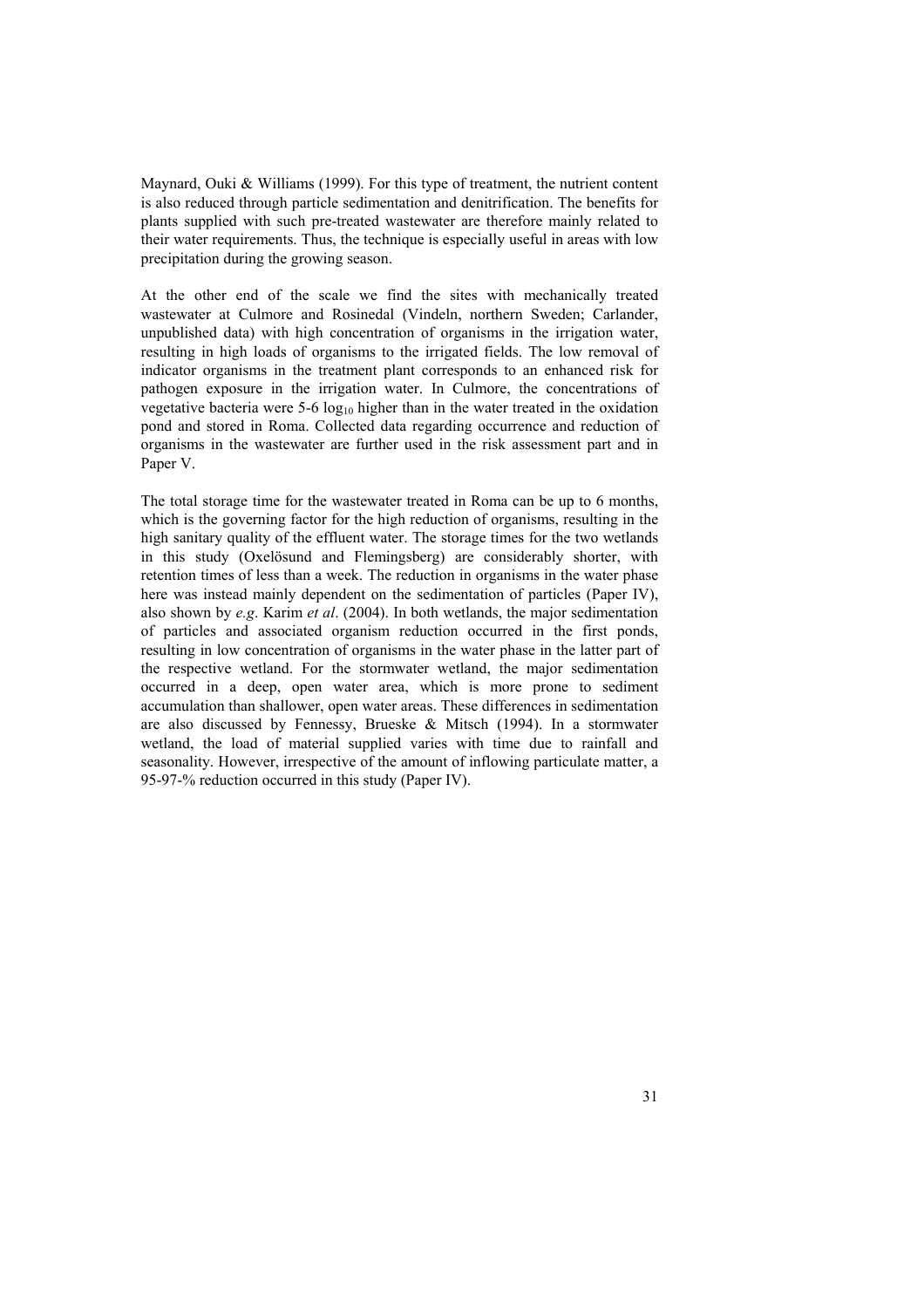Maynard, Ouki & Williams (1999). For this type of treatment, the nutrient content is also reduced through particle sedimentation and denitrification. The benefits for plants supplied with such pre-treated wastewater are therefore mainly related to their water requirements. Thus, the technique is especially useful in areas with low precipitation during the growing season.

At the other end of the scale we find the sites with mechanically treated wastewater at Culmore and Rosinedal (Vindeln, northern Sweden; Carlander, unpublished data) with high concentration of organisms in the irrigation water, resulting in high loads of organisms to the irrigated fields. The low removal of indicator organisms in the treatment plant corresponds to an enhanced risk for pathogen exposure in the irrigation water. In Culmore, the concentrations of vegetative bacteria were 5-6 $\log_{10}$ higher than in the water treated in the oxidation pond and stored in Roma. Collected data regarding occurrence and reduction of organisms in the wastewater are further used in the risk assessment part and in Paper V.

The total storage time for the wastewater treated in Roma can be up to 6 months, which is the governing factor for the high reduction of organisms, resulting in the high sanitary quality of the effluent water. The storage times for the two wetlands in this study (Oxelösund and Flemingsberg) are considerably shorter, with retention times of less than a week. The reduction in organisms in the water phase here was instead mainly dependent on the sedimentation of particles (Paper IV), also shown by *e.g*. Karim *et al*. (2004). In both wetlands, the major sedimentation of particles and associated organism reduction occurred in the first ponds, resulting in low concentration of organisms in the water phase in the latter part of the respective wetland. For the stormwater wetland, the major sedimentation occurred in a deep, open water area, which is more prone to sediment accumulation than shallower, open water areas. These differences in sedimentation are also discussed by Fennessy, Brueske & Mitsch (1994). In a stormwater wetland, the load of material supplied varies with time due to rainfall and seasonality. However, irrespective of the amount of inflowing particulate matter, a 95-97-% reduction occurred in this study (Paper IV).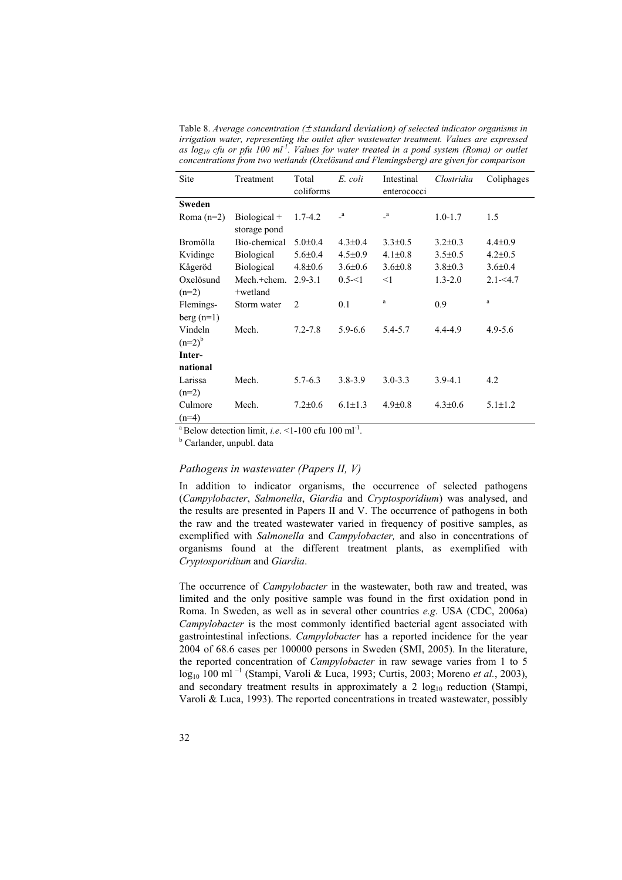Table 8. *Average concentration (± standard deviation) of selected indicator organisms in irrigation water, representing the outlet after wastewater treatment. Values are expressed as $log_{10}$ cfu or pfu 100 $ml^{-1}$. Values for water treated in a pond system (Roma) or outlet concentrations from two wetlands (Oxelösund and Flemingsberg) are given for comparison*

| Site | Treatment | Total coliforms | *E. coli* | Intestinal enterococci | *Clostridia* | Coliphages |
|---|---|---|---|---|---|---|
| **Sweden** | | | | | | |
| Roma (n=2) | Biological + storage pond | 1.7-4.2 | -[a] | -[a] | 1.0-1.7 | 1.5 |
| Bromölla | Bio-chemical | 5.0±0.4 | 4.3±0.4 | 3.3±0.5 | 3.2±0.3 | 4.4±0.9 |
| Kvidinge | Biological | 5.6±0.4 | 4.5±0.9 | 4.1±0.8 | 3.5±0.5 | 4.2±0.5 |
| Kågeröd | Biological | 4.8±0.6 | 3.6±0.6 | 3.6±0.8 | 3.8±0.3 | 3.6±0.4 |
| Oxelösund (n=2) | Mech.+chem. +wetland | 2.9-3.1 | 0.5-<1 | <1 | 1.3-2.0 | 2.1-<4.7 |
| Flemingsberg (n=1) | Storm water | 2 | 0.1 | [a] | 0.9 | [a] |
| Vindeln (n=2)[b] | Mech. | 7.2-7.8 | 5.9-6.6 | 5.4-5.7 | 4.4-4.9 | 4.9-5.6 |
| **International** | | | | | | |
| Larissa (n=2) | Mech. | 5.7-6.3 | 3.8-3.9 | 3.0-3.3 | 3.9-4.1 | 4.2 |
| Culmore (n=4) | Mech. | 7.2±0.6 | 6.1±1.3 | 4.9±0.8 | 4.3±0.6 | 5.1±1.2 |

[a] Below detection limit, *i.e*. <1-100 cfu 100 $ml^{-1}$.
[b] Carlander, unpubl. data

### *Pathogens in wastewater (Papers II, V)*

In addition to indicator organisms, the occurrence of selected pathogens (*Campylobacter*, *Salmonella*, *Giardia* and *Cryptosporidium*) was analysed, and the results are presented in Papers II and V. The occurrence of pathogens in both the raw and the treated wastewater varied in frequency of positive samples, as exemplified with *Salmonella* and *Campylobacter,* and also in concentrations of organisms found at the different treatment plants, as exemplified with *Cryptosporidium* and *Giardia*.

The occurrence of *Campylobacter* in the wastewater, both raw and treated, was limited and the only positive sample was found in the first oxidation pond in Roma. In Sweden, as well as in several other countries *e.g*. USA (CDC, 2006a) *Campylobacter* is the most commonly identified bacterial agent associated with gastrointestinal infections. *Campylobacter* has a reported incidence for the year 2004 of 68.6 cases per 100000 persons in Sweden (SMI, 2005). In the literature, the reported concentration of *Campylobacter* in raw sewage varies from 1 to 5 $log_{10}$ 100 ml $^{-1}$ (Stampi, Varoli & Luca, 1993; Curtis, 2003; Moreno *et al.*, 2003), and secondary treatment results in approximately a 2 $log_{10}$ reduction (Stampi, Varoli & Luca, 1993). The reported concentrations in treated wastewater, possibly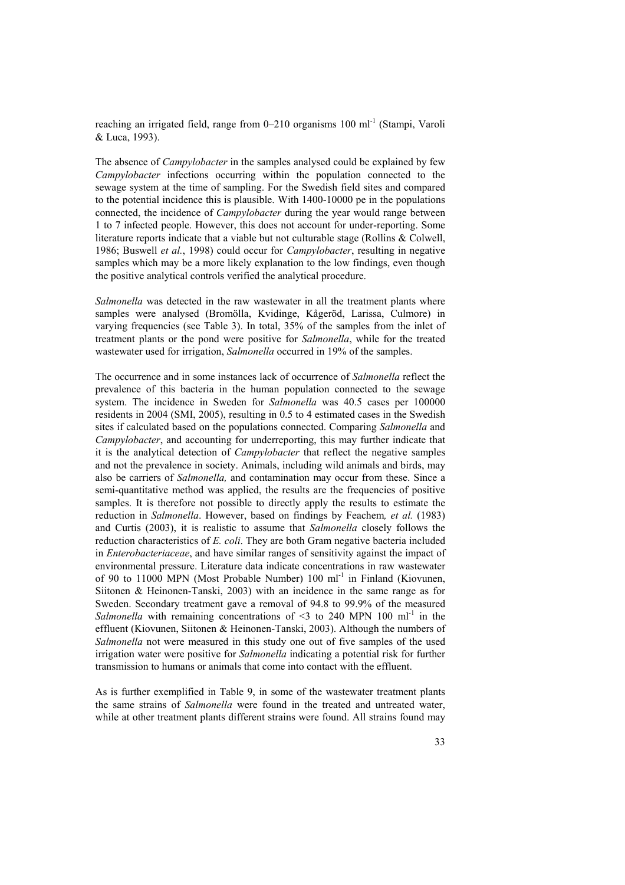reaching an irrigated field, range from 0–210 organisms 100 $ml^{-1}$ (Stampi, Varoli & Luca, 1993).

The absence of *Campylobacter* in the samples analysed could be explained by few *Campylobacter* infections occurring within the population connected to the sewage system at the time of sampling. For the Swedish field sites and compared to the potential incidence this is plausible. With 1400-10000 pe in the populations connected, the incidence of *Campylobacter* during the year would range between 1 to 7 infected people. However, this does not account for under-reporting. Some literature reports indicate that a viable but not culturable stage (Rollins & Colwell, 1986; Buswell *et al.*, 1998) could occur for *Campylobacter*, resulting in negative samples which may be a more likely explanation to the low findings, even though the positive analytical controls verified the analytical procedure.

*Salmonella* was detected in the raw wastewater in all the treatment plants where samples were analysed (Bromölla, Kvidinge, Kågeröd, Larissa, Culmore) in varying frequencies (see Table 3). In total, 35% of the samples from the inlet of treatment plants or the pond were positive for *Salmonella*, while for the treated wastewater used for irrigation, *Salmonella* occurred in 19% of the samples.

The occurrence and in some instances lack of occurrence of *Salmonella* reflect the prevalence of this bacteria in the human population connected to the sewage system. The incidence in Sweden for *Salmonella* was 40.5 cases per 100000 residents in 2004 (SMI, 2005), resulting in 0.5 to 4 estimated cases in the Swedish sites if calculated based on the populations connected. Comparing *Salmonella* and *Campylobacter*, and accounting for underreporting, this may further indicate that it is the analytical detection of *Campylobacter* that reflect the negative samples and not the prevalence in society. Animals, including wild animals and birds, may also be carriers of *Salmonella,* and contamination may occur from these. Since a semi-quantitative method was applied, the results are the frequencies of positive samples. It is therefore not possible to directly apply the results to estimate the reduction in *Salmonella*. However, based on findings by Feachem*, et al.* (1983) and Curtis (2003), it is realistic to assume that *Salmonella* closely follows the reduction characteristics of *E. coli*. They are both Gram negative bacteria included in *Enterobacteriaceae*, and have similar ranges of sensitivity against the impact of environmental pressure. Literature data indicate concentrations in raw wastewater of 90 to 11000 MPN (Most Probable Number) 100 $ml^{-1}$ in Finland (Kiovunen, Siitonen & Heinonen-Tanski, 2003) with an incidence in the same range as for Sweden. Secondary treatment gave a removal of 94.8 to 99.9% of the measured *Salmonella* with remaining concentrations of <3 to 240 MPN 100 $ml^{-1}$ in the effluent (Kiovunen, Siitonen & Heinonen-Tanski, 2003). Although the numbers of *Salmonella* not were measured in this study one out of five samples of the used irrigation water were positive for *Salmonella* indicating a potential risk for further transmission to humans or animals that come into contact with the effluent.

As is further exemplified in Table 9, in some of the wastewater treatment plants the same strains of *Salmonella* were found in the treated and untreated water, while at other treatment plants different strains were found. All strains found may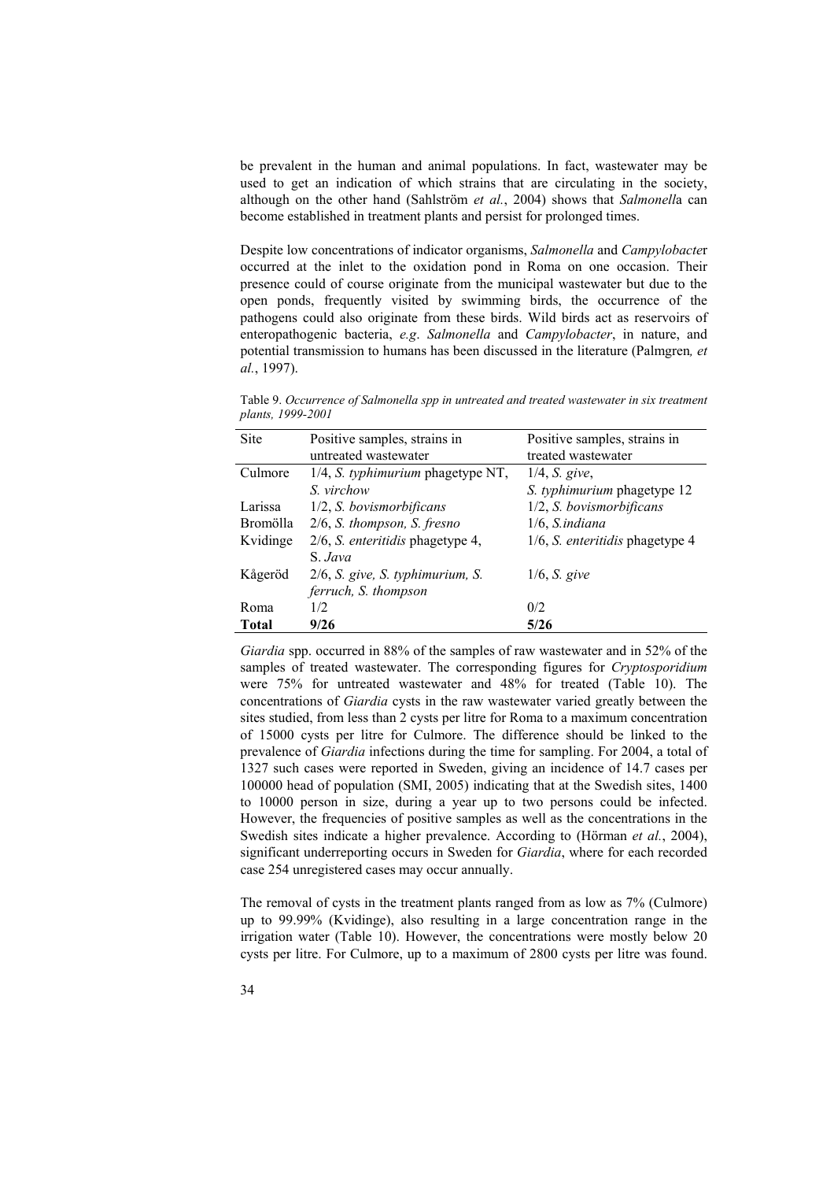be prevalent in the human and animal populations. In fact, wastewater may be used to get an indication of which strains that are circulating in the society, although on the other hand (Sahlström *et al.*, 2004) shows that *Salmonell*a can become established in treatment plants and persist for prolonged times.

Despite low concentrations of indicator organisms, *Salmonella* and *Campylobacte*r occurred at the inlet to the oxidation pond in Roma on one occasion. Their presence could of course originate from the municipal wastewater but due to the open ponds, frequently visited by swimming birds, the occurrence of the pathogens could also originate from these birds. Wild birds act as reservoirs of enteropathogenic bacteria, *e.g*. *Salmonella* and *Campylobacter*, in nature, and potential transmission to humans has been discussed in the literature (Palmgren*, et al.*, 1997).

Table 9. *Occurrence of Salmonella spp in untreated and treated wastewater in six treatment plants, 1999-2001*

| Site | Positive samples, strains in untreated wastewater | Positive samples, strains in treated wastewater |
|---|---|---|
| Culmore | 1/4, *S. typhimurium* phagetype NT, *S. virchow* | 1/4, *S. give*, *S. typhimurium* phagetype 12 |
| Larissa | 1/2, *S. bovismorbificans* | 1/2, *S. bovismorbificans* |
| Bromölla | 2/6, *S. thompson, S. fresno* | 1/6, *S.indiana* |
| Kvidinge | 2/6, *S. enteritidis* phagetype 4, S. *Java* | 1/6, *S. enteritidis* phagetype 4 |
| Kågeröd | 2/6, *S. give, S. typhimurium, S. ferruch, S. thompson* | 1/6, *S. give* |
| Roma | 1/2 | 0/2 |
| **Total** | **9/26** | **5/26** |

*Giardia* spp. occurred in 88% of the samples of raw wastewater and in 52% of the samples of treated wastewater. The corresponding figures for *Cryptosporidium* were 75% for untreated wastewater and 48% for treated (Table 10). The concentrations of *Giardia* cysts in the raw wastewater varied greatly between the sites studied, from less than 2 cysts per litre for Roma to a maximum concentration of 15000 cysts per litre for Culmore. The difference should be linked to the prevalence of *Giardia* infections during the time for sampling. For 2004, a total of 1327 such cases were reported in Sweden, giving an incidence of 14.7 cases per 100000 head of population (SMI, 2005) indicating that at the Swedish sites, 1400 to 10000 person in size, during a year up to two persons could be infected. However, the frequencies of positive samples as well as the concentrations in the Swedish sites indicate a higher prevalence. According to (Hörman *et al.*, 2004), significant underreporting occurs in Sweden for *Giardia*, where for each recorded case 254 unregistered cases may occur annually.

The removal of cysts in the treatment plants ranged from as low as 7% (Culmore) up to 99.99% (Kvidinge), also resulting in a large concentration range in the irrigation water (Table 10). However, the concentrations were mostly below 20 cysts per litre. For Culmore, up to a maximum of 2800 cysts per litre was found.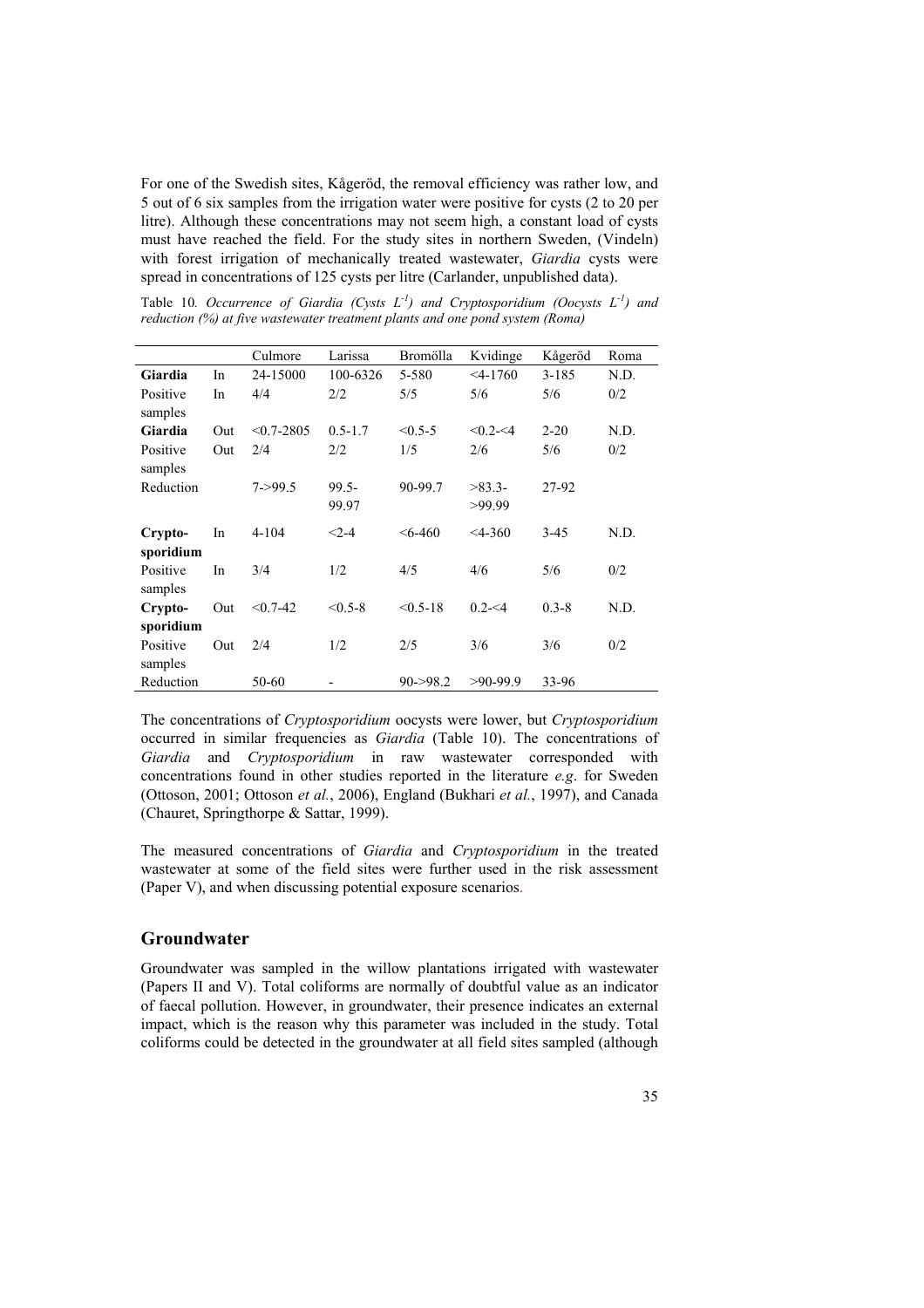For one of the Swedish sites, Kågeröd, the removal efficiency was rather low, and 5 out of 6 six samples from the irrigation water were positive for cysts (2 to 20 per litre). Although these concentrations may not seem high, a constant load of cysts must have reached the field. For the study sites in northern Sweden, (Vindeln) with forest irrigation of mechanically treated wastewater, *Giardia* cysts were spread in concentrations of 125 cysts per litre (Carlander, unpublished data).

Table 10. *Occurrence of Giardia (Cysts $L^{-1}$) and Cryptosporidium (Oocysts $L^{-1}$) and reduction (%) at five wastewater treatment plants and one pond system (Roma)*

| | | Culmore | Larissa | Bromölla | Kvidinge | Kågeröd | Roma |
|---|---|---|---|---|---|---|---|
| **Giardia** | In | 24-15000 | 100-6326 | 5-580 | <4-1760 | 3-185 | N.D. |
| Positive samples | In | 4/4 | 2/2 | 5/5 | 5/6 | 5/6 | 0/2 |
| **Giardia** | Out | <0.7-2805 | 0.5-1.7 | <0.5-5 | <0.2-<4 | 2-20 | N.D. |
| Positive samples | Out | 2/4 | 2/2 | 1/5 | 2/6 | 5/6 | 0/2 |
| Reduction | | 7->99.5 | 99.5-99.97 | 90-99.7 | >83.3->99.99 | 27-92 | |
| **Cryptosporidium** | In | 4-104 | <2-4 | <6-460 | <4-360 | 3-45 | N.D. |
| Positive samples | In | 3/4 | 1/2 | 4/5 | 4/6 | 5/6 | 0/2 |
| **Cryptosporidium** | Out | <0.7-42 | <0.5-8 | <0.5-18 | 0.2-<4 | 0.3-8 | N.D. |
| Positive samples | Out | 2/4 | 1/2 | 2/5 | 3/6 | 3/6 | 0/2 |
| Reduction | | 50-60 | - | 90->98.2 | >90-99.9 | 33-96 | |

The concentrations of *Cryptosporidium* oocysts were lower, but *Cryptosporidium* occurred in similar frequencies as *Giardia* (Table 10). The concentrations of *Giardia* and *Cryptosporidium* in raw wastewater corresponded with concentrations found in other studies reported in the literature *e.g*. for Sweden (Ottoson, 2001; Ottoson *et al.*, 2006), England (Bukhari *et al.*, 1997), and Canada (Chauret, Springthorpe & Sattar, 1999).

The measured concentrations of *Giardia* and *Cryptosporidium* in the treated wastewater at some of the field sites were further used in the risk assessment (Paper V), and when discussing potential exposure scenarios.

## Groundwater

Groundwater was sampled in the willow plantations irrigated with wastewater (Papers II and V). Total coliforms are normally of doubtful value as an indicator of faecal pollution. However, in groundwater, their presence indicates an external impact, which is the reason why this parameter was included in the study. Total coliforms could be detected in the groundwater at all field sites sampled (although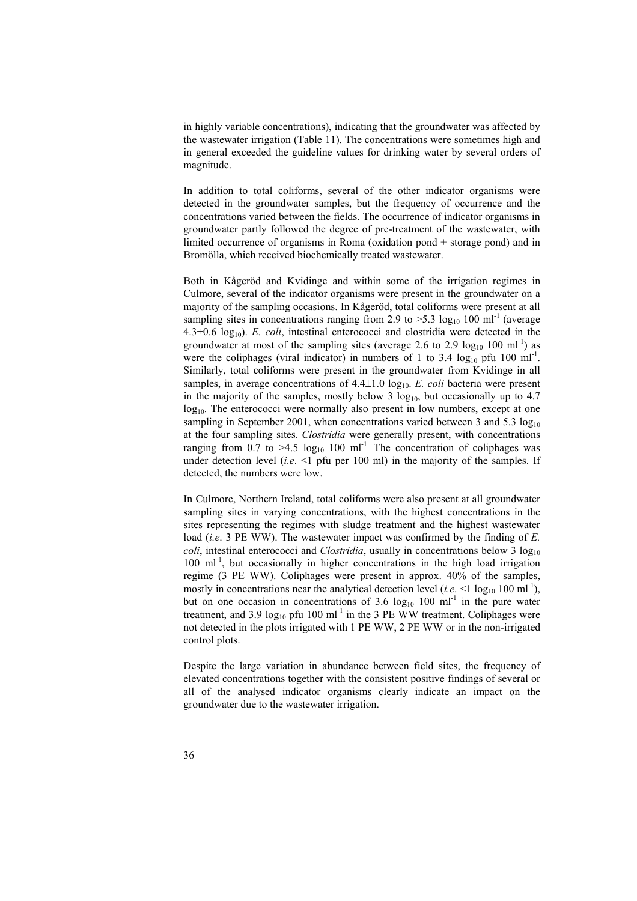in highly variable concentrations), indicating that the groundwater was affected by the wastewater irrigation (Table 11). The concentrations were sometimes high and in general exceeded the guideline values for drinking water by several orders of magnitude.

In addition to total coliforms, several of the other indicator organisms were detected in the groundwater samples, but the frequency of occurrence and the concentrations varied between the fields. The occurrence of indicator organisms in groundwater partly followed the degree of pre-treatment of the wastewater, with limited occurrence of organisms in Roma (oxidation pond + storage pond) and in Bromölla, which received biochemically treated wastewater.

Both in Kågeröd and Kvidinge and within some of the irrigation regimes in Culmore, several of the indicator organisms were present in the groundwater on a majority of the sampling occasions. In Kågeröd, total coliforms were present at all sampling sites in concentrations ranging from 2.9 to >5.3 $\log_{10}$ 100 $ml^{-1}$ (average 4.3±0.6 $\log_{10}$). *E. coli*, intestinal enterococci and clostridia were detected in the groundwater at most of the sampling sites (average 2.6 to 2.9 $\log_{10}$ 100 $ml^{-1}$) as were the coliphages (viral indicator) in numbers of 1 to 3.4 $\log_{10}$ pfu 100 $ml^{-1}$. Similarly, total coliforms were present in the groundwater from Kvidinge in all samples, in average concentrations of 4.4±1.0 $\log_{10}$. *E. coli* bacteria were present in the majority of the samples, mostly below 3 $\log_{10}$, but occasionally up to 4.7 $\log_{10}$. The enterococci were normally also present in low numbers, except at one sampling in September 2001, when concentrations varied between 3 and 5.3 $\log_{10}$ at the four sampling sites. *Clostridia* were generally present, with concentrations ranging from 0.7 to >4.5 $\log_{10}$ 100 $ml^{-1}$. The concentration of coliphages was under detection level (*i.e*. <1 pfu per 100 ml) in the majority of the samples. If detected, the numbers were low.

In Culmore, Northern Ireland, total coliforms were also present at all groundwater sampling sites in varying concentrations, with the highest concentrations in the sites representing the regimes with sludge treatment and the highest wastewater load (*i.e*. 3 PE WW). The wastewater impact was confirmed by the finding of *E. coli*, intestinal enterococci and *Clostridia*, usually in concentrations below 3 $\log_{10}$ 100 $ml^{-1}$, but occasionally in higher concentrations in the high load irrigation regime (3 PE WW). Coliphages were present in approx. 40% of the samples, mostly in concentrations near the analytical detection level (*i.e*. <1 $\log_{10}$ 100 $ml^{-1}$), but on one occasion in concentrations of 3.6 $\log_{10}$ 100 $ml^{-1}$ in the pure water treatment, and 3.9 $\log_{10}$ pfu 100 $ml^{-1}$ in the 3 PE WW treatment. Coliphages were not detected in the plots irrigated with 1 PE WW, 2 PE WW or in the non-irrigated control plots.

Despite the large variation in abundance between field sites, the frequency of elevated concentrations together with the consistent positive findings of several or all of the analysed indicator organisms clearly indicate an impact on the groundwater due to the wastewater irrigation.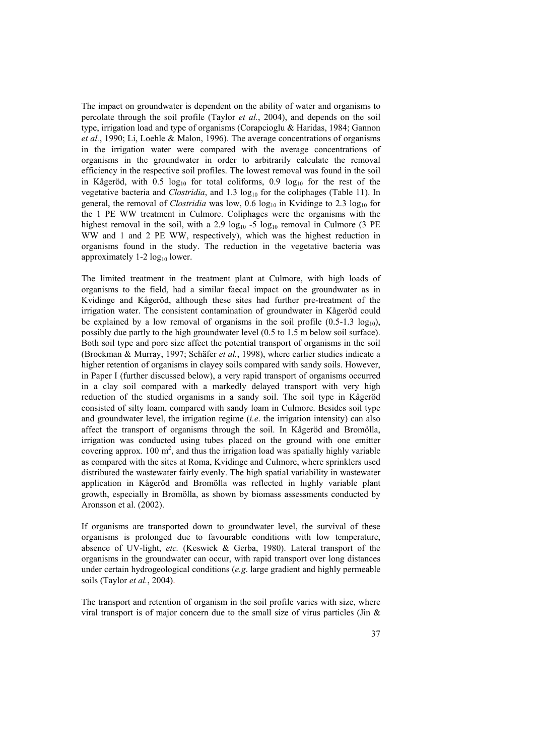The impact on groundwater is dependent on the ability of water and organisms to percolate through the soil profile (Taylor *et al.*, 2004), and depends on the soil type, irrigation load and type of organisms (Corapcioglu & Haridas, 1984; Gannon *et al.*, 1990; Li, Loehle & Malon, 1996). The average concentrations of organisms in the irrigation water were compared with the average concentrations of organisms in the groundwater in order to arbitrarily calculate the removal efficiency in the respective soil profiles. The lowest removal was found in the soil in Kågeröd, with 0.5 $\log_{10}$ for total coliforms, 0.9 $\log_{10}$ for the rest of the vegetative bacteria and *Clostridia*, and 1.3 $\log_{10}$ for the coliphages (Table 11). In general, the removal of *Clostridia* was low, 0.6 $\log_{10}$ in Kvidinge to 2.3 $\log_{10}$ for the 1 PE WW treatment in Culmore. Coliphages were the organisms with the highest removal in the soil, with a 2.9 $\log_{10}$ -5 $\log_{10}$ removal in Culmore (3 PE WW and 1 and 2 PE WW, respectively), which was the highest reduction in organisms found in the study. The reduction in the vegetative bacteria was approximately 1-2 $\log_{10}$ lower.

The limited treatment in the treatment plant at Culmore, with high loads of organisms to the field, had a similar faecal impact on the groundwater as in Kvidinge and Kågeröd, although these sites had further pre-treatment of the irrigation water. The consistent contamination of groundwater in Kågeröd could be explained by a low removal of organisms in the soil profile (0.5-1.3 $\log_{10}$), possibly due partly to the high groundwater level (0.5 to 1.5 m below soil surface). Both soil type and pore size affect the potential transport of organisms in the soil (Brockman & Murray, 1997; Schäfer *et al.*, 1998), where earlier studies indicate a higher retention of organisms in clayey soils compared with sandy soils. However, in Paper I (further discussed below), a very rapid transport of organisms occurred in a clay soil compared with a markedly delayed transport with very high reduction of the studied organisms in a sandy soil. The soil type in Kågeröd consisted of silty loam, compared with sandy loam in Culmore. Besides soil type and groundwater level, the irrigation regime (*i.e*. the irrigation intensity) can also affect the transport of organisms through the soil. In Kågeröd and Bromölla, irrigation was conducted using tubes placed on the ground with one emitter covering approx. 100 $m^2$, and thus the irrigation load was spatially highly variable as compared with the sites at Roma, Kvidinge and Culmore, where sprinklers used distributed the wastewater fairly evenly. The high spatial variability in wastewater application in Kågeröd and Bromölla was reflected in highly variable plant growth, especially in Bromölla, as shown by biomass assessments conducted by Aronsson et al. (2002).

If organisms are transported down to groundwater level, the survival of these organisms is prolonged due to favourable conditions with low temperature, absence of UV-light, *etc.* (Keswick & Gerba, 1980). Lateral transport of the organisms in the groundwater can occur, with rapid transport over long distances under certain hydrogeological conditions (*e.g*. large gradient and highly permeable soils (Taylor *et al.*, 2004).

The transport and retention of organism in the soil profile varies with size, where viral transport is of major concern due to the small size of virus particles (Jin &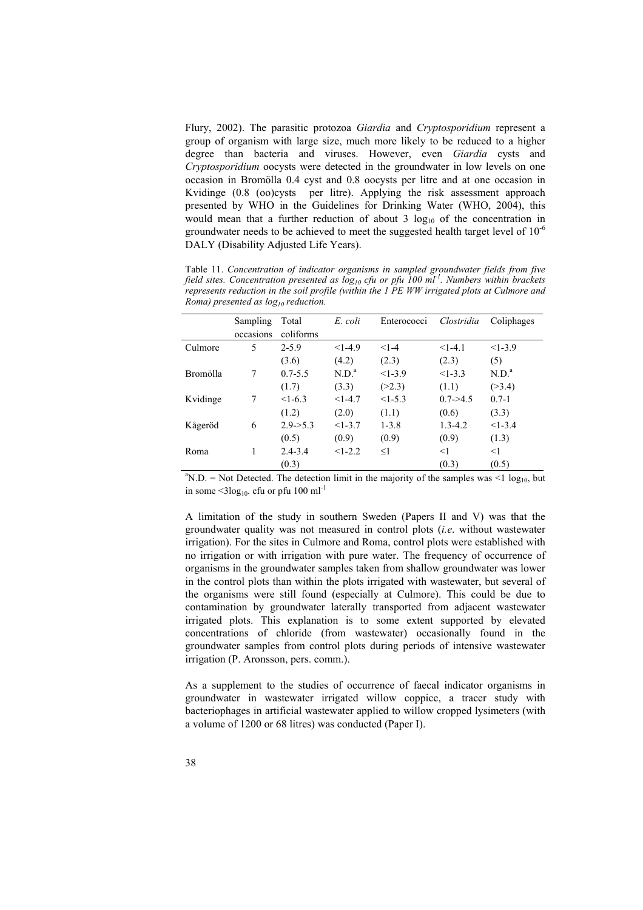Flury, 2002). The parasitic protozoa *Giardia* and *Cryptosporidium* represent a group of organism with large size, much more likely to be reduced to a higher degree than bacteria and viruses. However, even *Giardia* cysts and *Cryptosporidium* oocysts were detected in the groundwater in low levels on one occasion in Bromölla 0.4 cyst and 0.8 oocysts per litre and at one occasion in Kvidinge (0.8 (oo)cysts per litre). Applying the risk assessment approach presented by WHO in the Guidelines for Drinking Water (WHO, 2004), this would mean that a further reduction of about 3 $\log_{10}$ of the concentration in groundwater needs to be achieved to meet the suggested health target level of $10^{-6}$ DALY (Disability Adjusted Life Years).

Table 11. *Concentration of indicator organisms in sampled groundwater fields from five field sites. Concentration presented as $\log_{10}$ cfu or pfu 100 $ml^{-1}$. Numbers within brackets represents reduction in the soil profile (within the 1 PE WW irrigated plots at Culmore and Roma) presented as $\log_{10}$ reduction.*

| | Sampling occasions | Total coliforms | *E. coli* | Enterococci | *Clostridia* | Coliphages |
|---|---|---|---|---|---|---|
| Culmore | 5 | 2-5.9 | <1-4.9 | <1-4 | <1-4.1 | <1-3.9 |
| | | (3.6) | (4.2) | (2.3) | (2.3) | (5) |
| Bromölla | 7 | 0.7-5.5 | N.D.[a] | <1-3.9 | <1-3.3 | N.D.[a] |
| | | (1.7) | (3.3) | (>2.3) | (1.1) | (>3.4) |
| Kvidinge | 7 | <1-6.3 | <1-4.7 | <1-5.3 | 0.7->4.5 | 0.7-1 |
| | | (1.2) | (2.0) | (1.1) | (0.6) | (3.3) |
| Kågeröd | 6 | 2.9->5.3 | <1-3.7 | 1-3.8 | 1.3-4.2 | <1-3.4 |
| | | (0.5) | (0.9) | (0.9) | (0.9) | (1.3) |
| Roma | 1 | 2.4-3.4 | <1-2.2 | ≤1 | <1 | <1 |
| | | (0.3) | | | (0.3) | (0.5) |

[a]N.D. = Not Detected. The detection limit in the majority of the samples was <1 $\log_{10}$, but in some <3$\log_{10}$. cfu or pfu 100 $ml^{-1}$

A limitation of the study in southern Sweden (Papers II and V) was that the groundwater quality was not measured in control plots (*i.e.* without wastewater irrigation). For the sites in Culmore and Roma, control plots were established with no irrigation or with irrigation with pure water. The frequency of occurrence of organisms in the groundwater samples taken from shallow groundwater was lower in the control plots than within the plots irrigated with wastewater, but several of the organisms were still found (especially at Culmore). This could be due to contamination by groundwater laterally transported from adjacent wastewater irrigated plots. This explanation is to some extent supported by elevated concentrations of chloride (from wastewater) occasionally found in the groundwater samples from control plots during periods of intensive wastewater irrigation (P. Aronsson, pers. comm.).

As a supplement to the studies of occurrence of faecal indicator organisms in groundwater in wastewater irrigated willow coppice, a tracer study with bacteriophages in artificial wastewater applied to willow cropped lysimeters (with a volume of 1200 or 68 litres) was conducted (Paper I).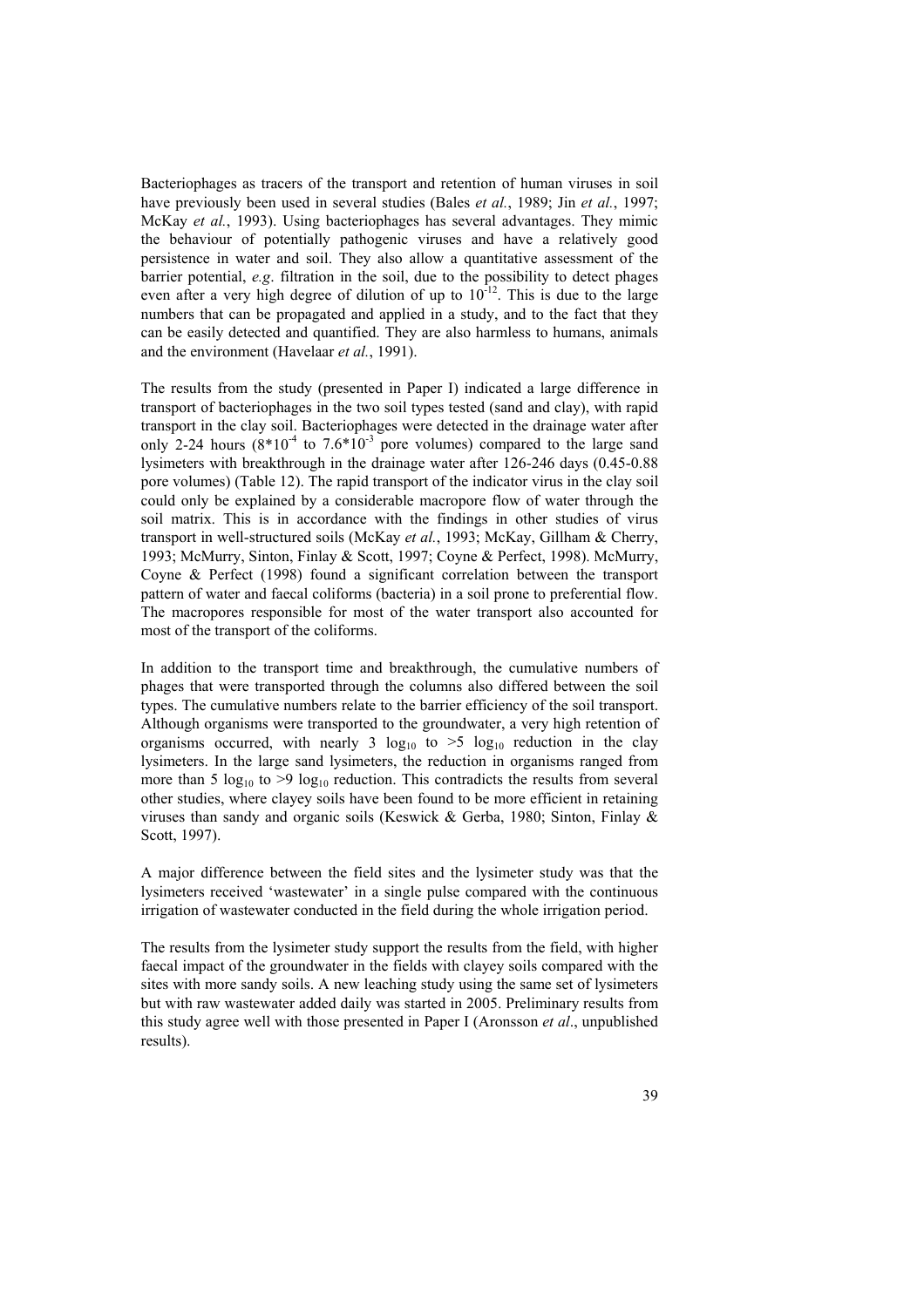Bacteriophages as tracers of the transport and retention of human viruses in soil have previously been used in several studies (Bales *et al.*, 1989; Jin *et al.*, 1997; McKay *et al.*, 1993). Using bacteriophages has several advantages. They mimic the behaviour of potentially pathogenic viruses and have a relatively good persistence in water and soil. They also allow a quantitative assessment of the barrier potential, *e.g.* filtration in the soil, due to the possibility to detect phages even after a very high degree of dilution of up to $10^{-12}$. This is due to the large numbers that can be propagated and applied in a study, and to the fact that they can be easily detected and quantified. They are also harmless to humans, animals and the environment (Havelaar *et al.*, 1991).

The results from the study (presented in Paper I) indicated a large difference in transport of bacteriophages in the two soil types tested (sand and clay), with rapid transport in the clay soil. Bacteriophages were detected in the drainage water after only 2-24 hours ($8*10^{-4}$ to $7.6*10^{-3}$ pore volumes) compared to the large sand lysimeters with breakthrough in the drainage water after 126-246 days (0.45-0.88 pore volumes) (Table 12). The rapid transport of the indicator virus in the clay soil could only be explained by a considerable macropore flow of water through the soil matrix. This is in accordance with the findings in other studies of virus transport in well-structured soils (McKay *et al.*, 1993; McKay, Gillham & Cherry, 1993; McMurry, Sinton, Finlay & Scott, 1997; Coyne & Perfect, 1998). McMurry, Coyne & Perfect (1998) found a significant correlation between the transport pattern of water and faecal coliforms (bacteria) in a soil prone to preferential flow. The macropores responsible for most of the water transport also accounted for most of the transport of the coliforms.

In addition to the transport time and breakthrough, the cumulative numbers of phages that were transported through the columns also differed between the soil types. The cumulative numbers relate to the barrier efficiency of the soil transport. Although organisms were transported to the groundwater, a very high retention of organisms occurred, with nearly 3 $\log_{10}$ to >5 $\log_{10}$ reduction in the clay lysimeters. In the large sand lysimeters, the reduction in organisms ranged from more than 5 $\log_{10}$ to >9 $\log_{10}$ reduction. This contradicts the results from several other studies, where clayey soils have been found to be more efficient in retaining viruses than sandy and organic soils (Keswick & Gerba, 1980; Sinton, Finlay & Scott, 1997).

A major difference between the field sites and the lysimeter study was that the lysimeters received 'wastewater' in a single pulse compared with the continuous irrigation of wastewater conducted in the field during the whole irrigation period.

The results from the lysimeter study support the results from the field, with higher faecal impact of the groundwater in the fields with clayey soils compared with the sites with more sandy soils. A new leaching study using the same set of lysimeters but with raw wastewater added daily was started in 2005. Preliminary results from this study agree well with those presented in Paper I (Aronsson *et al*., unpublished results).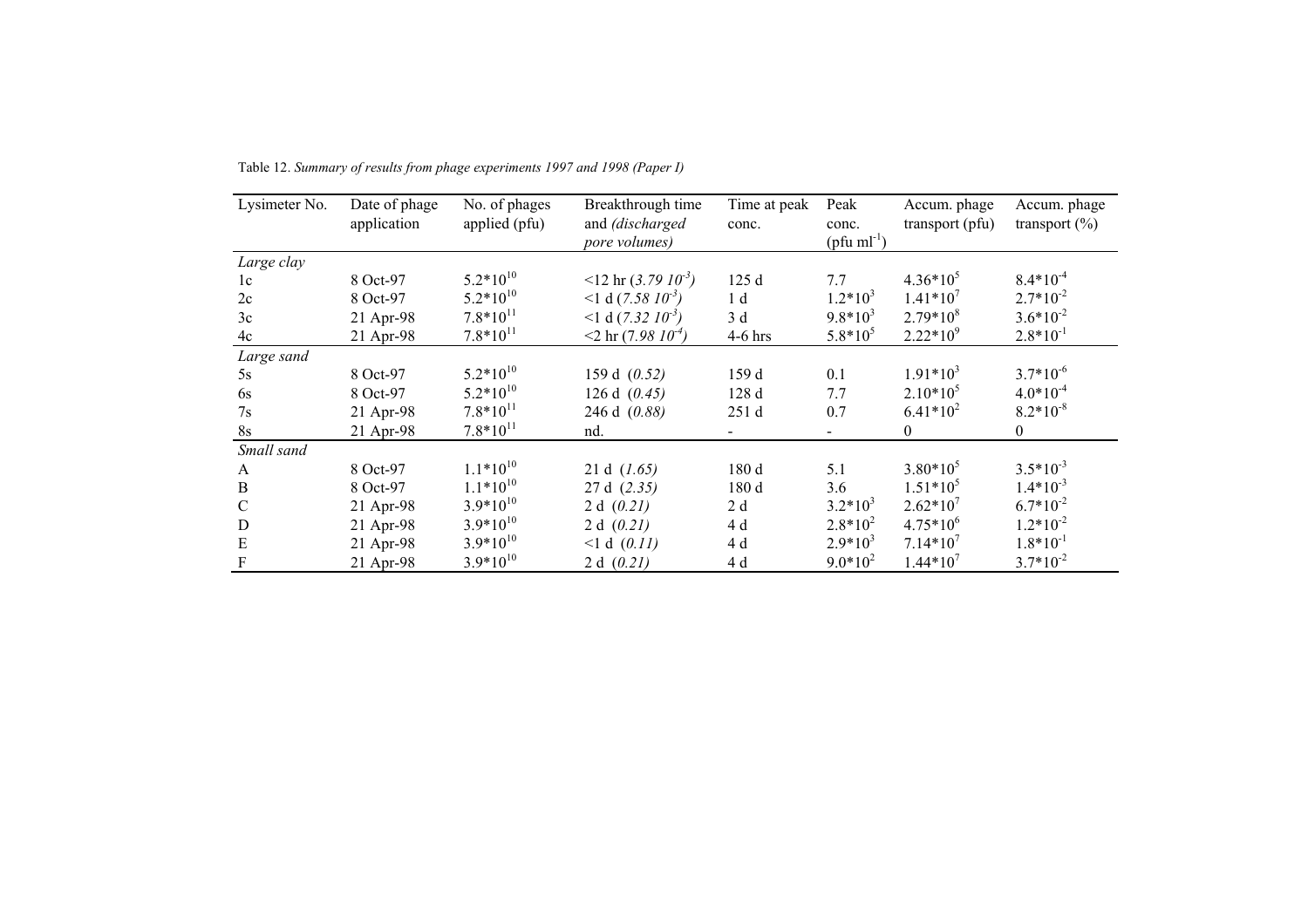Table 12. *Summary of results from phage experiments 1997 and 1998 (Paper I)*

| Lysimeter No. | Date of phage application | No. of phages applied (pfu) | Breakthrough time and *(discharged pore volumes)* | Time at peak conc. | Peak conc. (pfu $ml^{-1}$) | Accum. phage transport (pfu) | Accum. phage transport (%) |
|---|---|---|---|---|---|---|---|
| *Large clay* | | | | | | | |
| 1c | 8 Oct-97 | $5.2*10^{10}$ | <12 hr *($3.79\ 10^{-3}$)* | 125 d | 7.7 | $4.36*10^{5}$ | $8.4*10^{-4}$ |
| 2c | 8 Oct-97 | $5.2*10^{10}$ | <1 d *($7.58\ 10^{-3}$)* | 1 d | $1.2*10^{3}$ | $1.41*10^{7}$ | $2.7*10^{-2}$ |
| 3c | 21 Apr-98 | $7.8*10^{11}$ | <1 d *($7.32\ 10^{-3}$)* | 3 d | $9.8*10^{3}$ | $2.79*10^{8}$ | $3.6*10^{-2}$ |
| 4c | 21 Apr-98 | $7.8*10^{11}$ | <2 hr *($7.98\ 10^{-4}$)* | 4-6 hrs | $5.8*10^{5}$ | $2.22*10^{9}$ | $2.8*10^{-1}$ |
| *Large sand* | | | | | | | |
| 5s | 8 Oct-97 | $5.2*10^{10}$ | 159 d *(0.52)* | 159 d | 0.1 | $1.91*10^{3}$ | $3.7*10^{-6}$ |
| 6s | 8 Oct-97 | $5.2*10^{10}$ | 126 d *(0.45)* | 128 d | 7.7 | $2.10*10^{5}$ | $4.0*10^{-4}$ |
| 7s | 21 Apr-98 | $7.8*10^{11}$ | 246 d *(0.88)* | 251 d | 0.7 | $6.41*10^{2}$ | $8.2*10^{-8}$ |
| 8s | 21 Apr-98 | $7.8*10^{11}$ | nd. | - | - | 0 | 0 |
| *Small sand* | | | | | | | |
| A | 8 Oct-97 | $1.1*10^{10}$ | 21 d *(1.65)* | 180 d | 5.1 | $3.80*10^{5}$ | $3.5*10^{-3}$ |
| B | 8 Oct-97 | $1.1*10^{10}$ | 27 d *(2.35)* | 180 d | 3.6 | $1.51*10^{5}$ | $1.4*10^{-3}$ |
| C | 21 Apr-98 | $3.9*10^{10}$ | 2 d *(0.21)* | 2 d | $3.2*10^{3}$ | $2.62*10^{7}$ | $6.7*10^{-2}$ |
| D | 21 Apr-98 | $3.9*10^{10}$ | 2 d *(0.21)* | 4 d | $2.8*10^{2}$ | $4.75*10^{6}$ | $1.2*10^{-2}$ |
| E | 21 Apr-98 | $3.9*10^{10}$ | <1 d *(0.11)* | 4 d | $2.9*10^{3}$ | $7.14*10^{7}$ | $1.8*10^{-1}$ |
| F | 21 Apr-98 | $3.9*10^{10}$ | 2 d *(0.21)* | 4 d | $9.0*10^{2}$ | $1.44*10^{7}$ | $3.7*10^{-2}$ |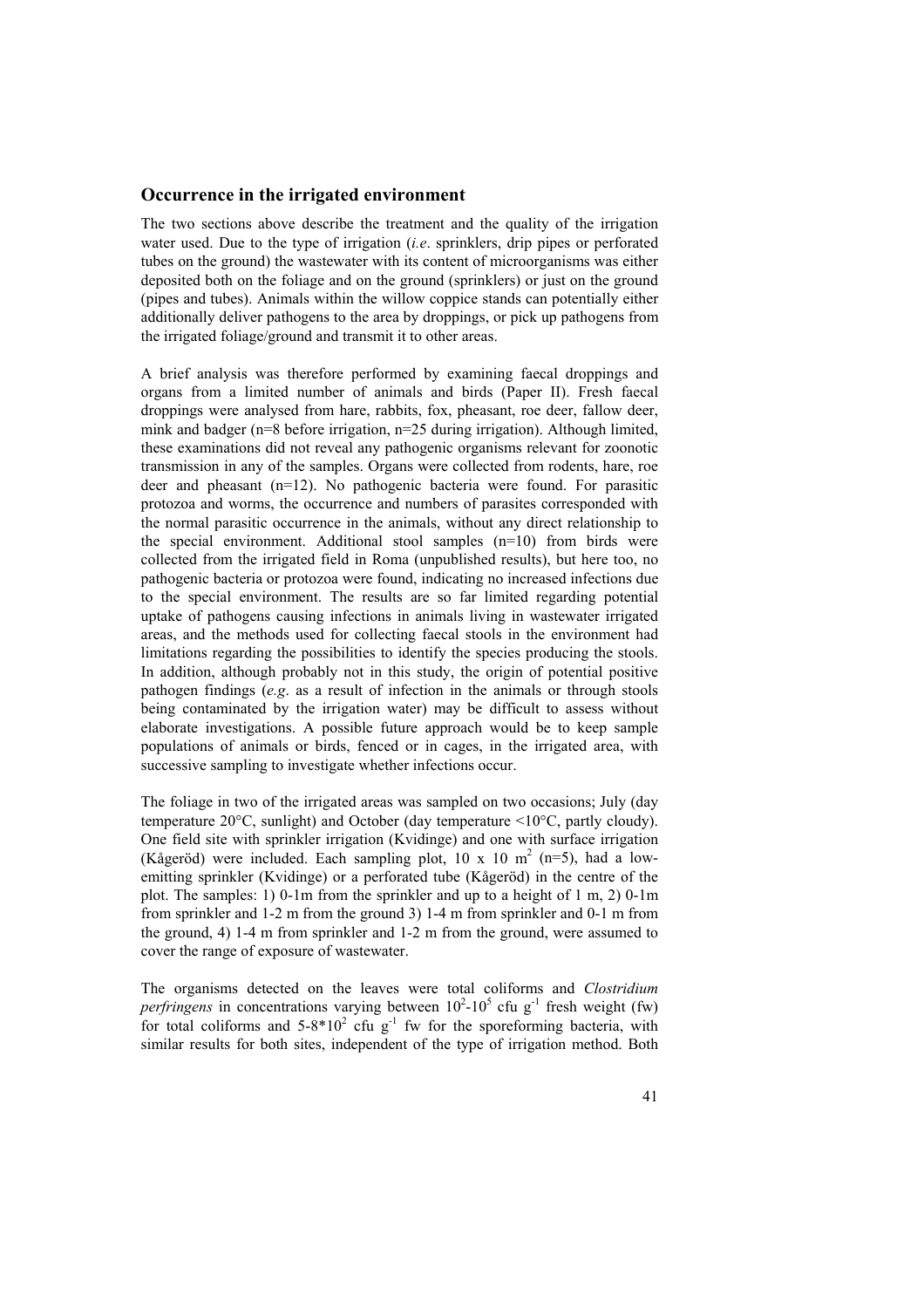## Occurrence in the irrigated environment

The two sections above describe the treatment and the quality of the irrigation water used. Due to the type of irrigation (*i.e*. sprinklers, drip pipes or perforated tubes on the ground) the wastewater with its content of microorganisms was either deposited both on the foliage and on the ground (sprinklers) or just on the ground (pipes and tubes). Animals within the willow coppice stands can potentially either additionally deliver pathogens to the area by droppings, or pick up pathogens from the irrigated foliage/ground and transmit it to other areas.

A brief analysis was therefore performed by examining faecal droppings and organs from a limited number of animals and birds (Paper II). Fresh faecal droppings were analysed from hare, rabbits, fox, pheasant, roe deer, fallow deer, mink and badger (n=8 before irrigation, n=25 during irrigation). Although limited, these examinations did not reveal any pathogenic organisms relevant for zoonotic transmission in any of the samples. Organs were collected from rodents, hare, roe deer and pheasant (n=12). No pathogenic bacteria were found. For parasitic protozoa and worms, the occurrence and numbers of parasites corresponded with the normal parasitic occurrence in the animals, without any direct relationship to the special environment. Additional stool samples (n=10) from birds were collected from the irrigated field in Roma (unpublished results), but here too, no pathogenic bacteria or protozoa were found, indicating no increased infections due to the special environment. The results are so far limited regarding potential uptake of pathogens causing infections in animals living in wastewater irrigated areas, and the methods used for collecting faecal stools in the environment had limitations regarding the possibilities to identify the species producing the stools. In addition, although probably not in this study, the origin of potential positive pathogen findings (*e.g*. as a result of infection in the animals or through stools being contaminated by the irrigation water) may be difficult to assess without elaborate investigations. A possible future approach would be to keep sample populations of animals or birds, fenced or in cages, in the irrigated area, with successive sampling to investigate whether infections occur.

The foliage in two of the irrigated areas was sampled on two occasions; July (day temperature 20°C, sunlight) and October (day temperature <10°C, partly cloudy). One field site with sprinkler irrigation (Kvidinge) and one with surface irrigation (Kågeröd) were included. Each sampling plot, 10 x 10 $m^2$ (n=5), had a low-emitting sprinkler (Kvidinge) or a perforated tube (Kågeröd) in the centre of the plot. The samples: 1) 0-1m from the sprinkler and up to a height of 1 m, 2) 0-1m from sprinkler and 1-2 m from the ground 3) 1-4 m from sprinkler and 0-1 m from the ground, 4) 1-4 m from sprinkler and 1-2 m from the ground, were assumed to cover the range of exposure of wastewater.

The organisms detected on the leaves were total coliforms and *Clostridium perfringens* in concentrations varying between $10^2$-$10^5$ cfu $g^{-1}$ fresh weight (fw) for total coliforms and $5$-$8 \times 10^2$ cfu $g^{-1}$ fw for the sporeforming bacteria, with similar results for both sites, independent of the type of irrigation method. Both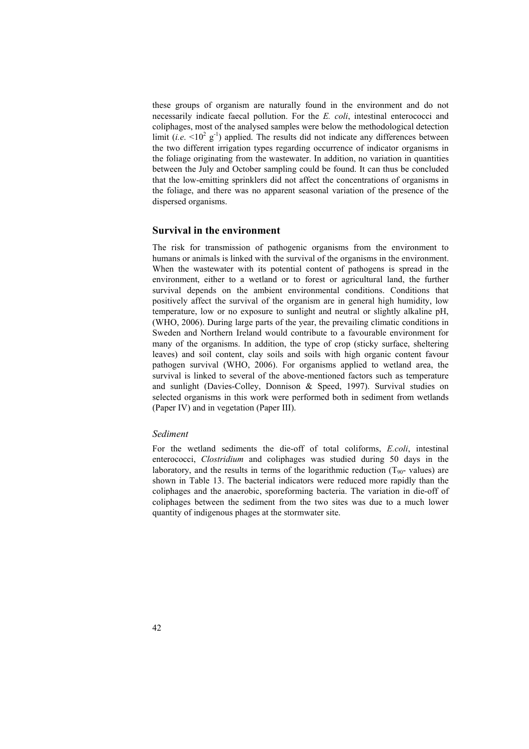these groups of organism are naturally found in the environment and do not necessarily indicate faecal pollution. For the *E. coli*, intestinal enterococci and coliphages, most of the analysed samples were below the methodological detection limit (*i.e.* $<10^2$ $g^{-1}$) applied. The results did not indicate any differences between the two different irrigation types regarding occurrence of indicator organisms in the foliage originating from the wastewater. In addition, no variation in quantities between the July and October sampling could be found. It can thus be concluded that the low-emitting sprinklers did not affect the concentrations of organisms in the foliage, and there was no apparent seasonal variation of the presence of the dispersed organisms.

## Survival in the environment

The risk for transmission of pathogenic organisms from the environment to humans or animals is linked with the survival of the organisms in the environment. When the wastewater with its potential content of pathogens is spread in the environment, either to a wetland or to forest or agricultural land, the further survival depends on the ambient environmental conditions. Conditions that positively affect the survival of the organism are in general high humidity, low temperature, low or no exposure to sunlight and neutral or slightly alkaline pH, (WHO, 2006). During large parts of the year, the prevailing climatic conditions in Sweden and Northern Ireland would contribute to a favourable environment for many of the organisms. In addition, the type of crop (sticky surface, sheltering leaves) and soil content, clay soils and soils with high organic content favour pathogen survival (WHO, 2006). For organisms applied to wetland area, the survival is linked to several of the above-mentioned factors such as temperature and sunlight (Davies-Colley, Donnison & Speed, 1997). Survival studies on selected organisms in this work were performed both in sediment from wetlands (Paper IV) and in vegetation (Paper III).

### *Sediment*

For the wetland sediments the die-off of total coliforms, *E.coli*, intestinal enterococci, *Clostridium* and coliphages was studied during 50 days in the laboratory, and the results in terms of the logarithmic reduction ($T_{90}$- values) are shown in Table 13. The bacterial indicators were reduced more rapidly than the coliphages and the anaerobic, sporeforming bacteria. The variation in die-off of coliphages between the sediment from the two sites was due to a much lower quantity of indigenous phages at the stormwater site.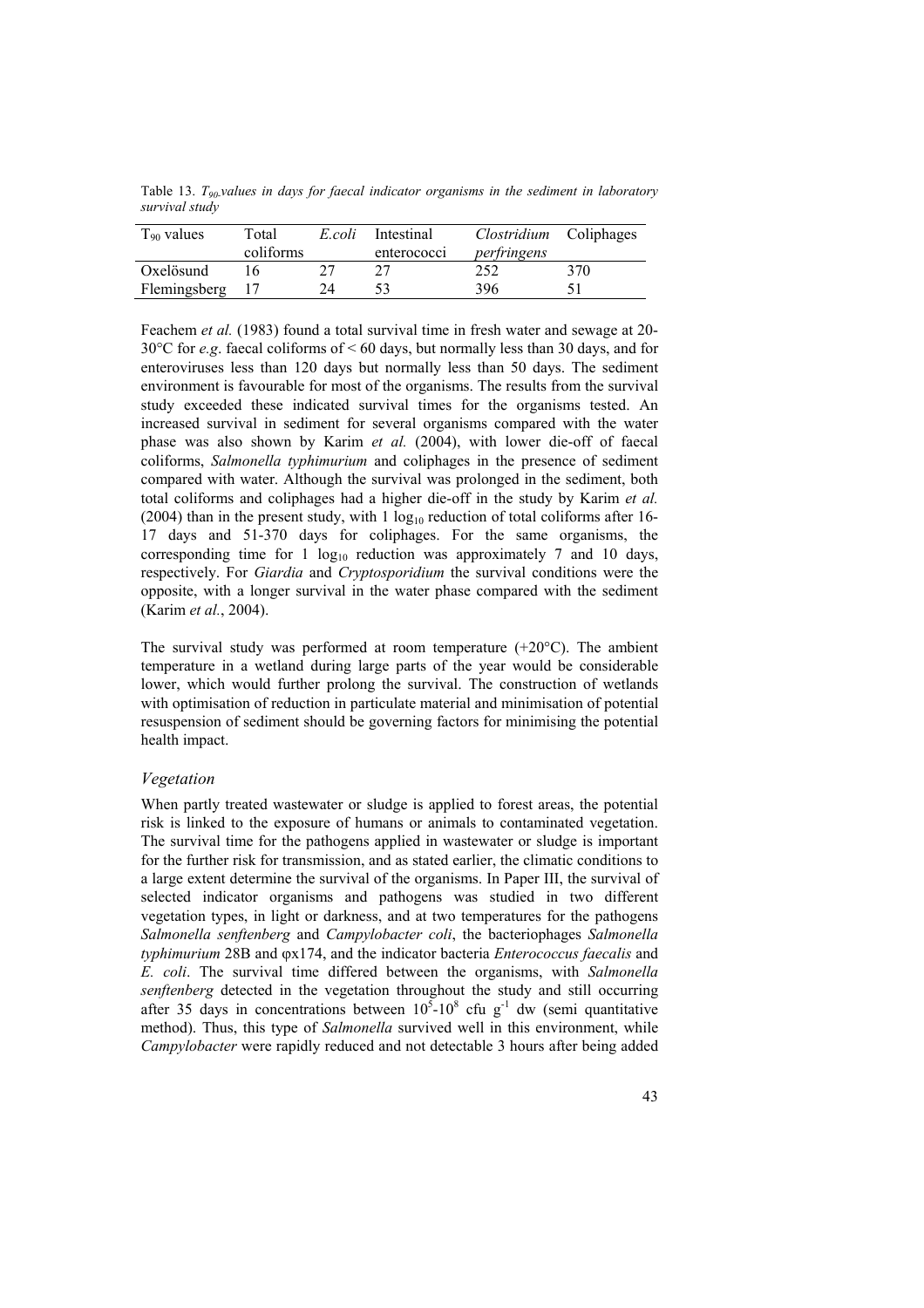Table 13. $T_{90}$ *values in days for faecal indicator organisms in the sediment in laboratory survival study*

| $T_{90}$ values | Total coliforms | *E.coli* | Intestinal enterococci | *Clostridium perfringens* | Coliphages |
|---|---|---|---|---|---|
| Oxelösund | 16 | 27 | 27 | 252 | 370 |
| Flemingsberg | 17 | 24 | 53 | 396 | 51 |

Feachem *et al.* (1983) found a total survival time in fresh water and sewage at 20-30°C for *e.g*. faecal coliforms of < 60 days, but normally less than 30 days, and for enteroviruses less than 120 days but normally less than 50 days. The sediment environment is favourable for most of the organisms. The results from the survival study exceeded these indicated survival times for the organisms tested. An increased survival in sediment for several organisms compared with the water phase was also shown by Karim *et al.* (2004), with lower die-off of faecal coliforms, *Salmonella typhimurium* and coliphages in the presence of sediment compared with water. Although the survival was prolonged in the sediment, both total coliforms and coliphages had a higher die-off in the study by Karim *et al.* (2004) than in the present study, with 1 $\log_{10}$ reduction of total coliforms after 16-17 days and 51-370 days for coliphages. For the same organisms, the corresponding time for 1 $\log_{10}$ reduction was approximately 7 and 10 days, respectively. For *Giardia* and *Cryptosporidium* the survival conditions were the opposite, with a longer survival in the water phase compared with the sediment (Karim *et al.*, 2004).

The survival study was performed at room temperature (+20°C). The ambient temperature in a wetland during large parts of the year would be considerable lower, which would further prolong the survival. The construction of wetlands with optimisation of reduction in particulate material and minimisation of potential resuspension of sediment should be governing factors for minimising the potential health impact.

### *Vegetation*

When partly treated wastewater or sludge is applied to forest areas, the potential risk is linked to the exposure of humans or animals to contaminated vegetation. The survival time for the pathogens applied in wastewater or sludge is important for the further risk for transmission, and as stated earlier, the climatic conditions to a large extent determine the survival of the organisms. In Paper III, the survival of selected indicator organisms and pathogens was studied in two different vegetation types, in light or darkness, and at two temperatures for the pathogens *Salmonella senftenberg* and *Campylobacter coli*, the bacteriophages *Salmonella typhimurium* 28B and φx174, and the indicator bacteria *Enterococcus faecalis* and *E. coli*. The survival time differed between the organisms, with *Salmonella senftenberg* detected in the vegetation throughout the study and still occurring after 35 days in concentrations between $10^5$-$10^8$ cfu $g^{-1}$ dw (semi quantitative method). Thus, this type of *Salmonella* survived well in this environment, while *Campylobacter* were rapidly reduced and not detectable 3 hours after being added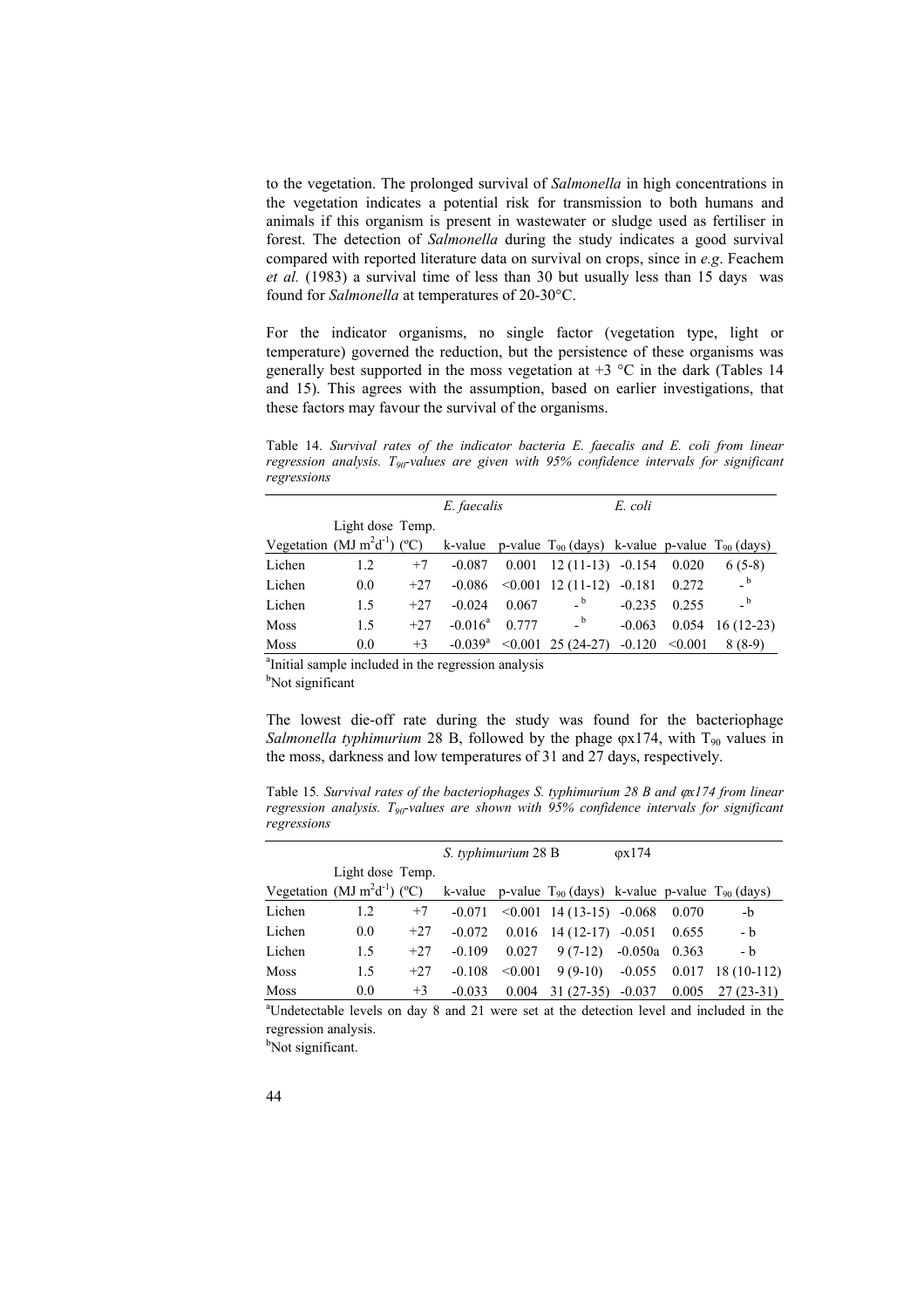to the vegetation. The prolonged survival of *Salmonella* in high concentrations in the vegetation indicates a potential risk for transmission to both humans and animals if this organism is present in wastewater or sludge used as fertiliser in forest. The detection of *Salmonella* during the study indicates a good survival compared with reported literature data on survival on crops, since in *e.g*. Feachem *et al.* (1983) a survival time of less than 30 but usually less than 15 days was found for *Salmonella* at temperatures of 20-30°C.

For the indicator organisms, no single factor (vegetation type, light or temperature) governed the reduction, but the persistence of these organisms was generally best supported in the moss vegetation at +3 °C in the dark (Tables 14 and 15). This agrees with the assumption, based on earlier investigations, that these factors may favour the survival of the organisms.

Table 14. *Survival rates of the indicator bacteria E. faecalis and E. coli from linear regression analysis. $T_{90}$-values are given with 95% confidence intervals for significant regressions*

| | | | *E. faecalis* | | | *E. coli* | | |
|---|---|---|---|---|---|---|---|---|
| Vegetation | Light dose ($MJ\ m^2 d^{-1}$) | Temp. (ºC) | k-value | p-value | $T_{90}$ (days) | k-value | p-value | $T_{90}$ (days) |
| Lichen | 1.2 | +7 | -0.087 | 0.001 | 12 (11-13) | -0.154 | 0.020 | 6 (5-8) |
| Lichen | 0.0 | +27 | -0.086 | <0.001 | 12 (11-12) | -0.181 | 0.272 | -[b] |
| Lichen | 1.5 | +27 | -0.024 | 0.067 | -[b] | -0.235 | 0.255 | -[b] |
| Moss | 1.5 | +27 | -0.016[a] | 0.777 | -[b] | -0.063 | 0.054 | 16 (12-23) |
| Moss | 0.0 | +3 | -0.039[a] | <0.001 | 25 (24-27) | -0.120 | <0.001 | 8 (8-9) |

[a]Initial sample included in the regression analysis
[b]Not significant

The lowest die-off rate during the study was found for the bacteriophage *Salmonella typhimurium* 28 B, followed by the phage φx174, with $T_{90}$ values in the moss, darkness and low temperatures of 31 and 27 days, respectively.

Table 15*. Survival rates of the bacteriophages S. typhimurium 28 B and φx174 from linear regression analysis. $T_{90}$-values are shown with 95% confidence intervals for significant regressions*

| | | | *S. typhimurium* 28 B | | | φx174 | | |
|---|---|---|---|---|---|---|---|---|
| Vegetation | Light dose ($MJ\ m^2 d^{-1}$) | Temp. (ºC) | k-value | p-value | $T_{90}$ (days) | k-value | p-value | $T_{90}$ (days) |
| Lichen | 1.2 | +7 | -0.071 | <0.001 | 14 (13-15) | -0.068 | 0.070 | -b |
| Lichen | 0.0 | +27 | -0.072 | 0.016 | 14 (12-17) | -0.051 | 0.655 | - b |
| Lichen | 1.5 | +27 | -0.109 | 0.027 | 9 (7-12) | -0.050a | 0.363 | - b |
| Moss | 1.5 | +27 | -0.108 | <0.001 | 9 (9-10) | -0.055 | 0.017 | 18 (10-112) |
| Moss | 0.0 | +3 | -0.033 | 0.004 | 31 (27-35) | -0.037 | 0.005 | 27 (23-31) |

[a]Undetectable levels on day 8 and 21 were set at the detection level and included in the regression analysis.
[b]Not significant.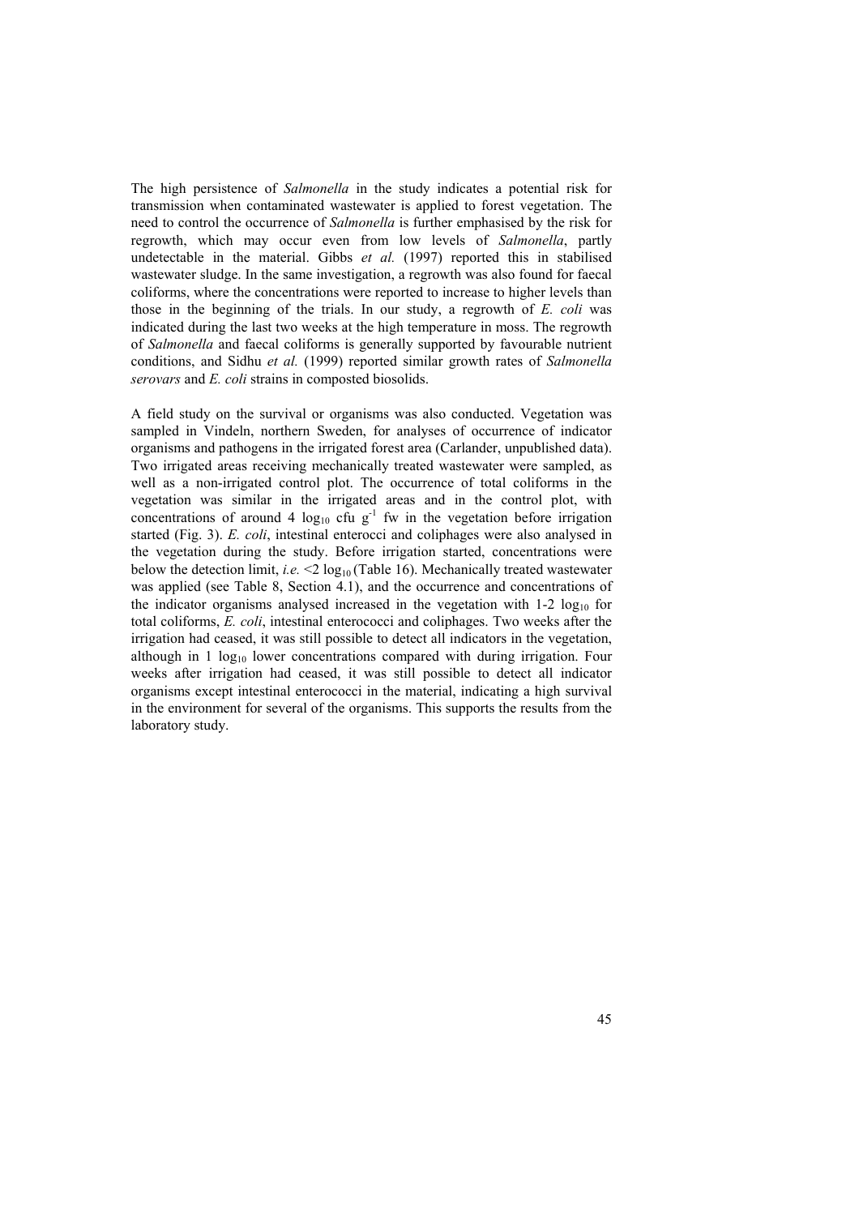The high persistence of *Salmonella* in the study indicates a potential risk for transmission when contaminated wastewater is applied to forest vegetation. The need to control the occurrence of *Salmonella* is further emphasised by the risk for regrowth, which may occur even from low levels of *Salmonella*, partly undetectable in the material. Gibbs *et al.* (1997) reported this in stabilised wastewater sludge. In the same investigation, a regrowth was also found for faecal coliforms, where the concentrations were reported to increase to higher levels than those in the beginning of the trials. In our study, a regrowth of *E. coli* was indicated during the last two weeks at the high temperature in moss. The regrowth of *Salmonella* and faecal coliforms is generally supported by favourable nutrient conditions, and Sidhu *et al.* (1999) reported similar growth rates of *Salmonella serovars* and *E. coli* strains in composted biosolids.

A field study on the survival or organisms was also conducted. Vegetation was sampled in Vindeln, northern Sweden, for analyses of occurrence of indicator organisms and pathogens in the irrigated forest area (Carlander, unpublished data). Two irrigated areas receiving mechanically treated wastewater were sampled, as well as a non-irrigated control plot. The occurrence of total coliforms in the vegetation was similar in the irrigated areas and in the control plot, with concentrations of around 4 $\log_{10}$ cfu $g^{-1}$ fw in the vegetation before irrigation started (Fig. 3). *E. coli*, intestinal enterocci and coliphages were also analysed in the vegetation during the study. Before irrigation started, concentrations were below the detection limit, *i.e.* <2 $\log_{10}$ (Table 16). Mechanically treated wastewater was applied (see Table 8, Section 4.1), and the occurrence and concentrations of the indicator organisms analysed increased in the vegetation with 1-2 $\log_{10}$ for total coliforms, *E. coli*, intestinal enterococci and coliphages. Two weeks after the irrigation had ceased, it was still possible to detect all indicators in the vegetation, although in 1 $\log_{10}$ lower concentrations compared with during irrigation. Four weeks after irrigation had ceased, it was still possible to detect all indicator organisms except intestinal enterococci in the material, indicating a high survival in the environment for several of the organisms. This supports the results from the laboratory study.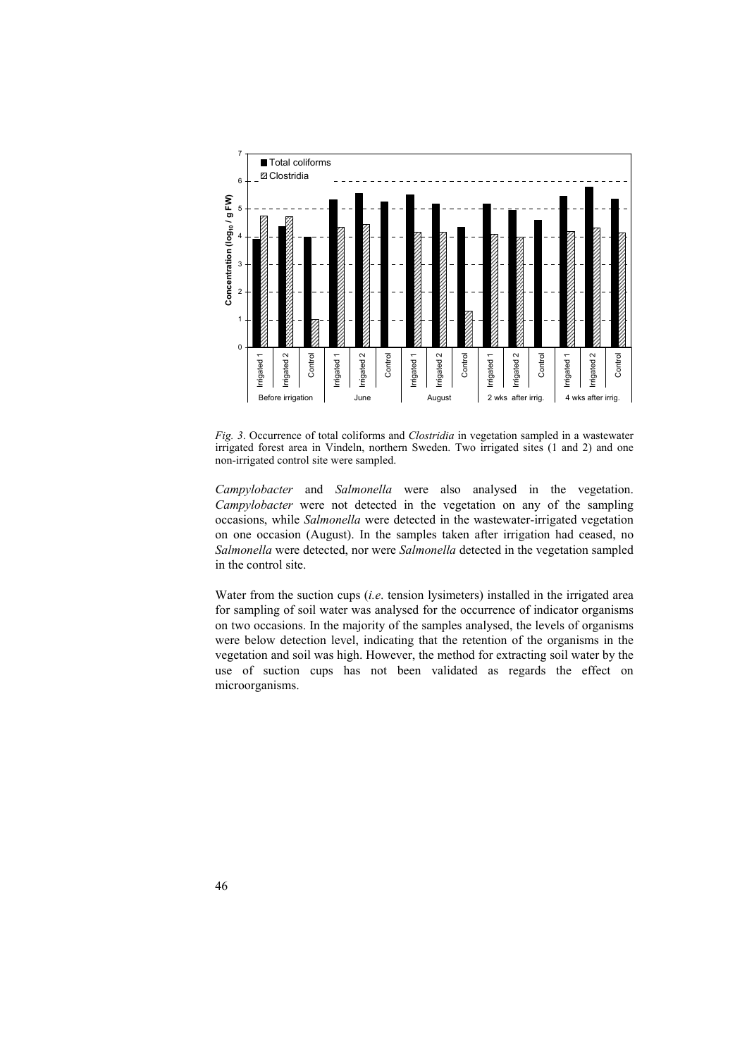*Fig. 3*. Occurrence of total coliforms and *Clostridia* in vegetation sampled in a wastewater irrigated forest area in Vindeln, northern Sweden. Two irrigated sites (1 and 2) and one non-irrigated control site were sampled.

*Campylobacter* and *Salmonella* were also analysed in the vegetation. *Campylobacter* were not detected in the vegetation on any of the sampling occasions, while *Salmonella* were detected in the wastewater-irrigated vegetation on one occasion (August). In the samples taken after irrigation had ceased, no *Salmonella* were detected, nor were *Salmonella* detected in the vegetation sampled in the control site.

Water from the suction cups (*i.e*. tension lysimeters) installed in the irrigated area for sampling of soil water was analysed for the occurrence of indicator organisms on two occasions. In the majority of the samples analysed, the levels of organisms were below detection level, indicating that the retention of the organisms in the vegetation and soil was high. However, the method for extracting soil water by the use of suction cups has not been validated as regards the effect on microorganisms.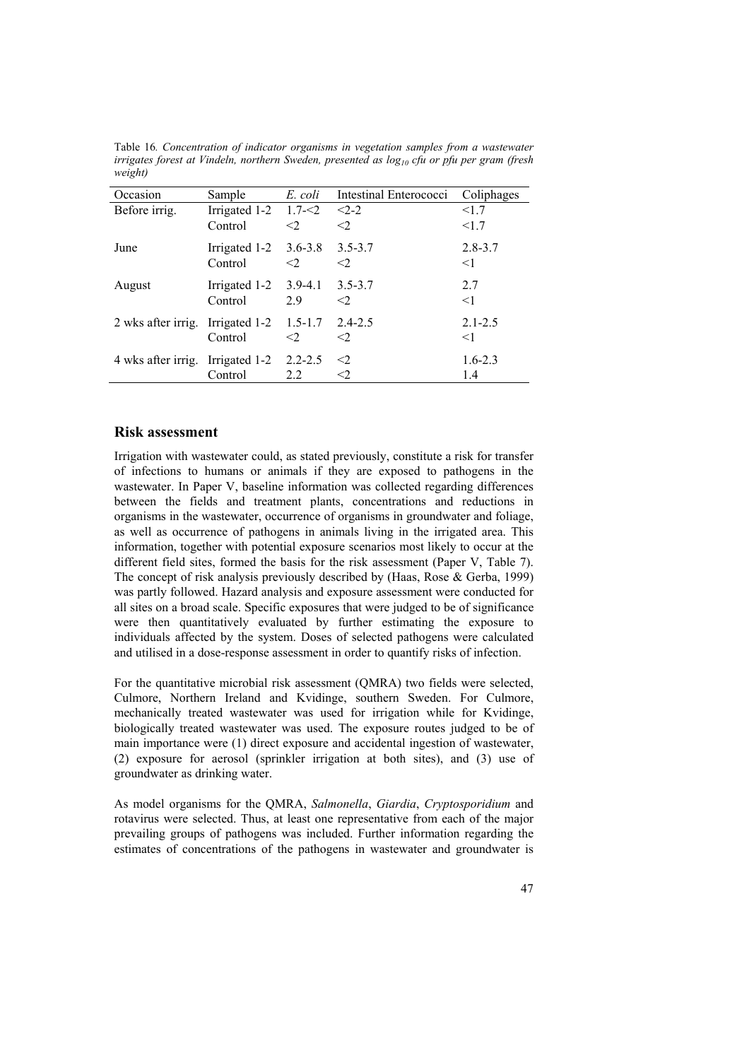Table 16. *Concentration of indicator organisms in vegetation samples from a wastewater irrigates forest at Vindeln, northern Sweden, presented as $log_{10}$ cfu or pfu per gram (fresh weight)*

| Occasion | Sample | *E. coli* | Intestinal Enterococci | Coliphages |
|---|---|---|---|---|
| Before irrig. | Irrigated 1-2 | 1.7-<2 | <2-2 | <1.7 |
| | Control | <2 | <2 | <1.7 |
| June | Irrigated 1-2 | 3.6-3.8 | 3.5-3.7 | 2.8-3.7 |
| | Control | <2 | <2 | <1 |
| August | Irrigated 1-2 | 3.9-4.1 | 3.5-3.7 | 2.7 |
| | Control | 2.9 | <2 | <1 |
| 2 wks after irrig. | Irrigated 1-2 | 1.5-1.7 | 2.4-2.5 | 2.1-2.5 |
| | Control | <2 | <2 | <1 |
| 4 wks after irrig. | Irrigated 1-2 | 2.2-2.5 | <2 | 1.6-2.3 |
| | Control | 2.2 | <2 | 1.4 |

## Risk assessment

Irrigation with wastewater could, as stated previously, constitute a risk for transfer of infections to humans or animals if they are exposed to pathogens in the wastewater. In Paper V, baseline information was collected regarding differences between the fields and treatment plants, concentrations and reductions in organisms in the wastewater, occurrence of organisms in groundwater and foliage, as well as occurrence of pathogens in animals living in the irrigated area. This information, together with potential exposure scenarios most likely to occur at the different field sites, formed the basis for the risk assessment (Paper V, Table 7). The concept of risk analysis previously described by (Haas, Rose & Gerba, 1999) was partly followed. Hazard analysis and exposure assessment were conducted for all sites on a broad scale. Specific exposures that were judged to be of significance were then quantitatively evaluated by further estimating the exposure to individuals affected by the system. Doses of selected pathogens were calculated and utilised in a dose-response assessment in order to quantify risks of infection.

For the quantitative microbial risk assessment (QMRA) two fields were selected, Culmore, Northern Ireland and Kvidinge, southern Sweden. For Culmore, mechanically treated wastewater was used for irrigation while for Kvidinge, biologically treated wastewater was used. The exposure routes judged to be of main importance were (1) direct exposure and accidental ingestion of wastewater, (2) exposure for aerosol (sprinkler irrigation at both sites), and (3) use of groundwater as drinking water.

As model organisms for the QMRA, *Salmonella*, *Giardia*, *Cryptosporidium* and rotavirus were selected. Thus, at least one representative from each of the major prevailing groups of pathogens was included. Further information regarding the estimates of concentrations of the pathogens in wastewater and groundwater is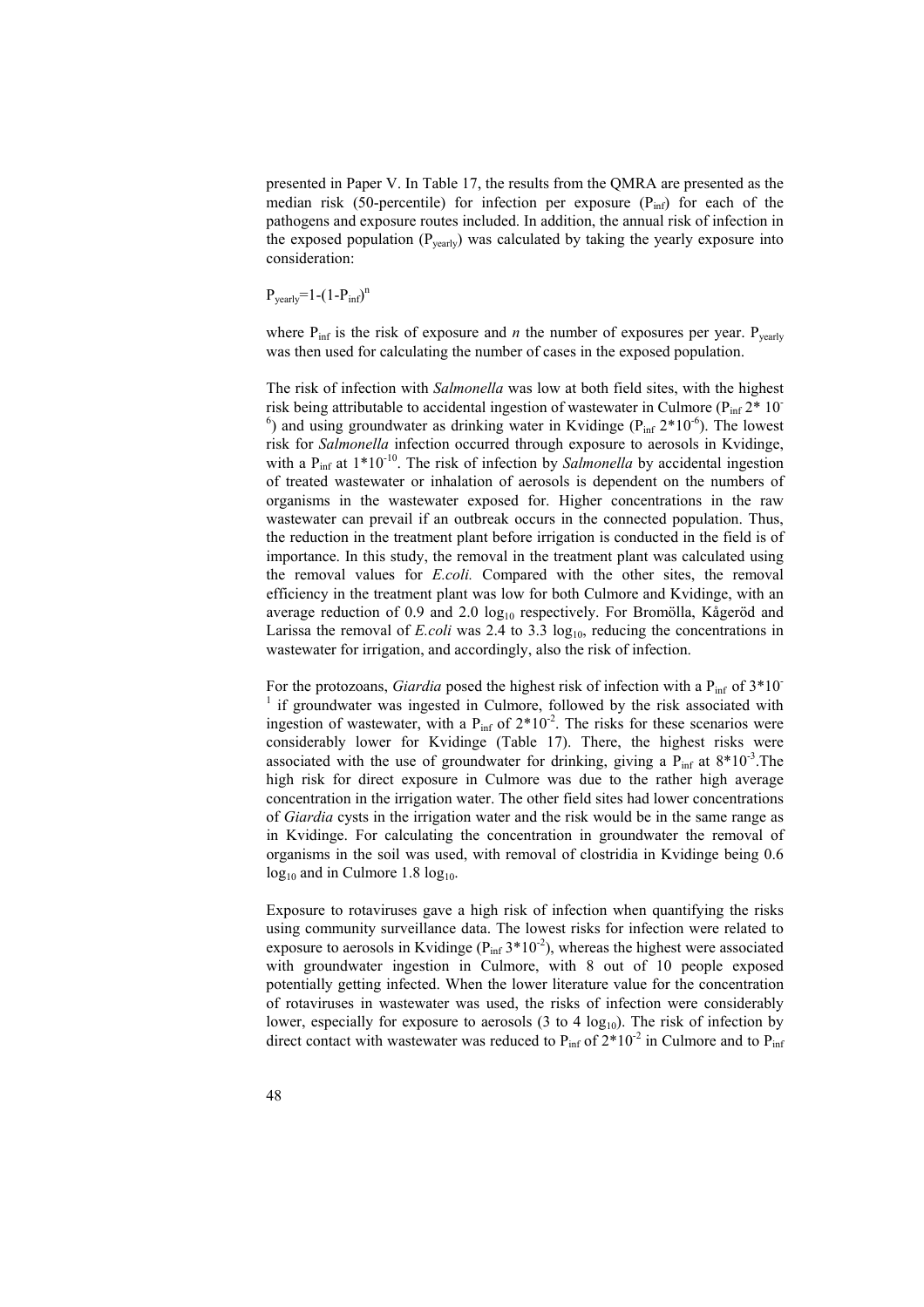presented in Paper V. In Table 17, the results from the QMRA are presented as the median risk (50-percentile) for infection per exposure ($P_{inf}$) for each of the pathogens and exposure routes included. In addition, the annual risk of infection in the exposed population ($P_{yearly}$) was calculated by taking the yearly exposure into consideration:

$$P_{yearly}=1-(1-P_{inf})^{n}$$

where $P_{inf}$ is the risk of exposure and *n* the number of exposures per year. $P_{yearly}$ was then used for calculating the number of cases in the exposed population.

The risk of infection with *Salmonella* was low at both field sites, with the highest risk being attributable to accidental ingestion of wastewater in Culmore ($P_{inf}$ $2*10^{-6}$) and using groundwater as drinking water in Kvidinge ($P_{inf}$ $2*10^{-6}$). The lowest risk for *Salmonella* infection occurred through exposure to aerosols in Kvidinge, with a $P_{inf}$ at $1*10^{-10}$. The risk of infection by *Salmonella* by accidental ingestion of treated wastewater or inhalation of aerosols is dependent on the numbers of organisms in the wastewater exposed for. Higher concentrations in the raw wastewater can prevail if an outbreak occurs in the connected population. Thus, the reduction in the treatment plant before irrigation is conducted in the field is of importance. In this study, the removal in the treatment plant was calculated using the removal values for *E.coli.* Compared with the other sites, the removal efficiency in the treatment plant was low for both Culmore and Kvidinge, with an average reduction of 0.9 and 2.0 $\log_{10}$ respectively. For Bromölla, Kågeröd and Larissa the removal of *E.coli* was 2.4 to 3.3 $\log_{10}$, reducing the concentrations in wastewater for irrigation, and accordingly, also the risk of infection.

For the protozoans, *Giardia* posed the highest risk of infection with a $P_{inf}$ of $3*10^{-1}$ if groundwater was ingested in Culmore, followed by the risk associated with ingestion of wastewater, with a $P_{inf}$ of $2*10^{-2}$. The risks for these scenarios were considerably lower for Kvidinge (Table 17). There, the highest risks were associated with the use of groundwater for drinking, giving a $P_{inf}$ at $8*10^{-3}$.The high risk for direct exposure in Culmore was due to the rather high average concentration in the irrigation water. The other field sites had lower concentrations of *Giardia* cysts in the irrigation water and the risk would be in the same range as in Kvidinge. For calculating the concentration in groundwater the removal of organisms in the soil was used, with removal of clostridia in Kvidinge being 0.6 $\log_{10}$ and in Culmore 1.8 $\log_{10}$.

Exposure to rotaviruses gave a high risk of infection when quantifying the risks using community surveillance data. The lowest risks for infection were related to exposure to aerosols in Kvidinge ($P_{inf}$ $3*10^{-2}$), whereas the highest were associated with groundwater ingestion in Culmore, with 8 out of 10 people exposed potentially getting infected. When the lower literature value for the concentration of rotaviruses in wastewater was used, the risks of infection were considerably lower, especially for exposure to aerosols (3 to 4 $\log_{10}$). The risk of infection by direct contact with wastewater was reduced to $P_{inf}$ of $2*10^{-2}$ in Culmore and to $P_{inf}$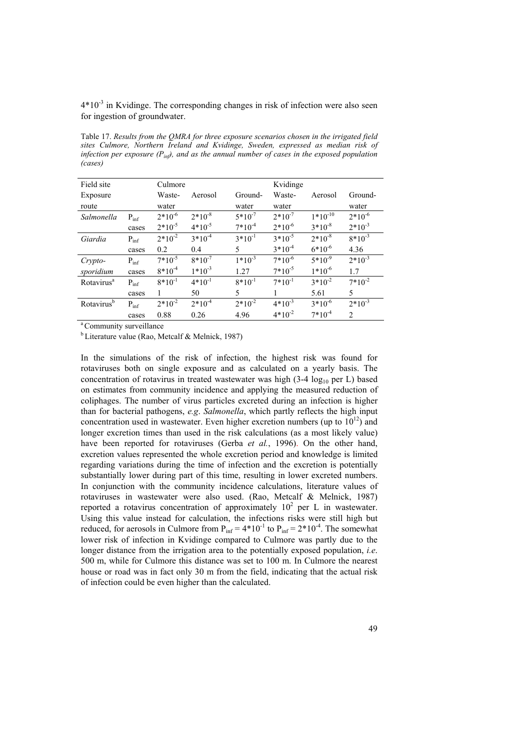$4*10^{-3}$ in Kvidinge. The corresponding changes in risk of infection were also seen for ingestion of groundwater.

Table 17. *Results from the QMRA for three exposure scenarios chosen in the irrigated field sites Culmore, Northern Ireland and Kvidinge, Sweden, expressed as median risk of infection per exposure ($P_{inf}$), and as the annual number of cases in the exposed population (cases)*

| Field site | | Culmore | | | Kvidinge | | |
|---|---|---|---|---|---|---|---|
| Exposure route | | Waste-water | Aerosol | Ground-water | Waste-water | Aerosol | Ground-water |
| *Salmonella* | $P_{inf}$ | $2*10^{-6}$ | $2*10^{-8}$ | $5*10^{-7}$ | $2*10^{-7}$ | $1*10^{-10}$ | $2*10^{-6}$ |
| | cases | $2*10^{-5}$ | $4*10^{-5}$ | $7*10^{-4}$ | $2*10^{-6}$ | $3*10^{-8}$ | $2*10^{-3}$ |
| *Giardia* | $P_{inf}$ | $2*10^{-2}$ | $3*10^{-4}$ | $3*10^{-1}$ | $3*10^{-5}$ | $2*10^{-8}$ | $8*10^{-3}$ |
| | cases | 0.2 | 0.4 | 5 | $3*10^{-4}$ | $6*10^{-6}$ | 4.36 |
| *Crypto-sporidium* | $P_{inf}$ | $7*10^{-5}$ | $8*10^{-7}$ | $1*10^{-3}$ | $7*10^{-6}$ | $5*10^{-9}$ | $2*10^{-3}$ |
| | cases | $8*10^{-4}$ | $1*10^{-3}$ | 1.27 | $7*10^{-5}$ | $1*10^{-6}$ | 1.7 |
| Rotavirus[a] | $P_{inf}$ | $8*10^{-1}$ | $4*10^{-1}$ | $8*10^{-1}$ | $7*10^{-1}$ | $3*10^{-2}$ | $7*10^{-2}$ |
| | cases | 1 | 50 | 5 | 1 | 5.61 | 5 |
| Rotavirus[b] | $P_{inf}$ | $2*10^{-2}$ | $2*10^{-4}$ | $2*10^{-2}$ | $4*10^{-3}$ | $3*10^{-6}$ | $2*10^{-3}$ |
| | cases | 0.88 | 0.26 | 4.96 | $4*10^{-2}$ | $7*10^{-4}$ | 2 |

[a] Community surveillance
[b] Literature value (Rao, Metcalf & Melnick, 1987)

In the simulations of the risk of infection, the highest risk was found for rotaviruses both on single exposure and as calculated on a yearly basis. The concentration of rotavirus in treated wastewater was high (3-4 $\log_{10}$ per L) based on estimates from community incidence and applying the measured reduction of coliphages. The number of virus particles excreted during an infection is higher than for bacterial pathogens, *e.g*. *Salmonella*, which partly reflects the high input concentration used in wastewater. Even higher excretion numbers (up to $10^{12}$) and longer excretion times than used in the risk calculations (as a most likely value) have been reported for rotaviruses (Gerba *et al.*, 1996). On the other hand, excretion values represented the whole excretion period and knowledge is limited regarding variations during the time of infection and the excretion is potentially substantially lower during part of this time, resulting in lower excreted numbers. In conjunction with the community incidence calculations, literature values of rotaviruses in wastewater were also used. (Rao, Metcalf & Melnick, 1987) reported a rotavirus concentration of approximately $10^2$ per L in wastewater. Using this value instead for calculation, the infections risks were still high but reduced, for aerosols in Culmore from $P_{inf} = 4*10^{-1}$ to $P_{inf} = 2*10^{-4}$. The somewhat lower risk of infection in Kvidinge compared to Culmore was partly due to the longer distance from the irrigation area to the potentially exposed population, *i.e*. 500 m, while for Culmore this distance was set to 100 m. In Culmore the nearest house or road was in fact only 30 m from the field, indicating that the actual risk of infection could be even higher than the calculated.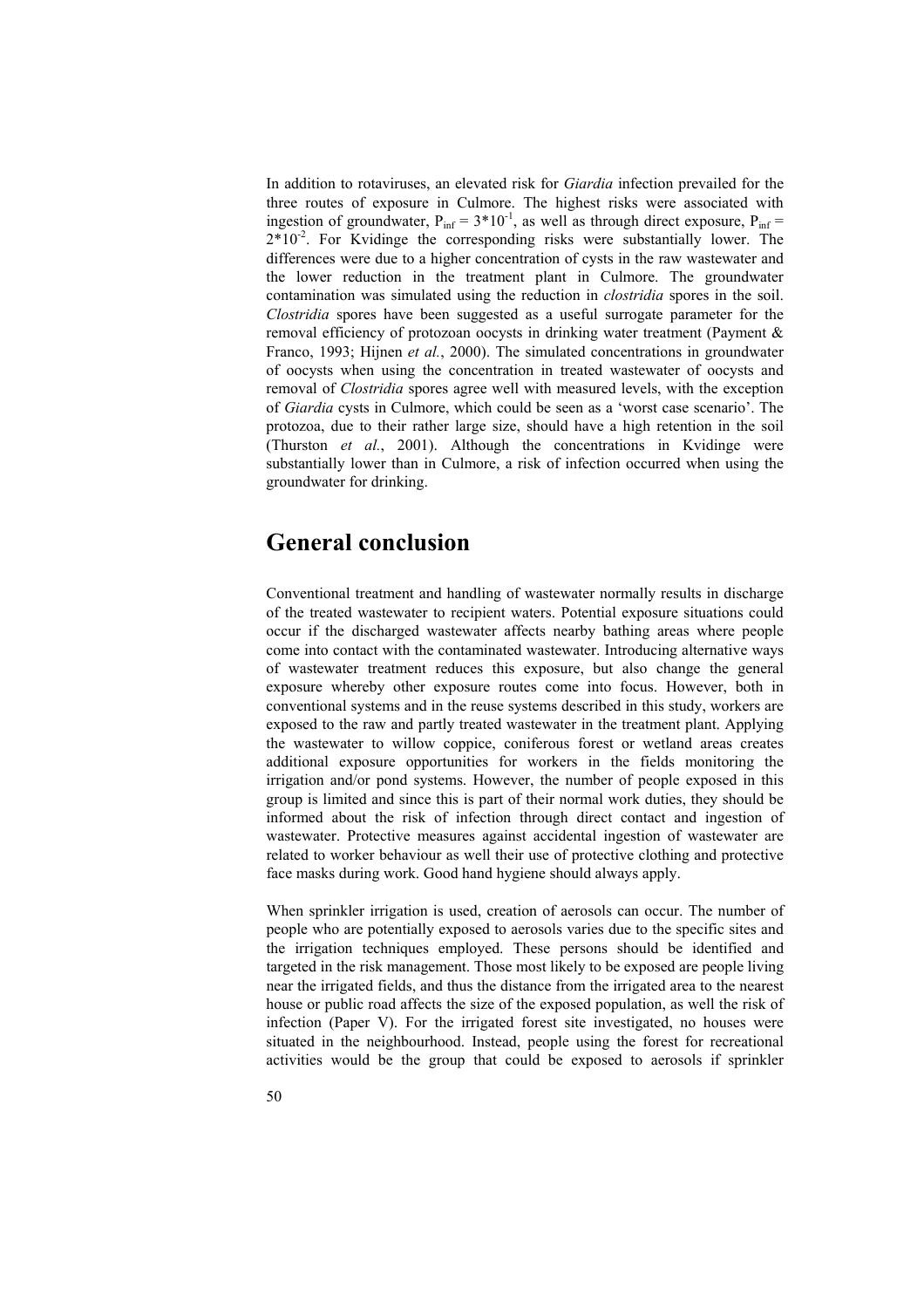In addition to rotaviruses, an elevated risk for *Giardia* infection prevailed for the three routes of exposure in Culmore. The highest risks were associated with ingestion of groundwater, $P_{inf} = 3*10^{-1}$, as well as through direct exposure, $P_{inf} = 2*10^{-2}$. For Kvidinge the corresponding risks were substantially lower. The differences were due to a higher concentration of cysts in the raw wastewater and the lower reduction in the treatment plant in Culmore. The groundwater contamination was simulated using the reduction in *clostridia* spores in the soil. *Clostridia* spores have been suggested as a useful surrogate parameter for the removal efficiency of protozoan oocysts in drinking water treatment (Payment & Franco, 1993; Hijnen *et al.*, 2000). The simulated concentrations in groundwater of oocysts when using the concentration in treated wastewater of oocysts and removal of *Clostridia* spores agree well with measured levels, with the exception of *Giardia* cysts in Culmore, which could be seen as a 'worst case scenario'. The protozoa, due to their rather large size, should have a high retention in the soil (Thurston *et al.*, 2001). Although the concentrations in Kvidinge were substantially lower than in Culmore, a risk of infection occurred when using the groundwater for drinking.

# General conclusion

Conventional treatment and handling of wastewater normally results in discharge of the treated wastewater to recipient waters. Potential exposure situations could occur if the discharged wastewater affects nearby bathing areas where people come into contact with the contaminated wastewater. Introducing alternative ways of wastewater treatment reduces this exposure, but also change the general exposure whereby other exposure routes come into focus. However, both in conventional systems and in the reuse systems described in this study, workers are exposed to the raw and partly treated wastewater in the treatment plant. Applying the wastewater to willow coppice, coniferous forest or wetland areas creates additional exposure opportunities for workers in the fields monitoring the irrigation and/or pond systems. However, the number of people exposed in this group is limited and since this is part of their normal work duties, they should be informed about the risk of infection through direct contact and ingestion of wastewater. Protective measures against accidental ingestion of wastewater are related to worker behaviour as well their use of protective clothing and protective face masks during work. Good hand hygiene should always apply.

When sprinkler irrigation is used, creation of aerosols can occur. The number of people who are potentially exposed to aerosols varies due to the specific sites and the irrigation techniques employed. These persons should be identified and targeted in the risk management. Those most likely to be exposed are people living near the irrigated fields, and thus the distance from the irrigated area to the nearest house or public road affects the size of the exposed population, as well the risk of infection (Paper V). For the irrigated forest site investigated, no houses were situated in the neighbourhood. Instead, people using the forest for recreational activities would be the group that could be exposed to aerosols if sprinkler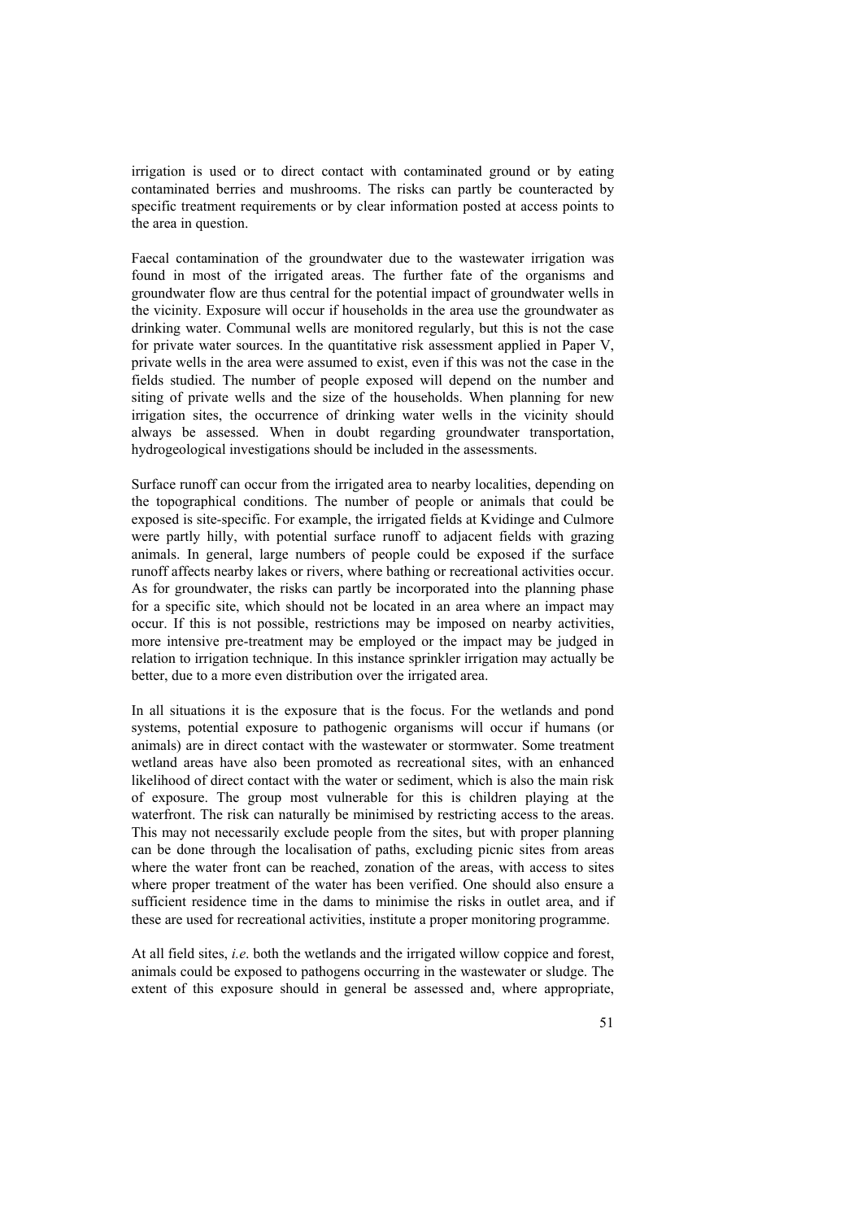irrigation is used or to direct contact with contaminated ground or by eating contaminated berries and mushrooms. The risks can partly be counteracted by specific treatment requirements or by clear information posted at access points to the area in question.

Faecal contamination of the groundwater due to the wastewater irrigation was found in most of the irrigated areas. The further fate of the organisms and groundwater flow are thus central for the potential impact of groundwater wells in the vicinity. Exposure will occur if households in the area use the groundwater as drinking water. Communal wells are monitored regularly, but this is not the case for private water sources. In the quantitative risk assessment applied in Paper V, private wells in the area were assumed to exist, even if this was not the case in the fields studied. The number of people exposed will depend on the number and siting of private wells and the size of the households. When planning for new irrigation sites, the occurrence of drinking water wells in the vicinity should always be assessed. When in doubt regarding groundwater transportation, hydrogeological investigations should be included in the assessments.

Surface runoff can occur from the irrigated area to nearby localities, depending on the topographical conditions. The number of people or animals that could be exposed is site-specific. For example, the irrigated fields at Kvidinge and Culmore were partly hilly, with potential surface runoff to adjacent fields with grazing animals. In general, large numbers of people could be exposed if the surface runoff affects nearby lakes or rivers, where bathing or recreational activities occur. As for groundwater, the risks can partly be incorporated into the planning phase for a specific site, which should not be located in an area where an impact may occur. If this is not possible, restrictions may be imposed on nearby activities, more intensive pre-treatment may be employed or the impact may be judged in relation to irrigation technique. In this instance sprinkler irrigation may actually be better, due to a more even distribution over the irrigated area.

In all situations it is the exposure that is the focus. For the wetlands and pond systems, potential exposure to pathogenic organisms will occur if humans (or animals) are in direct contact with the wastewater or stormwater. Some treatment wetland areas have also been promoted as recreational sites, with an enhanced likelihood of direct contact with the water or sediment, which is also the main risk of exposure. The group most vulnerable for this is children playing at the waterfront. The risk can naturally be minimised by restricting access to the areas. This may not necessarily exclude people from the sites, but with proper planning can be done through the localisation of paths, excluding picnic sites from areas where the water front can be reached, zonation of the areas, with access to sites where proper treatment of the water has been verified. One should also ensure a sufficient residence time in the dams to minimise the risks in outlet area, and if these are used for recreational activities, institute a proper monitoring programme.

At all field sites, *i.e*. both the wetlands and the irrigated willow coppice and forest, animals could be exposed to pathogens occurring in the wastewater or sludge. The extent of this exposure should in general be assessed and, where appropriate,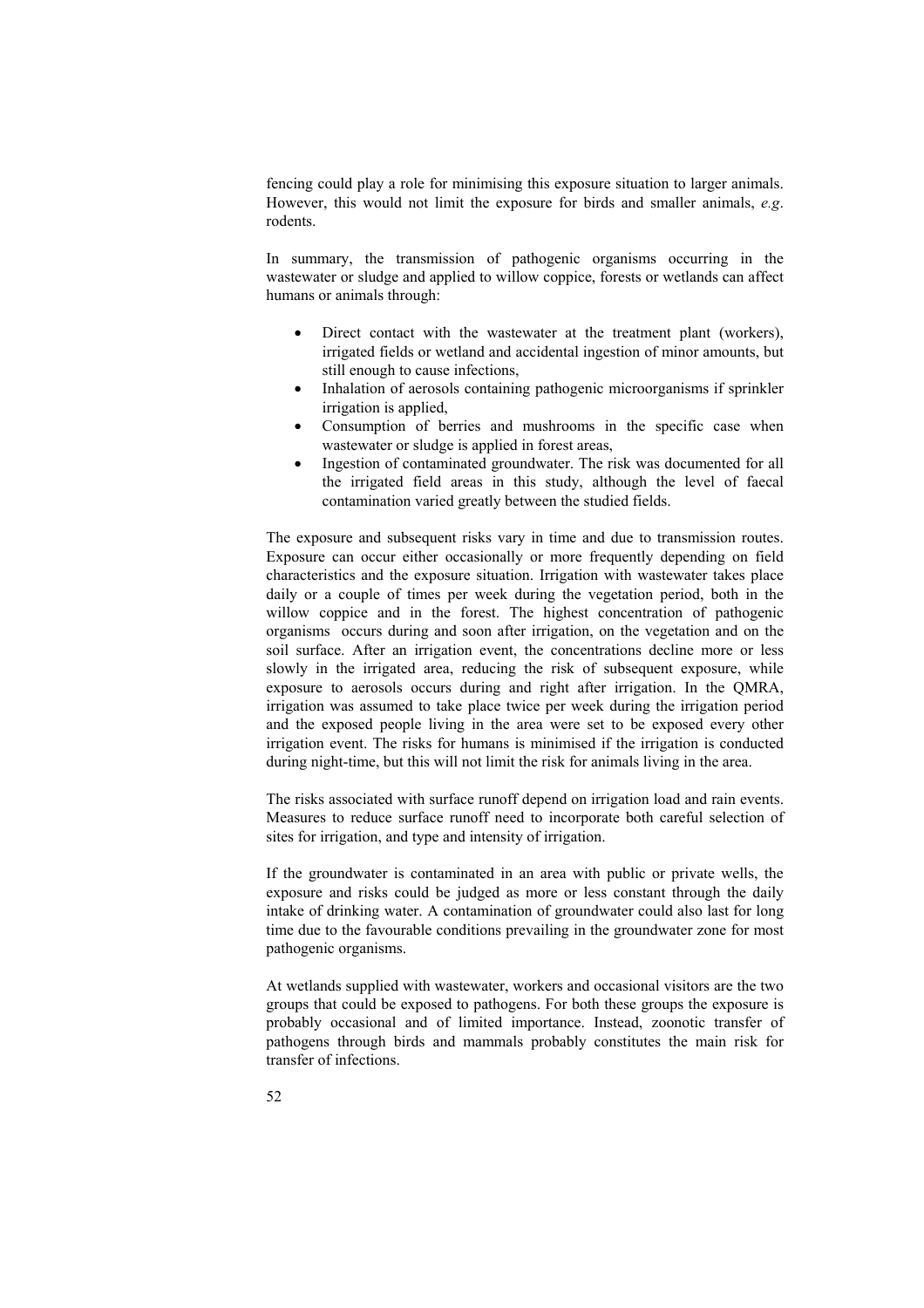fencing could play a role for minimising this exposure situation to larger animals. However, this would not limit the exposure for birds and smaller animals, *e.g*. rodents.

In summary, the transmission of pathogenic organisms occurring in the wastewater or sludge and applied to willow coppice, forests or wetlands can affect humans or animals through:

- Direct contact with the wastewater at the treatment plant (workers), irrigated fields or wetland and accidental ingestion of minor amounts, but still enough to cause infections,
- Inhalation of aerosols containing pathogenic microorganisms if sprinkler irrigation is applied,
- Consumption of berries and mushrooms in the specific case when wastewater or sludge is applied in forest areas,
- Ingestion of contaminated groundwater. The risk was documented for all the irrigated field areas in this study, although the level of faecal contamination varied greatly between the studied fields.

The exposure and subsequent risks vary in time and due to transmission routes. Exposure can occur either occasionally or more frequently depending on field characteristics and the exposure situation. Irrigation with wastewater takes place daily or a couple of times per week during the vegetation period, both in the willow coppice and in the forest. The highest concentration of pathogenic organisms occurs during and soon after irrigation, on the vegetation and on the soil surface. After an irrigation event, the concentrations decline more or less slowly in the irrigated area, reducing the risk of subsequent exposure, while exposure to aerosols occurs during and right after irrigation. In the QMRA, irrigation was assumed to take place twice per week during the irrigation period and the exposed people living in the area were set to be exposed every other irrigation event. The risks for humans is minimised if the irrigation is conducted during night-time, but this will not limit the risk for animals living in the area.

The risks associated with surface runoff depend on irrigation load and rain events. Measures to reduce surface runoff need to incorporate both careful selection of sites for irrigation, and type and intensity of irrigation.

If the groundwater is contaminated in an area with public or private wells, the exposure and risks could be judged as more or less constant through the daily intake of drinking water. A contamination of groundwater could also last for long time due to the favourable conditions prevailing in the groundwater zone for most pathogenic organisms.

At wetlands supplied with wastewater, workers and occasional visitors are the two groups that could be exposed to pathogens. For both these groups the exposure is probably occasional and of limited importance. Instead, zoonotic transfer of pathogens through birds and mammals probably constitutes the main risk for transfer of infections.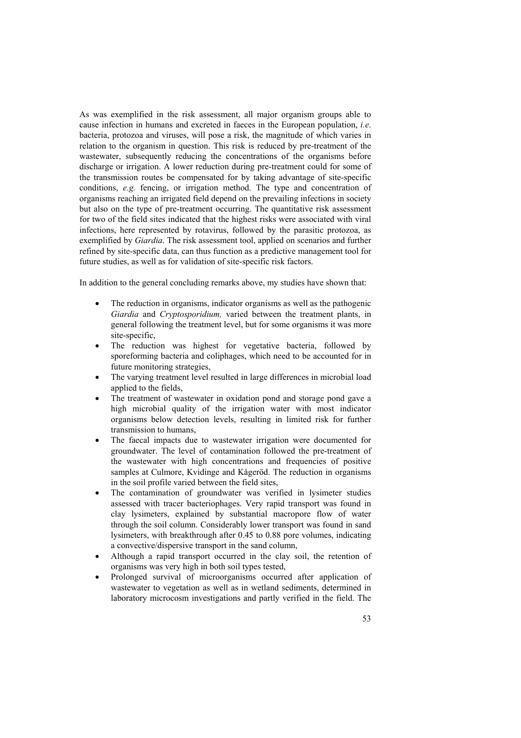As was exemplified in the risk assessment, all major organism groups able to cause infection in humans and excreted in faeces in the European population, *i.e*. bacteria, protozoa and viruses, will pose a risk, the magnitude of which varies in relation to the organism in question. This risk is reduced by pre-treatment of the wastewater, subsequently reducing the concentrations of the organisms before discharge or irrigation. A lower reduction during pre-treatment could for some of the transmission routes be compensated for by taking advantage of site-specific conditions, *e.g.* fencing, or irrigation method. The type and concentration of organisms reaching an irrigated field depend on the prevailing infections in society but also on the type of pre-treatment occurring. The quantitative risk assessment for two of the field sites indicated that the highest risks were associated with viral infections, here represented by rotavirus, followed by the parasitic protozoa, as exemplified by *Giardia*. The risk assessment tool, applied on scenarios and further refined by site-specific data, can thus function as a predictive management tool for future studies, as well as for validation of site-specific risk factors.

In addition to the general concluding remarks above, my studies have shown that:

- The reduction in organisms, indicator organisms as well as the pathogenic *Giardia* and *Cryptosporidium,* varied between the treatment plants, in general following the treatment level, but for some organisms it was more site-specific,
- The reduction was highest for vegetative bacteria, followed by sporeforming bacteria and coliphages, which need to be accounted for in future monitoring strategies,
- The varying treatment level resulted in large differences in microbial load applied to the fields,
- The treatment of wastewater in oxidation pond and storage pond gave a high microbial quality of the irrigation water with most indicator organisms below detection levels, resulting in limited risk for further transmission to humans,
- The faecal impacts due to wastewater irrigation were documented for groundwater. The level of contamination followed the pre-treatment of the wastewater with high concentrations and frequencies of positive samples at Culmore, Kvidinge and Kågeröd. The reduction in organisms in the soil profile varied between the field sites,
- The contamination of groundwater was verified in lysimeter studies assessed with tracer bacteriophages. Very rapid transport was found in clay lysimeters, explained by substantial macropore flow of water through the soil column. Considerably lower transport was found in sand lysimeters, with breakthrough after 0.45 to 0.88 pore volumes, indicating a convective/dispersive transport in the sand column,
- Although a rapid transport occurred in the clay soil, the retention of organisms was very high in both soil types tested,
- Prolonged survival of microorganisms occurred after application of wastewater to vegetation as well as in wetland sediments, determined in laboratory microcosm investigations and partly verified in the field. The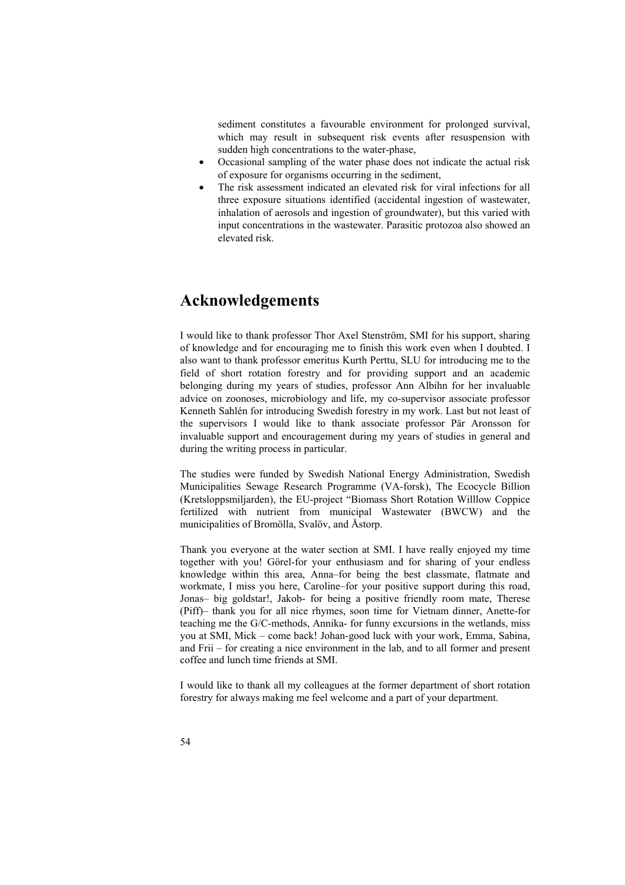sediment constitutes a favourable environment for prolonged survival, which may result in subsequent risk events after resuspension with sudden high concentrations to the water-phase,

- Occasional sampling of the water phase does not indicate the actual risk of exposure for organisms occurring in the sediment,
- The risk assessment indicated an elevated risk for viral infections for all three exposure situations identified (accidental ingestion of wastewater, inhalation of aerosols and ingestion of groundwater), but this varied with input concentrations in the wastewater. Parasitic protozoa also showed an elevated risk.

# Acknowledgements

I would like to thank professor Thor Axel Stenström, SMI for his support, sharing of knowledge and for encouraging me to finish this work even when I doubted. I also want to thank professor emeritus Kurth Perttu, SLU for introducing me to the field of short rotation forestry and for providing support and an academic belonging during my years of studies, professor Ann Albihn for her invaluable advice on zoonoses, microbiology and life, my co-supervisor associate professor Kenneth Sahlén for introducing Swedish forestry in my work. Last but not least of the supervisors I would like to thank associate professor Pär Aronsson for invaluable support and encouragement during my years of studies in general and during the writing process in particular.

The studies were funded by Swedish National Energy Administration, Swedish Municipalities Sewage Research Programme (VA-forsk), The Ecocycle Billion (Kretsloppsmiljarden), the EU-project "Biomass Short Rotation Willlow Coppice fertilized with nutrient from municipal Wastewater (BWCW) and the municipalities of Bromölla, Svalöv, and Åstorp.

Thank you everyone at the water section at SMI. I have really enjoyed my time together with you! Görel-for your enthusiasm and for sharing of your endless knowledge within this area, Anna–for being the best classmate, flatmate and workmate, I miss you here, Caroline–for your positive support during this road, Jonas– big goldstar!, Jakob- for being a positive friendly room mate, Therese (Piff)– thank you for all nice rhymes, soon time for Vietnam dinner, Anette-for teaching me the G/C-methods, Annika- for funny excursions in the wetlands, miss you at SMI, Mick – come back! Johan-good luck with your work, Emma, Sabina, and Frii – for creating a nice environment in the lab, and to all former and present coffee and lunch time friends at SMI.

I would like to thank all my colleagues at the former department of short rotation forestry for always making me feel welcome and a part of your department.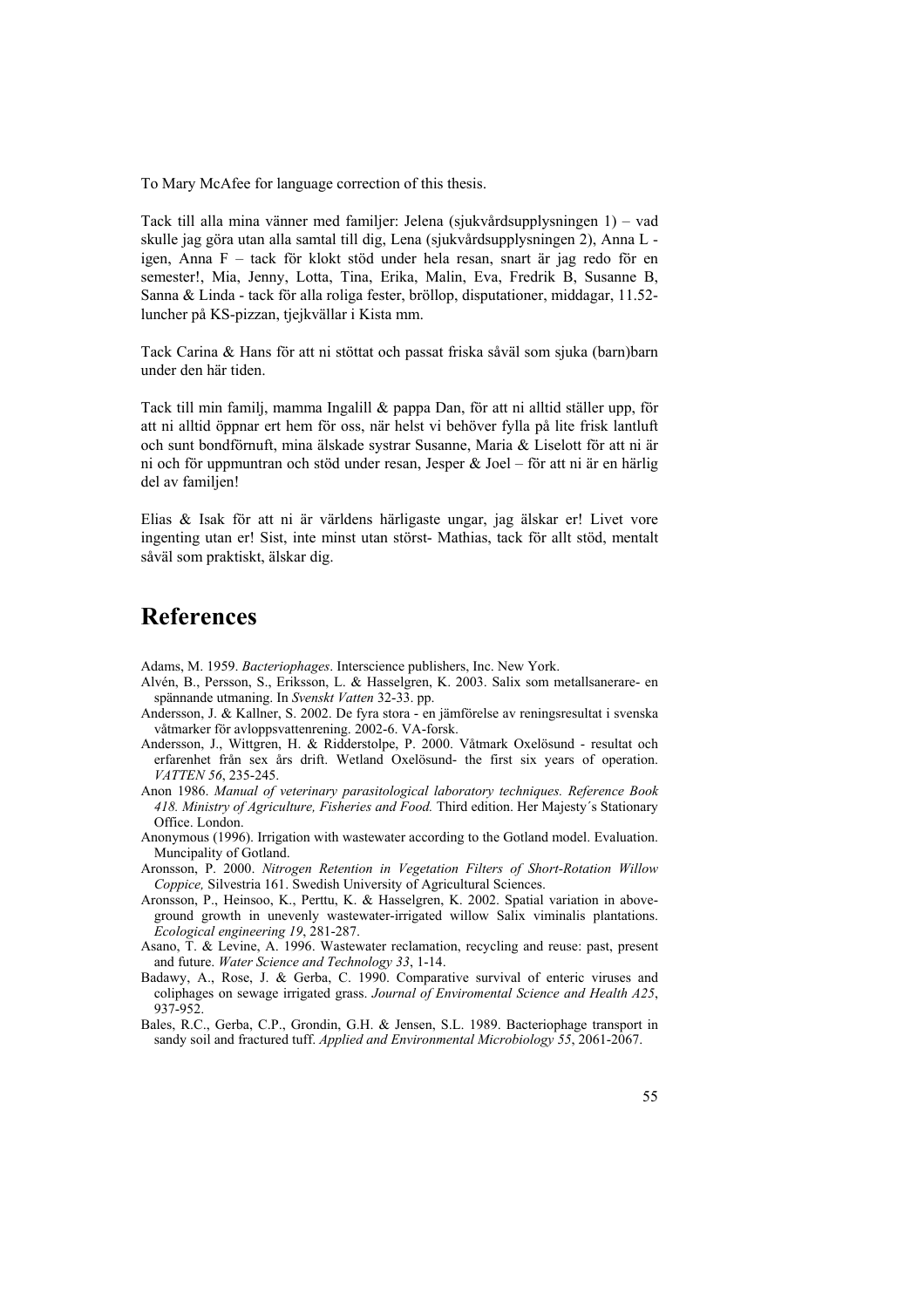To Mary McAfee for language correction of this thesis.

Tack till alla mina vänner med familjer: Jelena (sjukvårdsupplysningen 1) – vad skulle jag göra utan alla samtal till dig, Lena (sjukvårdsupplysningen 2), Anna L - igen, Anna F – tack för klokt stöd under hela resan, snart är jag redo för en semester!, Mia, Jenny, Lotta, Tina, Erika, Malin, Eva, Fredrik B, Susanne B, Sanna & Linda - tack för alla roliga fester, bröllop, disputationer, middagar, 11.52-luncher på KS-pizzan, tjejkvällar i Kista mm.

Tack Carina & Hans för att ni stöttat och passat friska såväl som sjuka (barn)barn under den här tiden.

Tack till min familj, mamma Ingalill & pappa Dan, för att ni alltid ställer upp, för att ni alltid öppnar ert hem för oss, när helst vi behöver fylla på lite frisk lantluft och sunt bondförnuft, mina älskade systrar Susanne, Maria & Liselott för att ni är ni och för uppmuntran och stöd under resan, Jesper & Joel – för att ni är en härlig del av familjen!

Elias & Isak för att ni är världens härligaste ungar, jag älskar er! Livet vore ingenting utan er! Sist, inte minst utan störst- Mathias, tack för allt stöd, mentalt såväl som praktiskt, älskar dig.

# References

Adams, M. 1959. *Bacteriophages*. Interscience publishers, Inc. New York.

Alvén, B., Persson, S., Eriksson, L. & Hasselgren, K. 2003. Salix som metallsanerare- en spännande utmaning. In *Svenskt Vatten* 32-33. pp.

Andersson, J. & Kallner, S. 2002. De fyra stora - en jämförelse av reningsresultat i svenska våtmarker för avloppsvattenrening. 2002-6. VA-forsk.

Andersson, J., Wittgren, H. & Ridderstolpe, P. 2000. Våtmark Oxelösund - resultat och erfarenhet från sex års drift. Wetland Oxelösund- the first six years of operation. *VATTEN 56*, 235-245.

Anon 1986. *Manual of veterinary parasitological laboratory techniques. Reference Book 418. Ministry of Agriculture, Fisheries and Food.* Third edition. Her Majesty´s Stationary Office. London.

Anonymous (1996). Irrigation with wastewater according to the Gotland model. Evaluation. Muncipality of Gotland.

Aronsson, P. 2000. *Nitrogen Retention in Vegetation Filters of Short-Rotation Willow Coppice,* Silvestria 161. Swedish University of Agricultural Sciences.

Aronsson, P., Heinsoo, K., Perttu, K. & Hasselgren, K. 2002. Spatial variation in above-ground growth in unevenly wastewater-irrigated willow Salix viminalis plantations. *Ecological engineering 19*, 281-287.

Asano, T. & Levine, A. 1996. Wastewater reclamation, recycling and reuse: past, present and future. *Water Science and Technology 33*, 1-14.

Badawy, A., Rose, J. & Gerba, C. 1990. Comparative survival of enteric viruses and coliphages on sewage irrigated grass. *Journal of Enviromental Science and Health A25*, 937-952.

Bales, R.C., Gerba, C.P., Grondin, G.H. & Jensen, S.L. 1989. Bacteriophage transport in sandy soil and fractured tuff. *Applied and Environmental Microbiology 55*, 2061-2067.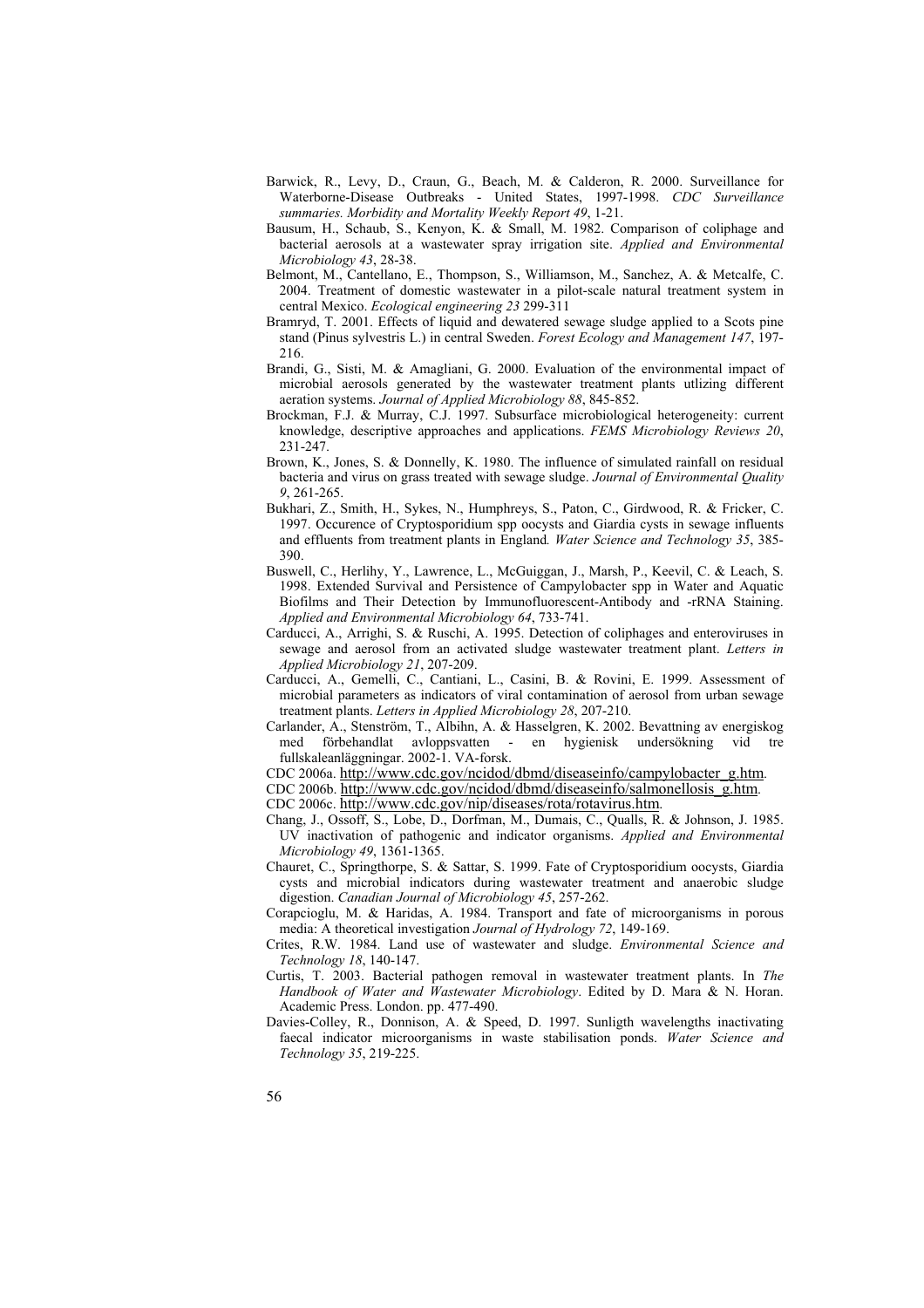Barwick, R., Levy, D., Craun, G., Beach, M. & Calderon, R. 2000. Surveillance for Waterborne-Disease Outbreaks - United States, 1997-1998. *CDC Surveillance summaries. Morbidity and Mortality Weekly Report 49*, 1-21.

Bausum, H., Schaub, S., Kenyon, K. & Small, M. 1982. Comparison of coliphage and bacterial aerosols at a wastewater spray irrigation site. *Applied and Environmental Microbiology 43*, 28-38.

Belmont, M., Cantellano, E., Thompson, S., Williamson, M., Sanchez, A. & Metcalfe, C. 2004. Treatment of domestic wastewater in a pilot-scale natural treatment system in central Mexico. *Ecological engineering 23* 299-311

Bramryd, T. 2001. Effects of liquid and dewatered sewage sludge applied to a Scots pine stand (Pinus sylvestris L.) in central Sweden. *Forest Ecology and Management 147*, 197-216.

Brandi, G., Sisti, M. & Amagliani, G. 2000. Evaluation of the environmental impact of microbial aerosols generated by the wastewater treatment plants utlizing different aeration systems. *Journal of Applied Microbiology 88*, 845-852.

Brockman, F.J. & Murray, C.J. 1997. Subsurface microbiological heterogeneity: current knowledge, descriptive approaches and applications. *FEMS Microbiology Reviews 20*, 231-247.

Brown, K., Jones, S. & Donnelly, K. 1980. The influence of simulated rainfall on residual bacteria and virus on grass treated with sewage sludge. *Journal of Environmental Quality 9*, 261-265.

Bukhari, Z., Smith, H., Sykes, N., Humphreys, S., Paton, C., Girdwood, R. & Fricker, C. 1997. Occurence of Cryptosporidium spp oocysts and Giardia cysts in sewage influents and effluents from treatment plants in England*. Water Science and Technology 35*, 385-390.

Buswell, C., Herlihy, Y., Lawrence, L., McGuiggan, J., Marsh, P., Keevil, C. & Leach, S. 1998. Extended Survival and Persistence of Campylobacter spp in Water and Aquatic Biofilms and Their Detection by Immunofluorescent-Antibody and -rRNA Staining. *Applied and Environmental Microbiology 64*, 733-741.

Carducci, A., Arrighi, S. & Ruschi, A. 1995. Detection of coliphages and enteroviruses in sewage and aerosol from an activated sludge wastewater treatment plant. *Letters in Applied Microbiology 21*, 207-209.

Carducci, A., Gemelli, C., Cantiani, L., Casini, B. & Rovini, E. 1999. Assessment of microbial parameters as indicators of viral contamination of aerosol from urban sewage treatment plants. *Letters in Applied Microbiology 28*, 207-210.

Carlander, A., Stenström, T., Albihn, A. & Hasselgren, K. 2002. Bevattning av energiskog med förbehandlat avloppsvatten - en hygienisk undersökning vid tre fullskaleanläggningar. 2002-1. VA-forsk.

CDC 2006a. http://www.cdc.gov/ncidod/dbmd/diseaseinfo/campylobacter_g.htm.

CDC 2006b. http://www.cdc.gov/ncidod/dbmd/diseaseinfo/salmonellosis_g.htm.

CDC 2006c. http://www.cdc.gov/nip/diseases/rota/rotavirus.htm.

Chang, J., Ossoff, S., Lobe, D., Dorfman, M., Dumais, C., Qualls, R. & Johnson, J. 1985. UV inactivation of pathogenic and indicator organisms. *Applied and Environmental Microbiology 49*, 1361-1365.

Chauret, C., Springthorpe, S. & Sattar, S. 1999. Fate of Cryptosporidium oocysts, Giardia cysts and microbial indicators during wastewater treatment and anaerobic sludge digestion. *Canadian Journal of Microbiology 45*, 257-262.

Corapcioglu, M. & Haridas, A. 1984. Transport and fate of microorganisms in porous media: A theoretical investigation *Journal of Hydrology 72*, 149-169.

Crites, R.W. 1984. Land use of wastewater and sludge. *Environmental Science and Technology 18*, 140-147.

Curtis, T. 2003. Bacterial pathogen removal in wastewater treatment plants. In *The Handbook of Water and Wastewater Microbiology*. Edited by D. Mara & N. Horan. Academic Press. London. pp. 477-490.

Davies-Colley, R., Donnison, A. & Speed, D. 1997. Sunligth wavelengths inactivating faecal indicator microorganisms in waste stabilisation ponds. *Water Science and Technology 35*, 219-225.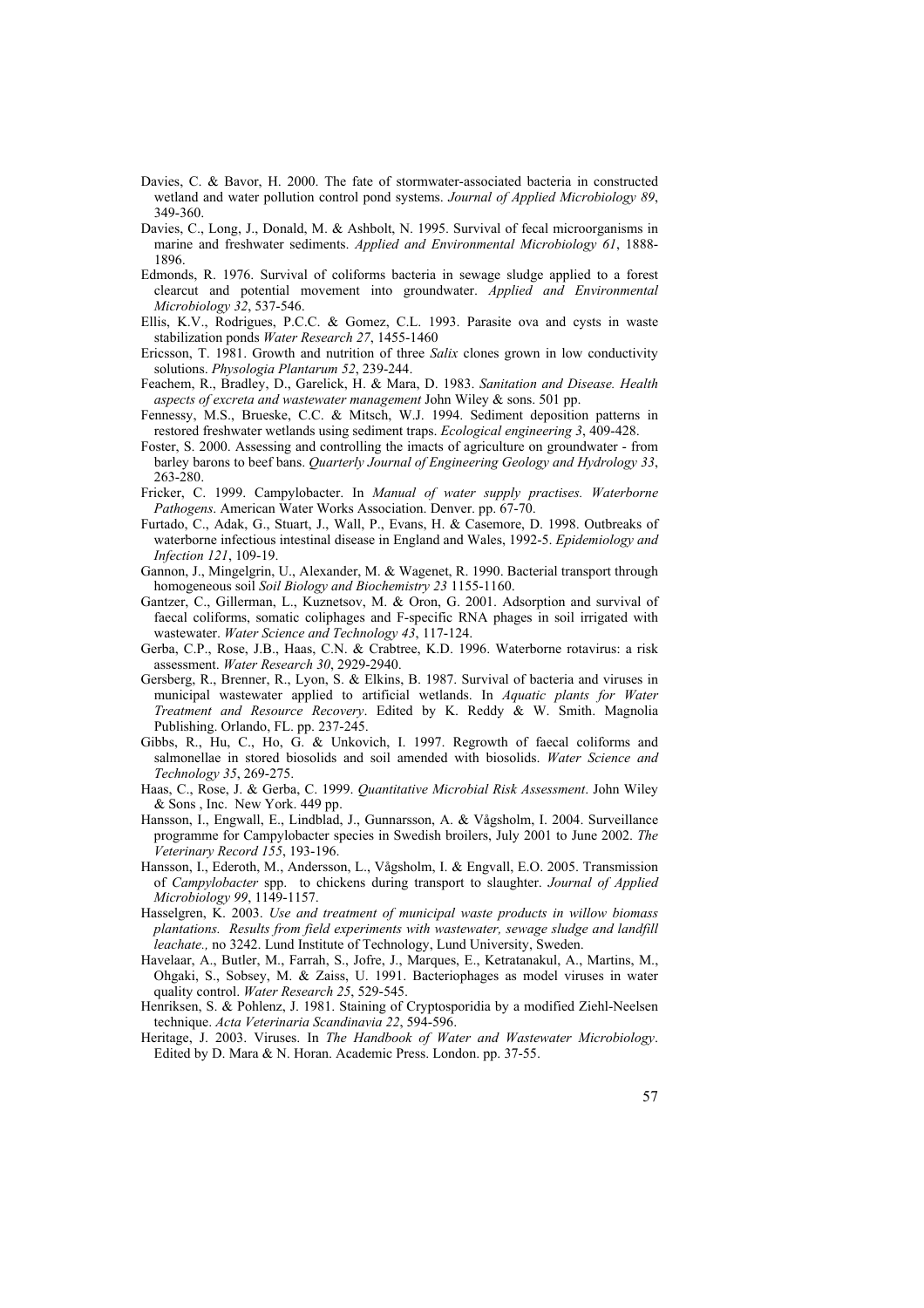Davies, C. & Bavor, H. 2000. The fate of stormwater-associated bacteria in constructed wetland and water pollution control pond systems. *Journal of Applied Microbiology 89*, 349-360.

Davies, C., Long, J., Donald, M. & Ashbolt, N. 1995. Survival of fecal microorganisms in marine and freshwater sediments. *Applied and Environmental Microbiology 61*, 1888-1896.

Edmonds, R. 1976. Survival of coliforms bacteria in sewage sludge applied to a forest clearcut and potential movement into groundwater. *Applied and Environmental Microbiology 32*, 537-546.

Ellis, K.V., Rodrigues, P.C.C. & Gomez, C.L. 1993. Parasite ova and cysts in waste stabilization ponds *Water Research 27*, 1455-1460

Ericsson, T. 1981. Growth and nutrition of three *Salix* clones grown in low conductivity solutions. *Physologia Plantarum 52*, 239-244.

Feachem, R., Bradley, D., Garelick, H. & Mara, D. 1983. *Sanitation and Disease. Health aspects of excreta and wastewater management* John Wiley & sons. 501 pp.

Fennessy, M.S., Brueske, C.C. & Mitsch, W.J. 1994. Sediment deposition patterns in restored freshwater wetlands using sediment traps. *Ecological engineering 3*, 409-428.

Foster, S. 2000. Assessing and controlling the imacts of agriculture on groundwater - from barley barons to beef bans. *Quarterly Journal of Engineering Geology and Hydrology 33*, 263-280.

Fricker, C. 1999. Campylobacter. In *Manual of water supply practises. Waterborne Pathogens*. American Water Works Association. Denver. pp. 67-70.

Furtado, C., Adak, G., Stuart, J., Wall, P., Evans, H. & Casemore, D. 1998. Outbreaks of waterborne infectious intestinal disease in England and Wales, 1992-5. *Epidemiology and Infection 121*, 109-19.

Gannon, J., Mingelgrin, U., Alexander, M. & Wagenet, R. 1990. Bacterial transport through homogeneous soil *Soil Biology and Biochemistry 23* 1155-1160.

Gantzer, C., Gillerman, L., Kuznetsov, M. & Oron, G. 2001. Adsorption and survival of faecal coliforms, somatic coliphages and F-specific RNA phages in soil irrigated with wastewater. *Water Science and Technology 43*, 117-124.

Gerba, C.P., Rose, J.B., Haas, C.N. & Crabtree, K.D. 1996. Waterborne rotavirus: a risk assessment. *Water Research 30*, 2929-2940.

Gersberg, R., Brenner, R., Lyon, S. & Elkins, B. 1987. Survival of bacteria and viruses in municipal wastewater applied to artificial wetlands. In *Aquatic plants for Water Treatment and Resource Recovery*. Edited by K. Reddy & W. Smith. Magnolia Publishing. Orlando, FL. pp. 237-245.

Gibbs, R., Hu, C., Ho, G. & Unkovich, I. 1997. Regrowth of faecal coliforms and salmonellae in stored biosolids and soil amended with biosolids. *Water Science and Technology 35*, 269-275.

Haas, C., Rose, J. & Gerba, C. 1999. *Quantitative Microbial Risk Assessment*. John Wiley & Sons , Inc. New York. 449 pp.

Hansson, I., Engwall, E., Lindblad, J., Gunnarsson, A. & Vågsholm, I. 2004. Surveillance programme for Campylobacter species in Swedish broilers, July 2001 to June 2002. *The Veterinary Record 155*, 193-196.

Hansson, I., Ederoth, M., Andersson, L., Vågsholm, I. & Engvall, E.O. 2005. Transmission of *Campylobacter* spp. to chickens during transport to slaughter. *Journal of Applied Microbiology 99*, 1149-1157.

Hasselgren, K. 2003. *Use and treatment of municipal waste products in willow biomass plantations. Results from field experiments with wastewater, sewage sludge and landfill leachate.,* no 3242. Lund Institute of Technology, Lund University, Sweden.

Havelaar, A., Butler, M., Farrah, S., Jofre, J., Marques, E., Ketratanakul, A., Martins, M., Ohgaki, S., Sobsey, M. & Zaiss, U. 1991. Bacteriophages as model viruses in water quality control. *Water Research 25*, 529-545.

Henriksen, S. & Pohlenz, J. 1981. Staining of Cryptosporidia by a modified Ziehl-Neelsen technique. *Acta Veterinaria Scandinavia 22*, 594-596.

Heritage, J. 2003. Viruses. In *The Handbook of Water and Wastewater Microbiology*. Edited by D. Mara & N. Horan. Academic Press. London. pp. 37-55.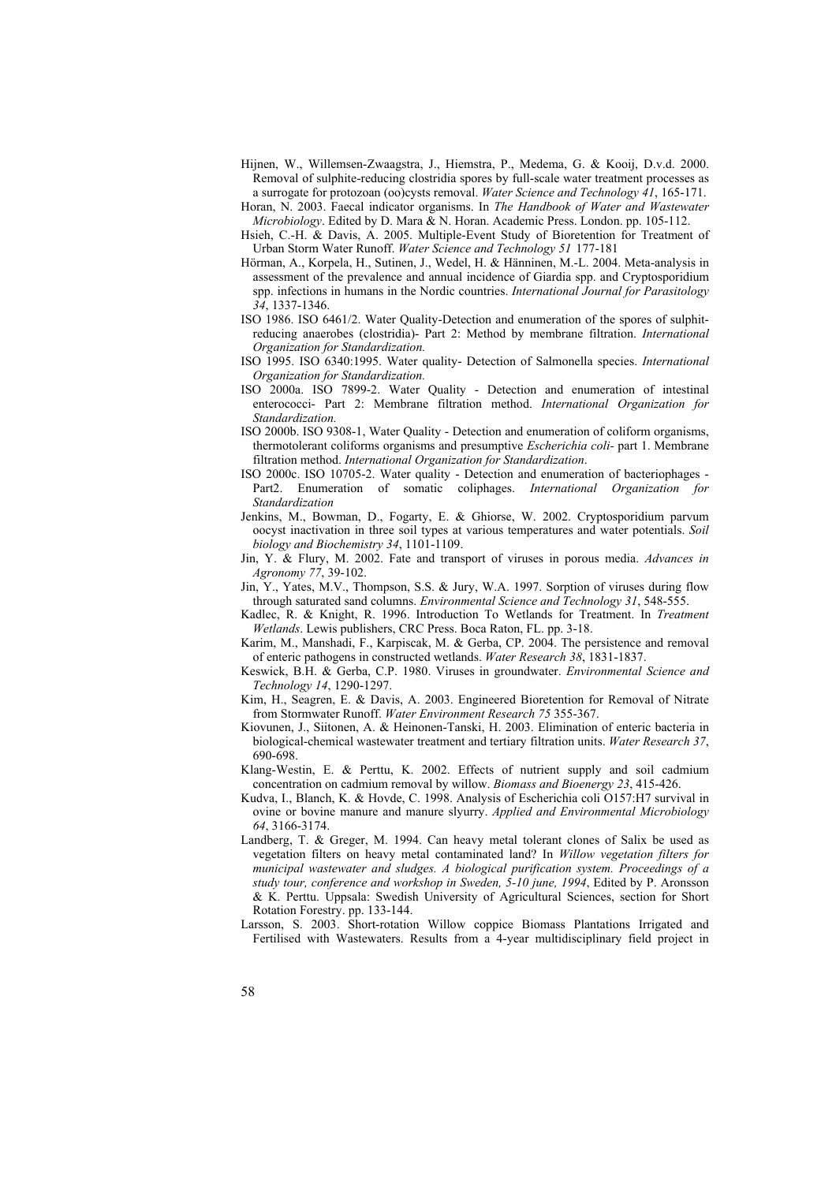Hijnen, W., Willemsen-Zwaagstra, J., Hiemstra, P., Medema, G. & Kooij, D.v.d. 2000. Removal of sulphite-reducing clostridia spores by full-scale water treatment processes as a surrogate for protozoan (oo)cysts removal. *Water Science and Technology 41*, 165-171.

Horan, N. 2003. Faecal indicator organisms. In *The Handbook of Water and Wastewater Microbiology*. Edited by D. Mara & N. Horan. Academic Press. London. pp. 105-112.

Hsieh, C.-H. & Davis, A. 2005. Multiple-Event Study of Bioretention for Treatment of Urban Storm Water Runoff. *Water Science and Technology 51* 177-181

Hörman, A., Korpela, H., Sutinen, J., Wedel, H. & Hänninen, M.-L. 2004. Meta-analysis in assessment of the prevalence and annual incidence of Giardia spp. and Cryptosporidium spp. infections in humans in the Nordic countries. *International Journal for Parasitology 34*, 1337-1346.

ISO 1986. ISO 6461/2. Water Quality-Detection and enumeration of the spores of sulphit-reducing anaerobes (clostridia)- Part 2: Method by membrane filtration. *International Organization for Standardization.*

ISO 1995. ISO 6340:1995. Water quality- Detection of Salmonella species. *International Organization for Standardization.*

ISO 2000a. ISO 7899-2. Water Quality - Detection and enumeration of intestinal enterococci- Part 2: Membrane filtration method. *International Organization for Standardization.*

ISO 2000b. ISO 9308-1, Water Quality - Detection and enumeration of coliform organisms, thermotolerant coliforms organisms and presumptive *Escherichia coli*- part 1. Membrane filtration method. *International Organization for Standardization*.

ISO 2000c. ISO 10705-2. Water quality - Detection and enumeration of bacteriophages - Part2. Enumeration of somatic coliphages. *International Organization for Standardization*

Jenkins, M., Bowman, D., Fogarty, E. & Ghiorse, W. 2002. Cryptosporidium parvum oocyst inactivation in three soil types at various temperatures and water potentials. *Soil biology and Biochemistry 34*, 1101-1109.

Jin, Y. & Flury, M. 2002. Fate and transport of viruses in porous media. *Advances in Agronomy 77*, 39-102.

Jin, Y., Yates, M.V., Thompson, S.S. & Jury, W.A. 1997. Sorption of viruses during flow through saturated sand columns. *Environmental Science and Technology 31*, 548-555.

Kadlec, R. & Knight, R. 1996. Introduction To Wetlands for Treatment. In *Treatment Wetlands*. Lewis publishers, CRC Press. Boca Raton, FL. pp. 3-18.

Karim, M., Manshadi, F., Karpiscak, M. & Gerba, CP. 2004. The persistence and removal of enteric pathogens in constructed wetlands. *Water Research 38*, 1831-1837.

Keswick, B.H. & Gerba, C.P. 1980. Viruses in groundwater. *Environmental Science and Technology 14*, 1290-1297.

Kim, H., Seagren, E. & Davis, A. 2003. Engineered Bioretention for Removal of Nitrate from Stormwater Runoff. *Water Environment Research 75* 355-367.

Kiovunen, J., Siitonen, A. & Heinonen-Tanski, H. 2003. Elimination of enteric bacteria in biological-chemical wastewater treatment and tertiary filtration units. *Water Research 37*, 690-698.

Klang-Westin, E. & Perttu, K. 2002. Effects of nutrient supply and soil cadmium concentration on cadmium removal by willow. *Biomass and Bioenergy 23*, 415-426.

Kudva, I., Blanch, K. & Hovde, C. 1998. Analysis of Escherichia coli O157:H7 survival in ovine or bovine manure and manure slyurry. *Applied and Environmental Microbiology 64*, 3166-3174.

Landberg, T. & Greger, M. 1994. Can heavy metal tolerant clones of Salix be used as vegetation filters on heavy metal contaminated land? In *Willow vegetation filters for municipal wastewater and sludges. A biological purification system. Proceedings of a study tour, conference and workshop in Sweden, 5-10 june, 1994*, Edited by P. Aronsson & K. Perttu. Uppsala: Swedish University of Agricultural Sciences, section for Short Rotation Forestry. pp. 133-144.

Larsson, S. 2003. Short-rotation Willow coppice Biomass Plantations Irrigated and Fertilised with Wastewaters. Results from a 4-year multidisciplinary field project in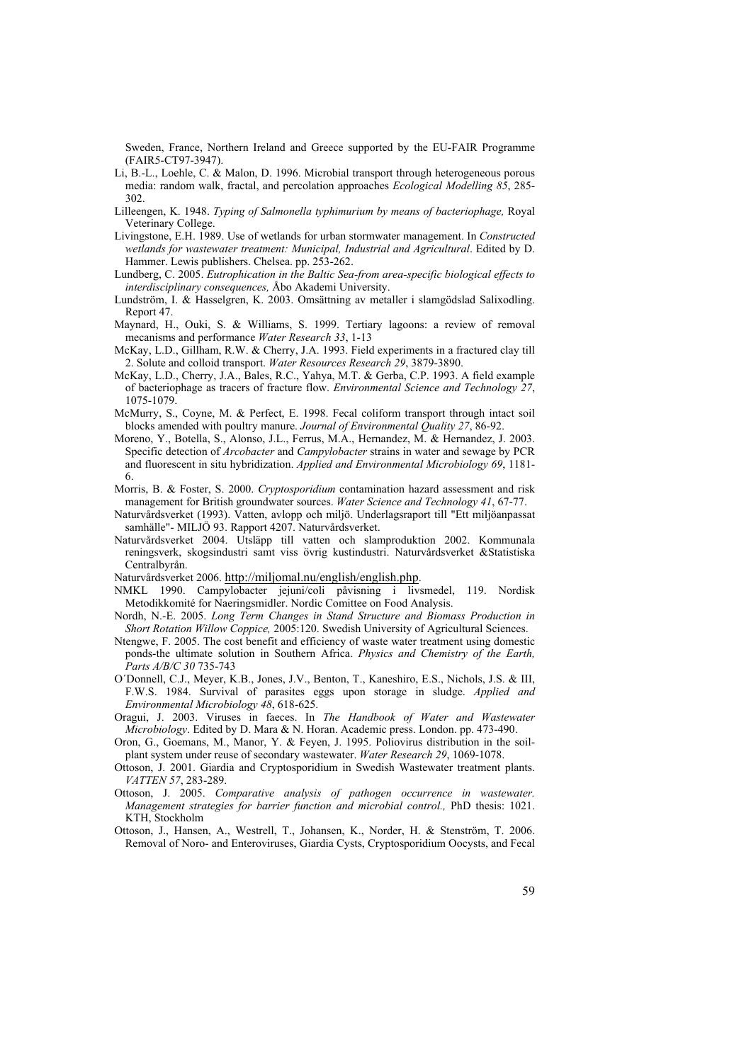Sweden, France, Northern Ireland and Greece supported by the EU-FAIR Programme (FAIR5-CT97-3947).

Li, B.-L., Loehle, C. & Malon, D. 1996. Microbial transport through heterogeneous porous media: random walk, fractal, and percolation approaches *Ecological Modelling 85*, 285-302.

Lilleengen, K. 1948. *Typing of Salmonella typhimurium by means of bacteriophage,* Royal Veterinary College.

Livingstone, E.H. 1989. Use of wetlands for urban stormwater management. In *Constructed wetlands for wastewater treatment: Municipal, Industrial and Agricultural*. Edited by D. Hammer. Lewis publishers. Chelsea. pp. 253-262.

Lundberg, C. 2005. *Eutrophication in the Baltic Sea-from area-specific biological effects to interdisciplinary consequences,* Åbo Akademi University.

Lundström, I. & Hasselgren, K. 2003. Omsättning av metaller i slamgödslad Salixodling. Report 47.

Maynard, H., Ouki, S. & Williams, S. 1999. Tertiary lagoons: a review of removal mecanisms and performance *Water Research 33*, 1-13

McKay, L.D., Gillham, R.W. & Cherry, J.A. 1993. Field experiments in a fractured clay till 2. Solute and colloid transport. *Water Resources Research 29*, 3879-3890.

McKay, L.D., Cherry, J.A., Bales, R.C., Yahya, M.T. & Gerba, C.P. 1993. A field example of bacteriophage as tracers of fracture flow. *Environmental Science and Technology 27*, 1075-1079.

McMurry, S., Coyne, M. & Perfect, E. 1998. Fecal coliform transport through intact soil blocks amended with poultry manure. *Journal of Environmental Quality 27*, 86-92.

Moreno, Y., Botella, S., Alonso, J.L., Ferrus, M.A., Hernandez, M. & Hernandez, J. 2003. Specific detection of *Arcobacter* and *Campylobacter* strains in water and sewage by PCR and fluorescent in situ hybridization. *Applied and Environmental Microbiology 69*, 1181-6.

Morris, B. & Foster, S. 2000. *Cryptosporidium* contamination hazard assessment and risk management for British groundwater sources. *Water Science and Technology 41*, 67-77.

Naturvårdsverket (1993). Vatten, avlopp och miljö. Underlagsraport till "Ett miljöanpassat samhälle"- MILJÖ 93. Rapport 4207. Naturvårdsverket.

Naturvårdsverket 2004. Utsläpp till vatten och slamproduktion 2002. Kommunala reningsverk, skogsindustri samt viss övrig kustindustri. Naturvårdsverket &Statistiska Centralbyrån.

Naturvårdsverket 2006. http://miljomal.nu/english/english.php.

NMKL 1990. Campylobacter jejuni/coli påvisning i livsmedel, 119. Nordisk Metodikkomité for Naeringsmidler. Nordic Comittee on Food Analysis.

Nordh, N.-E. 2005. *Long Term Changes in Stand Structure and Biomass Production in Short Rotation Willow Coppice,* 2005:120. Swedish University of Agricultural Sciences.

Ntengwe, F. 2005. The cost benefit and efficiency of waste water treatment using domestic ponds-the ultimate solution in Southern Africa. *Physics and Chemistry of the Earth, Parts A/B/C 30* 735-743

O´Donnell, C.J., Meyer, K.B., Jones, J.V., Benton, T., Kaneshiro, E.S., Nichols, J.S. & III, F.W.S. 1984. Survival of parasites eggs upon storage in sludge. *Applied and Environmental Microbiology 48*, 618-625.

Oragui, J. 2003. Viruses in faeces. In *The Handbook of Water and Wastewater Microbiology*. Edited by D. Mara & N. Horan. Academic press. London. pp. 473-490.

Oron, G., Goemans, M., Manor, Y. & Feyen, J. 1995. Poliovirus distribution in the soil-plant system under reuse of secondary wastewater. *Water Research 29*, 1069-1078.

Ottoson, J. 2001. Giardia and Cryptosporidium in Swedish Wastewater treatment plants. *VATTEN 57*, 283-289.

Ottoson, J. 2005. *Comparative analysis of pathogen occurrence in wastewater. Management strategies for barrier function and microbial control.,* PhD thesis: 1021. KTH, Stockholm

Ottoson, J., Hansen, A., Westrell, T., Johansen, K., Norder, H. & Stenström, T. 2006. Removal of Noro- and Enteroviruses, Giardia Cysts, Cryptosporidium Oocysts, and Fecal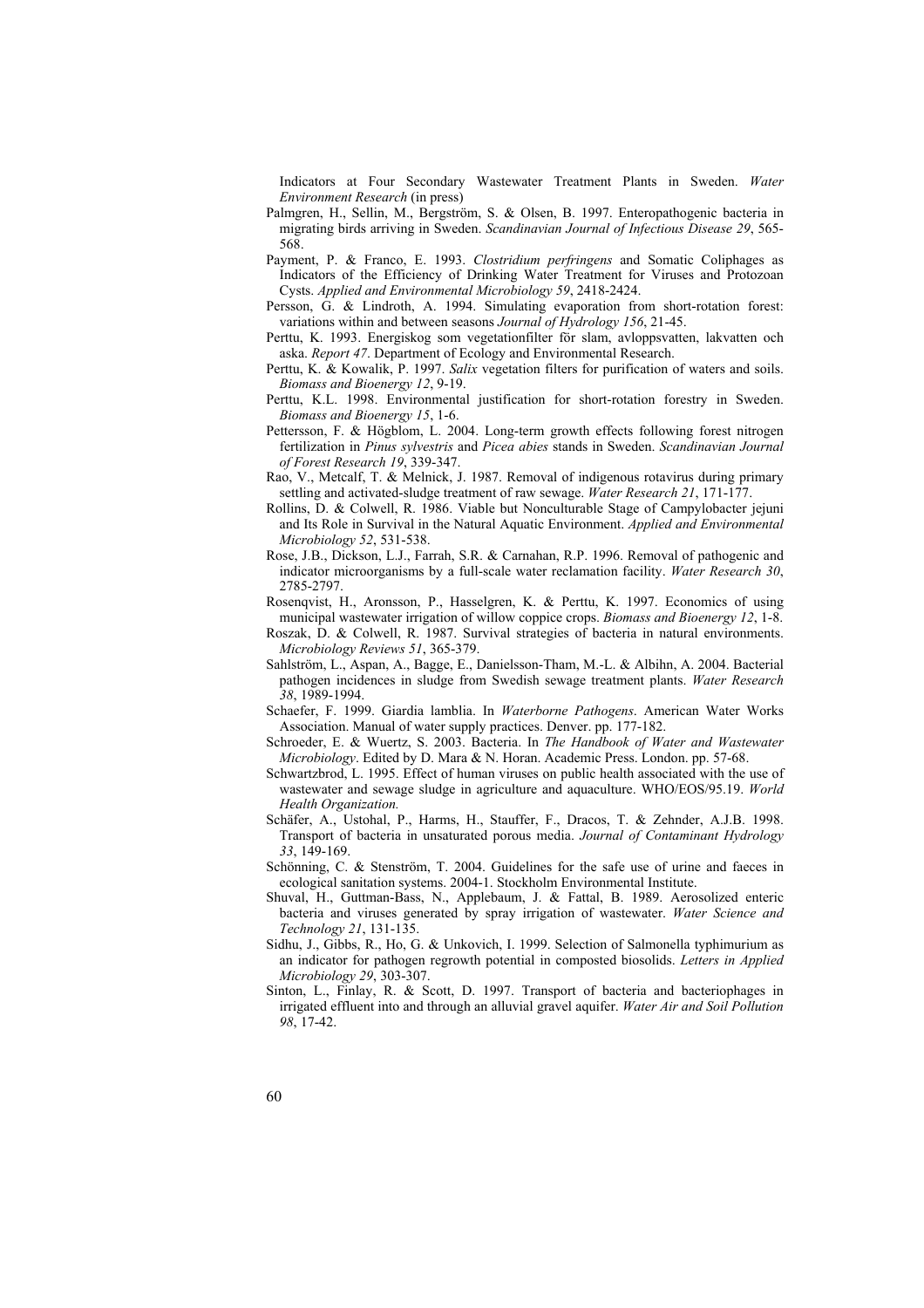Indicators at Four Secondary Wastewater Treatment Plants in Sweden. *Water Environment Research* (in press)

Palmgren, H., Sellin, M., Bergström, S. & Olsen, B. 1997. Enteropathogenic bacteria in migrating birds arriving in Sweden. *Scandinavian Journal of Infectious Disease 29*, 565-568.

Payment, P. & Franco, E. 1993. *Clostridium perfringens* and Somatic Coliphages as Indicators of the Efficiency of Drinking Water Treatment for Viruses and Protozoan Cysts. *Applied and Environmental Microbiology 59*, 2418-2424.

Persson, G. & Lindroth, A. 1994. Simulating evaporation from short-rotation forest: variations within and between seasons *Journal of Hydrology 156*, 21-45.

Perttu, K. 1993. Energiskog som vegetationfilter för slam, avloppsvatten, lakvatten och aska. *Report 47*. Department of Ecology and Environmental Research.

Perttu, K. & Kowalik, P. 1997. *Salix* vegetation filters for purification of waters and soils. *Biomass and Bioenergy 12*, 9-19.

Perttu, K.L. 1998. Environmental justification for short-rotation forestry in Sweden. *Biomass and Bioenergy 15*, 1-6.

Pettersson, F. & Högblom, L. 2004. Long-term growth effects following forest nitrogen fertilization in *Pinus sylvestris* and *Picea abies* stands in Sweden. *Scandinavian Journal of Forest Research 19*, 339-347.

Rao, V., Metcalf, T. & Melnick, J. 1987. Removal of indigenous rotavirus during primary settling and activated-sludge treatment of raw sewage. *Water Research 21*, 171-177.

Rollins, D. & Colwell, R. 1986. Viable but Nonculturable Stage of Campylobacter jejuni and Its Role in Survival in the Natural Aquatic Environment. *Applied and Environmental Microbiology 52*, 531-538.

Rose, J.B., Dickson, L.J., Farrah, S.R. & Carnahan, R.P. 1996. Removal of pathogenic and indicator microorganisms by a full-scale water reclamation facility. *Water Research 30*, 2785-2797.

Rosenqvist, H., Aronsson, P., Hasselgren, K. & Perttu, K. 1997. Economics of using municipal wastewater irrigation of willow coppice crops. *Biomass and Bioenergy 12*, 1-8.

Roszak, D. & Colwell, R. 1987. Survival strategies of bacteria in natural environments. *Microbiology Reviews 51*, 365-379.

Sahlström, L., Aspan, A., Bagge, E., Danielsson-Tham, M.-L. & Albihn, A. 2004. Bacterial pathogen incidences in sludge from Swedish sewage treatment plants. *Water Research 38*, 1989-1994.

Schaefer, F. 1999. Giardia lamblia. In *Waterborne Pathogens*. American Water Works Association. Manual of water supply practices. Denver. pp. 177-182.

Schroeder, E. & Wuertz, S. 2003. Bacteria. In *The Handbook of Water and Wastewater Microbiology*. Edited by D. Mara & N. Horan. Academic Press. London. pp. 57-68.

Schwartzbrod, L. 1995. Effect of human viruses on public health associated with the use of wastewater and sewage sludge in agriculture and aquaculture. WHO/EOS/95.19. *World Health Organization.*

Schäfer, A., Ustohal, P., Harms, H., Stauffer, F., Dracos, T. & Zehnder, A.J.B. 1998. Transport of bacteria in unsaturated porous media. *Journal of Contaminant Hydrology 33*, 149-169.

Schönning, C. & Stenström, T. 2004. Guidelines for the safe use of urine and faeces in ecological sanitation systems. 2004-1. Stockholm Environmental Institute.

Shuval, H., Guttman-Bass, N., Applebaum, J. & Fattal, B. 1989. Aerosolized enteric bacteria and viruses generated by spray irrigation of wastewater. *Water Science and Technology 21*, 131-135.

Sidhu, J., Gibbs, R., Ho, G. & Unkovich, I. 1999. Selection of Salmonella typhimurium as an indicator for pathogen regrowth potential in composted biosolids. *Letters in Applied Microbiology 29*, 303-307.

Sinton, L., Finlay, R. & Scott, D. 1997. Transport of bacteria and bacteriophages in irrigated effluent into and through an alluvial gravel aquifer. *Water Air and Soil Pollution 98*, 17-42.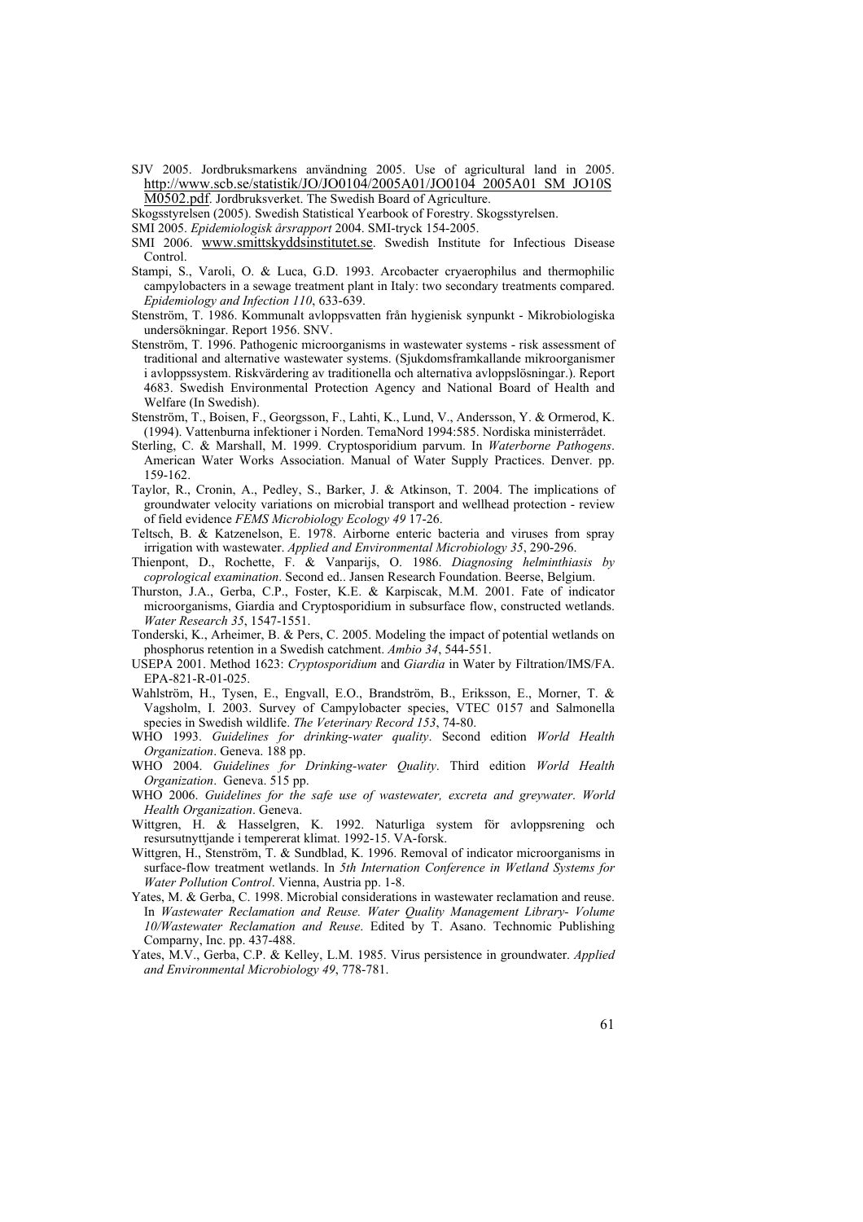SJV 2005. Jordbruksmarkens användning 2005. Use of agricultural land in 2005. http://www.scb.se/statistik/JO/JO0104/2005A01/JO0104_2005A01_SM_JO10SM0502.pdf. Jordbruksverket. The Swedish Board of Agriculture.

Skogsstyrelsen (2005). Swedish Statistical Yearbook of Forestry. Skogsstyrelsen.

SMI 2005. *Epidemiologisk årsrapport* 2004. SMI-tryck 154-2005.

SMI 2006. www.smittskyddsinstitutet.se. Swedish Institute for Infectious Disease Control.

Stampi, S., Varoli, O. & Luca, G.D. 1993. Arcobacter cryaerophilus and thermophilic campylobacters in a sewage treatment plant in Italy: two secondary treatments compared. *Epidemiology and Infection 110*, 633-639.

Stenström, T. 1986. Kommunalt avloppsvatten från hygienisk synpunkt - Mikrobiologiska undersökningar. Report 1956. SNV.

Stenström, T. 1996. Pathogenic microorganisms in wastewater systems - risk assessment of traditional and alternative wastewater systems. (Sjukdomsframkallande mikroorganismer i avloppssystem. Riskvärdering av traditionella och alternativa avloppslösningar.). Report 4683. Swedish Environmental Protection Agency and National Board of Health and Welfare (In Swedish).

Stenström, T., Boisen, F., Georgsson, F., Lahti, K., Lund, V., Andersson, Y. & Ormerod, K. (1994). Vattenburna infektioner i Norden. TemaNord 1994:585. Nordiska ministerrådet.

Sterling, C. & Marshall, M. 1999. Cryptosporidium parvum. In *Waterborne Pathogens*. American Water Works Association. Manual of Water Supply Practices. Denver. pp. 159-162.

Taylor, R., Cronin, A., Pedley, S., Barker, J. & Atkinson, T. 2004. The implications of groundwater velocity variations on microbial transport and wellhead protection - review of field evidence *FEMS Microbiology Ecology 49* 17-26.

Teltsch, B. & Katzenelson, E. 1978. Airborne enteric bacteria and viruses from spray irrigation with wastewater. *Applied and Environmental Microbiology 35*, 290-296.

Thienpont, D., Rochette, F. & Vanparijs, O. 1986. *Diagnosing helminthiasis by coprological examination*. Second ed.. Jansen Research Foundation. Beerse, Belgium.

Thurston, J.A., Gerba, C.P., Foster, K.E. & Karpiscak, M.M. 2001. Fate of indicator microorganisms, Giardia and Cryptosporidium in subsurface flow, constructed wetlands. *Water Research 35*, 1547-1551.

Tonderski, K., Arheimer, B. & Pers, C. 2005. Modeling the impact of potential wetlands on phosphorus retention in a Swedish catchment. *Ambio 34*, 544-551.

USEPA 2001. Method 1623: *Cryptosporidium* and *Giardia* in Water by Filtration/IMS/FA. EPA-821-R-01-025.

Wahlström, H., Tysen, E., Engvall, E.O., Brandström, B., Eriksson, E., Morner, T. & Vagsholm, I. 2003. Survey of Campylobacter species, VTEC 0157 and Salmonella species in Swedish wildlife. *The Veterinary Record 153*, 74-80.

WHO 1993. *Guidelines for drinking-water quality*. Second edition *World Health Organization*. Geneva. 188 pp.

WHO 2004. *Guidelines for Drinking-water Quality*. Third edition *World Health Organization*. Geneva. 515 pp.

WHO 2006. *Guidelines for the safe use of wastewater, excreta and greywater*. *World Health Organization*. Geneva.

Wittgren, H. & Hasselgren, K. 1992. Naturliga system för avloppsrening och resursutnyttjande i tempererat klimat. 1992-15. VA-forsk.

Wittgren, H., Stenström, T. & Sundblad, K. 1996. Removal of indicator microorganisms in surface-flow treatment wetlands. In *5th Internation Conference in Wetland Systems for Water Pollution Control*. Vienna, Austria pp. 1-8.

Yates, M. & Gerba, C. 1998. Microbial considerations in wastewater reclamation and reuse. In *Wastewater Reclamation and Reuse. Water Quality Management Library- Volume 10/Wastewater Reclamation and Reuse*. Edited by T. Asano. Technomic Publishing Comparny, Inc. pp. 437-488.

Yates, M.V., Gerba, C.P. & Kelley, L.M. 1985. Virus persistence in groundwater. *Applied and Environmental Microbiology 49*, 778-781.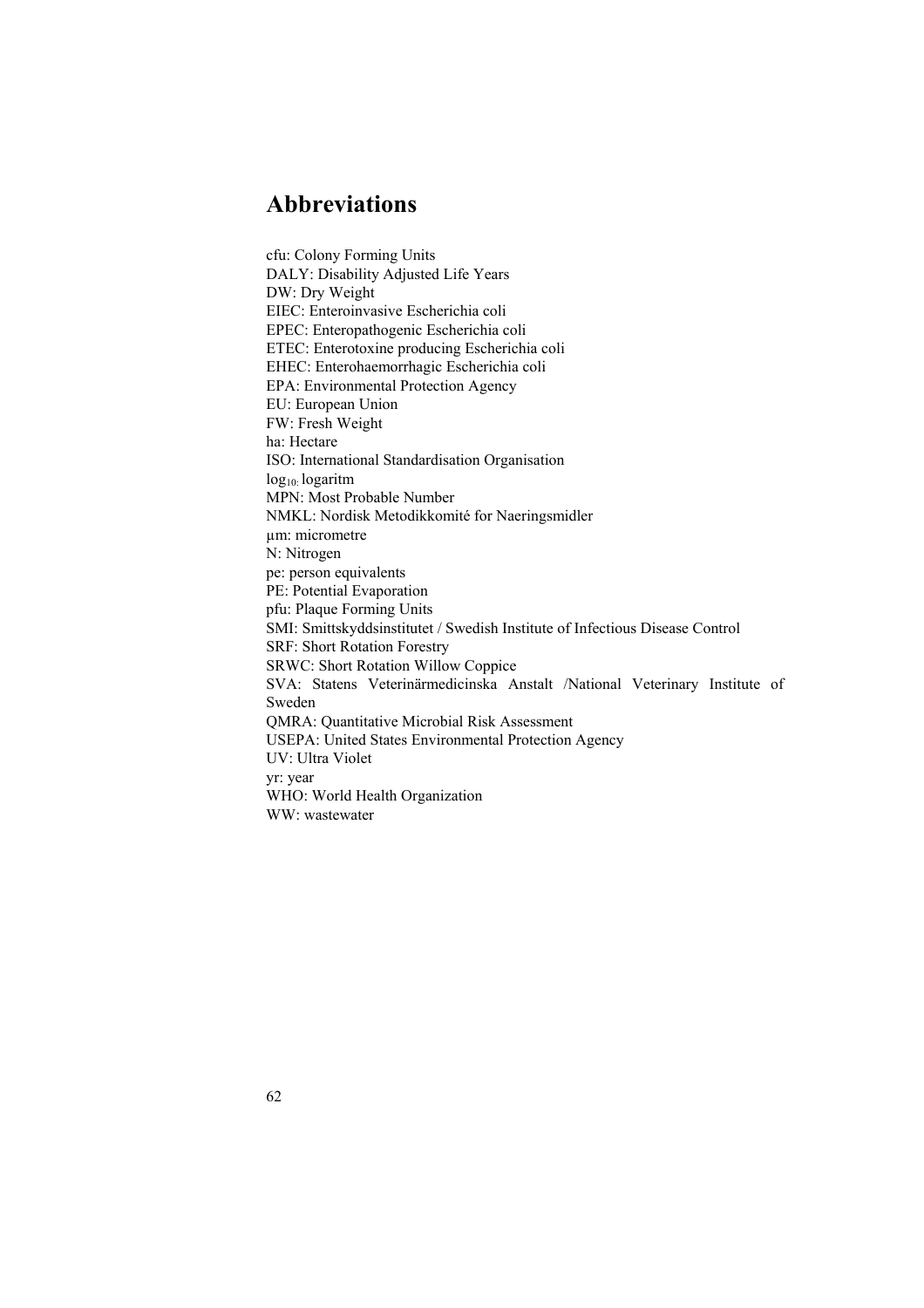# Abbreviations

cfu: Colony Forming Units
DALY: Disability Adjusted Life Years
DW: Dry Weight
EIEC: Enteroinvasive Escherichia coli
EPEC: Enteropathogenic Escherichia coli
ETEC: Enterotoxine producing Escherichia coli
EHEC: Enterohaemorrhagic Escherichia coli
EPA: Environmental Protection Agency
EU: European Union
FW: Fresh Weight
ha: Hectare
ISO: International Standardisation Organisation
$log_{10}$: logaritm
MPN: Most Probable Number
NMKL: Nordisk Metodikkomité for Naeringsmidler
µm: micrometre
N: Nitrogen
pe: person equivalents
PE: Potential Evaporation
pfu: Plaque Forming Units
SMI: Smittskyddsinstitutet / Swedish Institute of Infectious Disease Control
SRF: Short Rotation Forestry
SRWC: Short Rotation Willow Coppice
SVA: Statens Veterinärmedicinska Anstalt /National Veterinary Institute of Sweden
QMRA: Quantitative Microbial Risk Assessment
USEPA: United States Environmental Protection Agency
UV: Ultra Violet
yr: year
WHO: World Health Organization
WW: wastewater